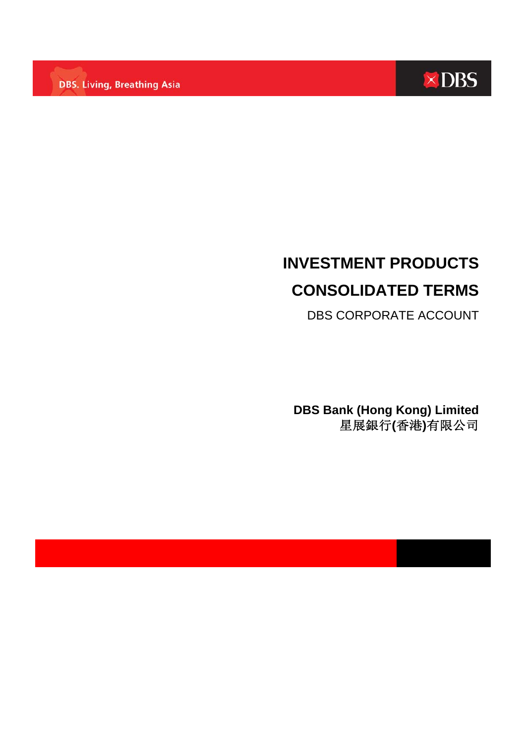DBS. Living, Breathing Asia

DBS

# INVESTMENT PRODUCTS

# CONSOLIDATED TERMS

DBS CORPORATE ACCOUNT

**DBS Bank (Hong Kong) Limited**
星展銀行**(**香港**)**有限公司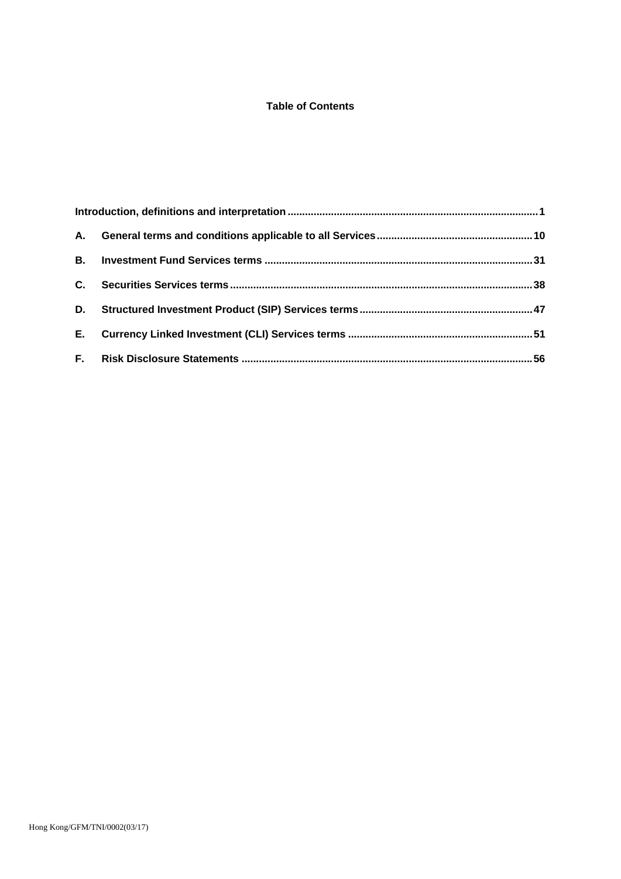# Table of Contents

**Introduction, definitions and interpretation** .......... 1

**A. General terms and conditions applicable to all Services** .......... 10

**B. Investment Fund Services terms** .......... 31

**C. Securities Services terms** .......... 38

**D. Structured Investment Product (SIP) Services terms** .......... 47

**E. Currency Linked Investment (CLI) Services terms** .......... 51

**F. Risk Disclosure Statements** .......... 56

Hong Kong/GFM/TNI/0002(03/17)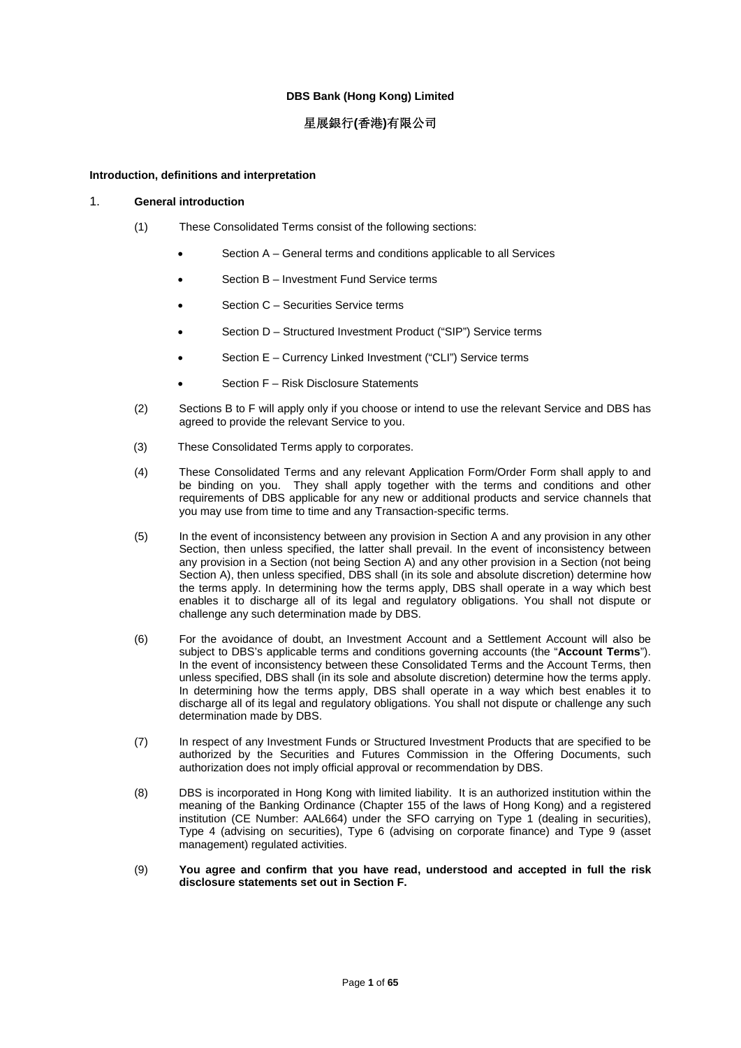**DBS Bank (Hong Kong) Limited**

**星展銀行(香港)有限公司**

**Introduction, definitions and interpretation**

1. **General introduction**

(1) These Consolidated Terms consist of the following sections:

- Section A – General terms and conditions applicable to all Services
- Section B – Investment Fund Service terms
- Section C – Securities Service terms
- Section D – Structured Investment Product ("SIP") Service terms
- Section E – Currency Linked Investment ("CLI") Service terms
- Section F – Risk Disclosure Statements

(2) Sections B to F will apply only if you choose or intend to use the relevant Service and DBS has agreed to provide the relevant Service to you.

(3) These Consolidated Terms apply to corporates.

(4) These Consolidated Terms and any relevant Application Form/Order Form shall apply to and be binding on you. They shall apply together with the terms and conditions and other requirements of DBS applicable for any new or additional products and service channels that you may use from time to time and any Transaction-specific terms.

(5) In the event of inconsistency between any provision in Section A and any provision in any other Section, then unless specified, the latter shall prevail. In the event of inconsistency between any provision in a Section (not being Section A) and any other provision in a Section (not being Section A), then unless specified, DBS shall (in its sole and absolute discretion) determine how the terms apply. In determining how the terms apply, DBS shall operate in a way which best enables it to discharge all of its legal and regulatory obligations. You shall not dispute or challenge any such determination made by DBS.

(6) For the avoidance of doubt, an Investment Account and a Settlement Account will also be subject to DBS's applicable terms and conditions governing accounts (the "**Account Terms**"). In the event of inconsistency between these Consolidated Terms and the Account Terms, then unless specified, DBS shall (in its sole and absolute discretion) determine how the terms apply. In determining how the terms apply, DBS shall operate in a way which best enables it to discharge all of its legal and regulatory obligations. You shall not dispute or challenge any such determination made by DBS.

(7) In respect of any Investment Funds or Structured Investment Products that are specified to be authorized by the Securities and Futures Commission in the Offering Documents, such authorization does not imply official approval or recommendation by DBS.

(8) DBS is incorporated in Hong Kong with limited liability. It is an authorized institution within the meaning of the Banking Ordinance (Chapter 155 of the laws of Hong Kong) and a registered institution (CE Number: AAL664) under the SFO carrying on Type 1 (dealing in securities), Type 4 (advising on securities), Type 6 (advising on corporate finance) and Type 9 (asset management) regulated activities.

(9) **You agree and confirm that you have read, understood and accepted in full the risk disclosure statements set out in Section F.**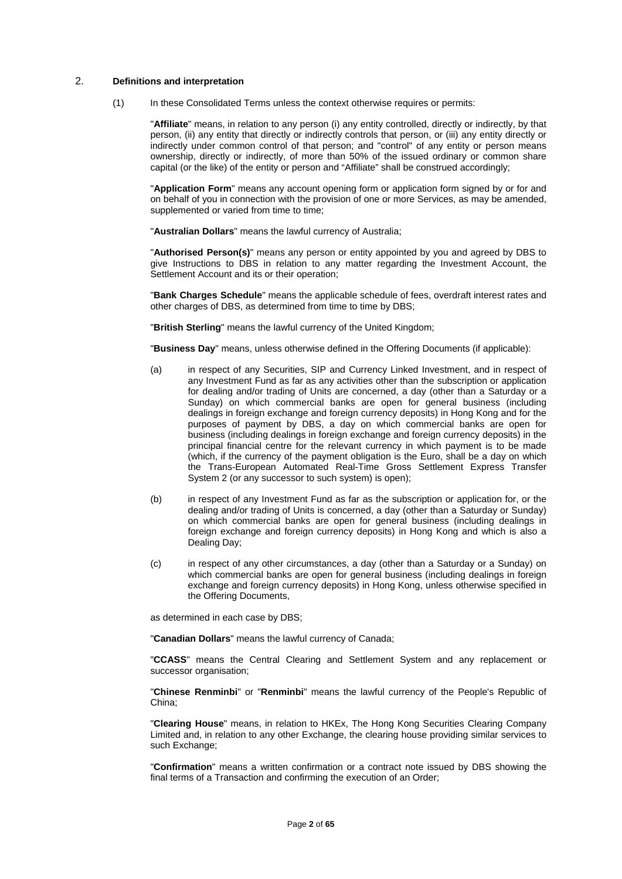## 2. **Definitions and interpretation**

(1) In these Consolidated Terms unless the context otherwise requires or permits:

"**Affiliate**" means, in relation to any person (i) any entity controlled, directly or indirectly, by that person, (ii) any entity that directly or indirectly controls that person, or (iii) any entity directly or indirectly under common control of that person; and "control" of any entity or person means ownership, directly or indirectly, of more than 50% of the issued ordinary or common share capital (or the like) of the entity or person and "Affiliate" shall be construed accordingly;

"**Application Form**" means any account opening form or application form signed by or for and on behalf of you in connection with the provision of one or more Services, as may be amended, supplemented or varied from time to time;

"**Australian Dollars**" means the lawful currency of Australia;

"**Authorised Person(s)**" means any person or entity appointed by you and agreed by DBS to give Instructions to DBS in relation to any matter regarding the Investment Account, the Settlement Account and its or their operation;

"**Bank Charges Schedule**" means the applicable schedule of fees, overdraft interest rates and other charges of DBS, as determined from time to time by DBS;

"**British Sterling**" means the lawful currency of the United Kingdom;

"**Business Day**" means, unless otherwise defined in the Offering Documents (if applicable):

(a) in respect of any Securities, SIP and Currency Linked Investment, and in respect of any Investment Fund as far as any activities other than the subscription or application for dealing and/or trading of Units are concerned, a day (other than a Saturday or a Sunday) on which commercial banks are open for general business (including dealings in foreign exchange and foreign currency deposits) in Hong Kong and for the purposes of payment by DBS, a day on which commercial banks are open for business (including dealings in foreign exchange and foreign currency deposits) in the principal financial centre for the relevant currency in which payment is to be made (which, if the currency of the payment obligation is the Euro, shall be a day on which the Trans-European Automated Real-Time Gross Settlement Express Transfer System 2 (or any successor to such system) is open);

(b) in respect of any Investment Fund as far as the subscription or application for, or the dealing and/or trading of Units is concerned, a day (other than a Saturday or Sunday) on which commercial banks are open for general business (including dealings in foreign exchange and foreign currency deposits) in Hong Kong and which is also a Dealing Day;

(c) in respect of any other circumstances, a day (other than a Saturday or a Sunday) on which commercial banks are open for general business (including dealings in foreign exchange and foreign currency deposits) in Hong Kong, unless otherwise specified in the Offering Documents,

as determined in each case by DBS;

"**Canadian Dollars**" means the lawful currency of Canada;

"**CCASS**" means the Central Clearing and Settlement System and any replacement or successor organisation;

"**Chinese Renminbi**" or "**Renminbi**" means the lawful currency of the People's Republic of China;

"**Clearing House**" means, in relation to HKEx, The Hong Kong Securities Clearing Company Limited and, in relation to any other Exchange, the clearing house providing similar services to such Exchange;

"**Confirmation**" means a written confirmation or a contract note issued by DBS showing the final terms of a Transaction and confirming the execution of an Order;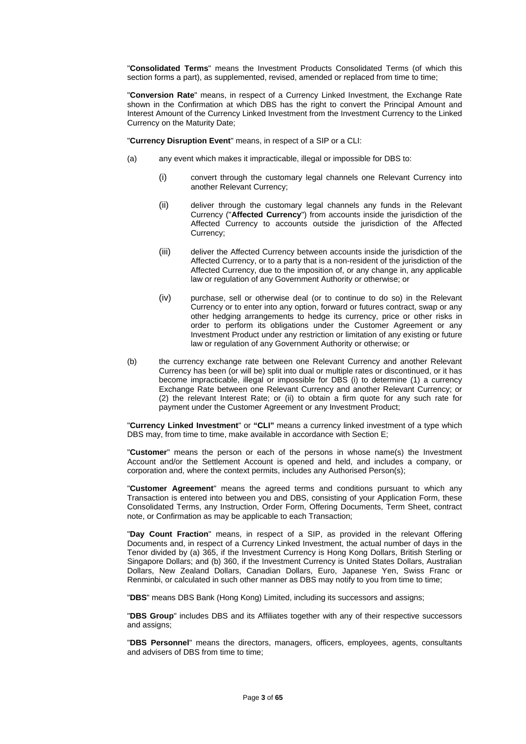"**Consolidated Terms**" means the Investment Products Consolidated Terms (of which this section forms a part), as supplemented, revised, amended or replaced from time to time;

"**Conversion Rate**" means, in respect of a Currency Linked Investment, the Exchange Rate shown in the Confirmation at which DBS has the right to convert the Principal Amount and Interest Amount of the Currency Linked Investment from the Investment Currency to the Linked Currency on the Maturity Date;

"**Currency Disruption Event**" means, in respect of a SIP or a CLI:

(a) any event which makes it impracticable, illegal or impossible for DBS to:

  (i) convert through the customary legal channels one Relevant Currency into another Relevant Currency;

  (ii) deliver through the customary legal channels any funds in the Relevant Currency ("**Affected Currency**") from accounts inside the jurisdiction of the Affected Currency to accounts outside the jurisdiction of the Affected Currency;

  (iii) deliver the Affected Currency between accounts inside the jurisdiction of the Affected Currency, or to a party that is a non-resident of the jurisdiction of the Affected Currency, due to the imposition of, or any change in, any applicable law or regulation of any Government Authority or otherwise; or

  (iv) purchase, sell or otherwise deal (or to continue to do so) in the Relevant Currency or to enter into any option, forward or futures contract, swap or any other hedging arrangements to hedge its currency, price or other risks in order to perform its obligations under the Customer Agreement or any Investment Product under any restriction or limitation of any existing or future law or regulation of any Government Authority or otherwise; or

(b) the currency exchange rate between one Relevant Currency and another Relevant Currency has been (or will be) split into dual or multiple rates or discontinued, or it has become impracticable, illegal or impossible for DBS (i) to determine (1) a currency Exchange Rate between one Relevant Currency and another Relevant Currency; or (2) the relevant Interest Rate; or (ii) to obtain a firm quote for any such rate for payment under the Customer Agreement or any Investment Product;

"**Currency Linked Investment**" or **"CLI"** means a currency linked investment of a type which DBS may, from time to time, make available in accordance with Section E;

"**Customer**" means the person or each of the persons in whose name(s) the Investment Account and/or the Settlement Account is opened and held, and includes a company, or corporation and, where the context permits, includes any Authorised Person(s);

"**Customer Agreement**" means the agreed terms and conditions pursuant to which any Transaction is entered into between you and DBS, consisting of your Application Form, these Consolidated Terms, any Instruction, Order Form, Offering Documents, Term Sheet, contract note, or Confirmation as may be applicable to each Transaction;

"**Day Count Fraction**" means, in respect of a SIP, as provided in the relevant Offering Documents and, in respect of a Currency Linked Investment, the actual number of days in the Tenor divided by (a) 365, if the Investment Currency is Hong Kong Dollars, British Sterling or Singapore Dollars; and (b) 360, if the Investment Currency is United States Dollars, Australian Dollars, New Zealand Dollars, Canadian Dollars, Euro, Japanese Yen, Swiss Franc or Renminbi, or calculated in such other manner as DBS may notify to you from time to time;

"**DBS**" means DBS Bank (Hong Kong) Limited, including its successors and assigns;

"**DBS Group**" includes DBS and its Affiliates together with any of their respective successors and assigns;

"**DBS Personnel**" means the directors, managers, officers, employees, agents, consultants and advisers of DBS from time to time;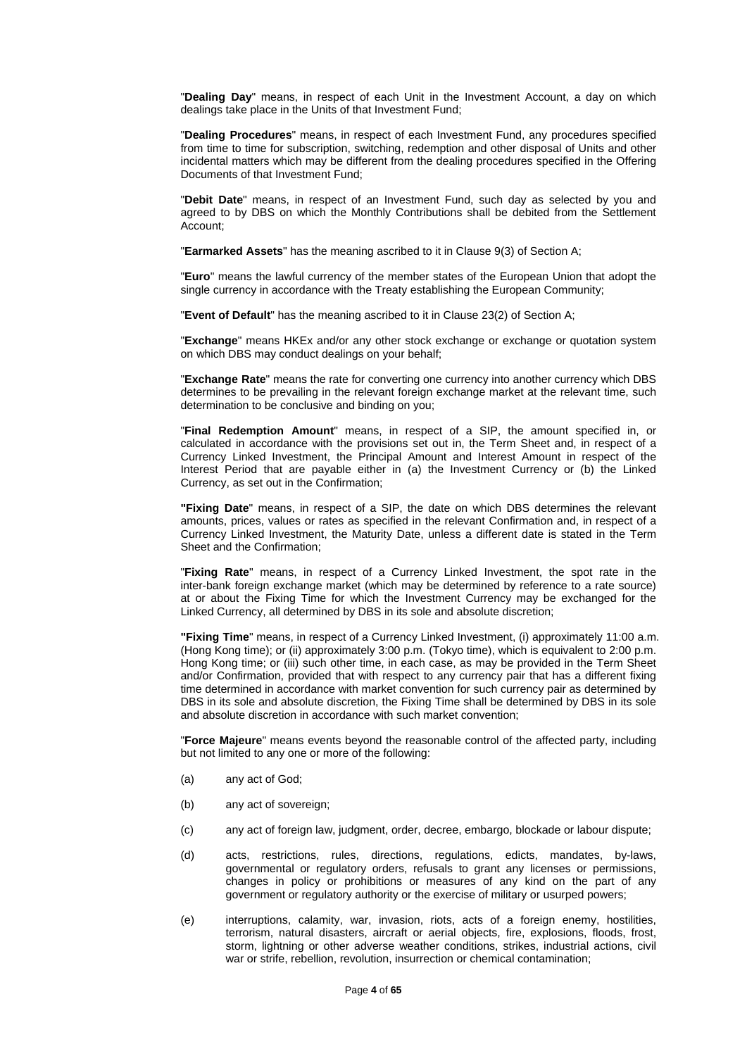"**Dealing Day**" means, in respect of each Unit in the Investment Account, a day on which dealings take place in the Units of that Investment Fund;

"**Dealing Procedures**" means, in respect of each Investment Fund, any procedures specified from time to time for subscription, switching, redemption and other disposal of Units and other incidental matters which may be different from the dealing procedures specified in the Offering Documents of that Investment Fund;

"**Debit Date**" means, in respect of an Investment Fund, such day as selected by you and agreed to by DBS on which the Monthly Contributions shall be debited from the Settlement Account;

"**Earmarked Assets**" has the meaning ascribed to it in Clause 9(3) of Section A;

"**Euro**" means the lawful currency of the member states of the European Union that adopt the single currency in accordance with the Treaty establishing the European Community;

"**Event of Default**" has the meaning ascribed to it in Clause 23(2) of Section A;

"**Exchange**" means HKEx and/or any other stock exchange or exchange or quotation system on which DBS may conduct dealings on your behalf;

"**Exchange Rate**" means the rate for converting one currency into another currency which DBS determines to be prevailing in the relevant foreign exchange market at the relevant time, such determination to be conclusive and binding on you;

"**Final Redemption Amount**" means, in respect of a SIP, the amount specified in, or calculated in accordance with the provisions set out in, the Term Sheet and, in respect of a Currency Linked Investment, the Principal Amount and Interest Amount in respect of the Interest Period that are payable either in (a) the Investment Currency or (b) the Linked Currency, as set out in the Confirmation;

"**Fixing Date**" means, in respect of a SIP, the date on which DBS determines the relevant amounts, prices, values or rates as specified in the relevant Confirmation and, in respect of a Currency Linked Investment, the Maturity Date, unless a different date is stated in the Term Sheet and the Confirmation;

"**Fixing Rate**" means, in respect of a Currency Linked Investment, the spot rate in the inter-bank foreign exchange market (which may be determined by reference to a rate source) at or about the Fixing Time for which the Investment Currency may be exchanged for the Linked Currency, all determined by DBS in its sole and absolute discretion;

"**Fixing Time**" means, in respect of a Currency Linked Investment, (i) approximately 11:00 a.m. (Hong Kong time); or (ii) approximately 3:00 p.m. (Tokyo time), which is equivalent to 2:00 p.m. Hong Kong time; or (iii) such other time, in each case, as may be provided in the Term Sheet and/or Confirmation, provided that with respect to any currency pair that has a different fixing time determined in accordance with market convention for such currency pair as determined by DBS in its sole and absolute discretion, the Fixing Time shall be determined by DBS in its sole and absolute discretion in accordance with such market convention;

"**Force Majeure**" means events beyond the reasonable control of the affected party, including but not limited to any one or more of the following:

(a) any act of God;

(b) any act of sovereign;

(c) any act of foreign law, judgment, order, decree, embargo, blockade or labour dispute;

(d) acts, restrictions, rules, directions, regulations, edicts, mandates, by-laws, governmental or regulatory orders, refusals to grant any licenses or permissions, changes in policy or prohibitions or measures of any kind on the part of any government or regulatory authority or the exercise of military or usurped powers;

(e) interruptions, calamity, war, invasion, riots, acts of a foreign enemy, hostilities, terrorism, natural disasters, aircraft or aerial objects, fire, explosions, floods, frost, storm, lightning or other adverse weather conditions, strikes, industrial actions, civil war or strife, rebellion, revolution, insurrection or chemical contamination;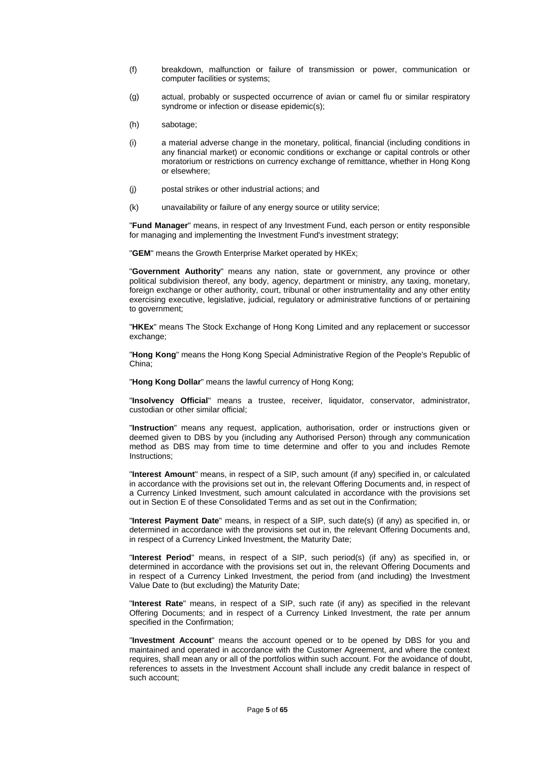(f) breakdown, malfunction or failure of transmission or power, communication or computer facilities or systems;

(g) actual, probably or suspected occurrence of avian or camel flu or similar respiratory syndrome or infection or disease epidemic(s);

(h) sabotage;

(i) a material adverse change in the monetary, political, financial (including conditions in any financial market) or economic conditions or exchange or capital controls or other moratorium or restrictions on currency exchange of remittance, whether in Hong Kong or elsewhere;

(j) postal strikes or other industrial actions; and

(k) unavailability or failure of any energy source or utility service;

"**Fund Manager**" means, in respect of any Investment Fund, each person or entity responsible for managing and implementing the Investment Fund's investment strategy;

"**GEM**" means the Growth Enterprise Market operated by HKEx;

"**Government Authority**" means any nation, state or government, any province or other political subdivision thereof, any body, agency, department or ministry, any taxing, monetary, foreign exchange or other authority, court, tribunal or other instrumentality and any other entity exercising executive, legislative, judicial, regulatory or administrative functions of or pertaining to government;

"**HKEx**" means The Stock Exchange of Hong Kong Limited and any replacement or successor exchange;

"**Hong Kong**" means the Hong Kong Special Administrative Region of the People's Republic of China;

"**Hong Kong Dollar**" means the lawful currency of Hong Kong;

"**Insolvency Official**" means a trustee, receiver, liquidator, conservator, administrator, custodian or other similar official;

"**Instruction**" means any request, application, authorisation, order or instructions given or deemed given to DBS by you (including any Authorised Person) through any communication method as DBS may from time to time determine and offer to you and includes Remote Instructions;

"**Interest Amount**" means, in respect of a SIP, such amount (if any) specified in, or calculated in accordance with the provisions set out in, the relevant Offering Documents and, in respect of a Currency Linked Investment, such amount calculated in accordance with the provisions set out in Section E of these Consolidated Terms and as set out in the Confirmation;

"**Interest Payment Date**" means, in respect of a SIP, such date(s) (if any) as specified in, or determined in accordance with the provisions set out in, the relevant Offering Documents and, in respect of a Currency Linked Investment, the Maturity Date;

"**Interest Period**" means, in respect of a SIP, such period(s) (if any) as specified in, or determined in accordance with the provisions set out in, the relevant Offering Documents and in respect of a Currency Linked Investment, the period from (and including) the Investment Value Date to (but excluding) the Maturity Date;

"**Interest Rate**" means, in respect of a SIP, such rate (if any) as specified in the relevant Offering Documents; and in respect of a Currency Linked Investment, the rate per annum specified in the Confirmation;

"**Investment Account**" means the account opened or to be opened by DBS for you and maintained and operated in accordance with the Customer Agreement, and where the context requires, shall mean any or all of the portfolios within such account. For the avoidance of doubt, references to assets in the Investment Account shall include any credit balance in respect of such account;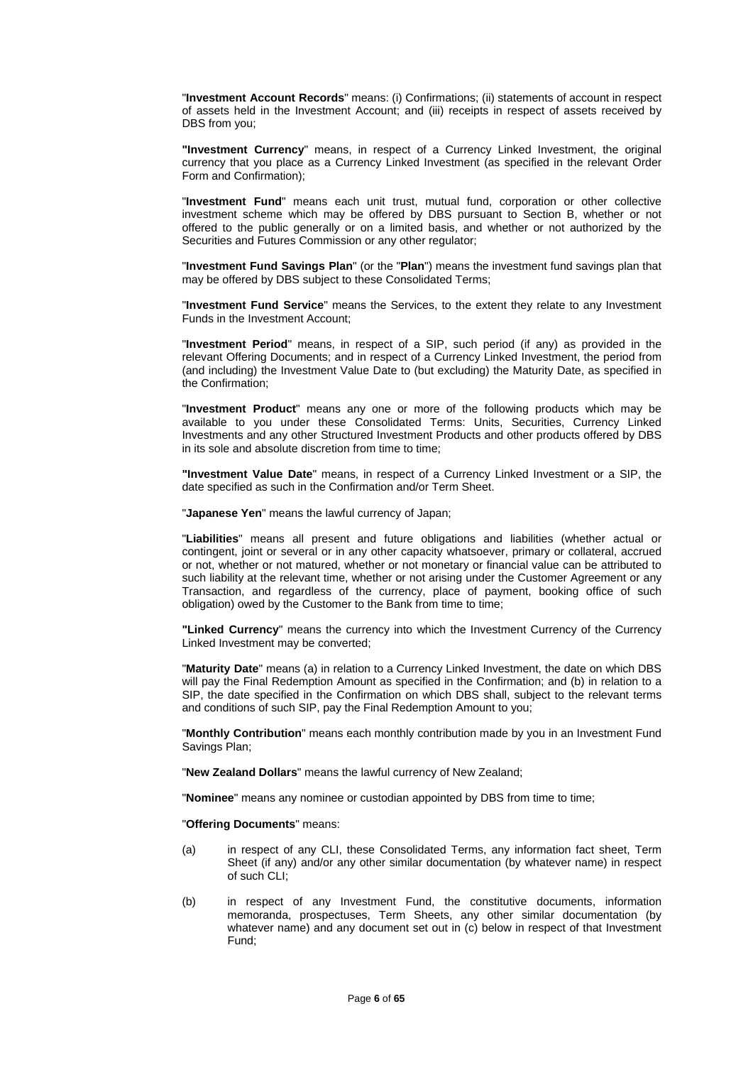"**Investment Account Records**" means: (i) Confirmations; (ii) statements of account in respect of assets held in the Investment Account; and (iii) receipts in respect of assets received by DBS from you;

**"Investment Currency**" means, in respect of a Currency Linked Investment, the original currency that you place as a Currency Linked Investment (as specified in the relevant Order Form and Confirmation);

"**Investment Fund**" means each unit trust, mutual fund, corporation or other collective investment scheme which may be offered by DBS pursuant to Section B, whether or not offered to the public generally or on a limited basis, and whether or not authorized by the Securities and Futures Commission or any other regulator;

"**Investment Fund Savings Plan**" (or the "**Plan**") means the investment fund savings plan that may be offered by DBS subject to these Consolidated Terms;

"**Investment Fund Service**" means the Services, to the extent they relate to any Investment Funds in the Investment Account;

"**Investment Period**" means, in respect of a SIP, such period (if any) as provided in the relevant Offering Documents; and in respect of a Currency Linked Investment, the period from (and including) the Investment Value Date to (but excluding) the Maturity Date, as specified in the Confirmation;

"**Investment Product**" means any one or more of the following products which may be available to you under these Consolidated Terms: Units, Securities, Currency Linked Investments and any other Structured Investment Products and other products offered by DBS in its sole and absolute discretion from time to time;

**"Investment Value Date**" means, in respect of a Currency Linked Investment or a SIP, the date specified as such in the Confirmation and/or Term Sheet.

"**Japanese Yen**" means the lawful currency of Japan;

"**Liabilities**" means all present and future obligations and liabilities (whether actual or contingent, joint or several or in any other capacity whatsoever, primary or collateral, accrued or not, whether or not matured, whether or not monetary or financial value can be attributed to such liability at the relevant time, whether or not arising under the Customer Agreement or any Transaction, and regardless of the currency, place of payment, booking office of such obligation) owed by the Customer to the Bank from time to time;

**"Linked Currency**" means the currency into which the Investment Currency of the Currency Linked Investment may be converted;

"**Maturity Date**" means (a) in relation to a Currency Linked Investment, the date on which DBS will pay the Final Redemption Amount as specified in the Confirmation; and (b) in relation to a SIP, the date specified in the Confirmation on which DBS shall, subject to the relevant terms and conditions of such SIP, pay the Final Redemption Amount to you;

"**Monthly Contribution**" means each monthly contribution made by you in an Investment Fund Savings Plan;

"**New Zealand Dollars**" means the lawful currency of New Zealand;

"**Nominee**" means any nominee or custodian appointed by DBS from time to time;

"**Offering Documents**" means:

(a) in respect of any CLI, these Consolidated Terms, any information fact sheet, Term Sheet (if any) and/or any other similar documentation (by whatever name) in respect of such CLI;

(b) in respect of any Investment Fund, the constitutive documents, information memoranda, prospectuses, Term Sheets, any other similar documentation (by whatever name) and any document set out in (c) below in respect of that Investment Fund;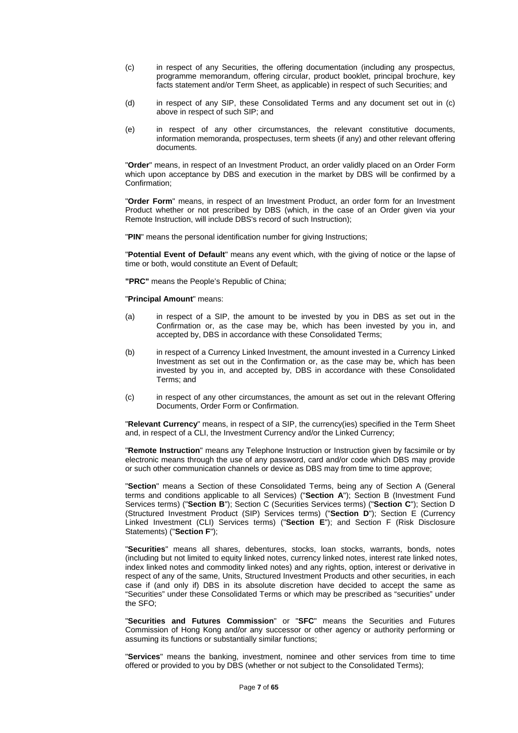(c) in respect of any Securities, the offering documentation (including any prospectus, programme memorandum, offering circular, product booklet, principal brochure, key facts statement and/or Term Sheet, as applicable) in respect of such Securities; and

(d) in respect of any SIP, these Consolidated Terms and any document set out in (c) above in respect of such SIP; and

(e) in respect of any other circumstances, the relevant constitutive documents, information memoranda, prospectuses, term sheets (if any) and other relevant offering documents.

"**Order**" means, in respect of an Investment Product, an order validly placed on an Order Form which upon acceptance by DBS and execution in the market by DBS will be confirmed by a Confirmation;

"**Order Form**" means, in respect of an Investment Product, an order form for an Investment Product whether or not prescribed by DBS (which, in the case of an Order given via your Remote Instruction, will include DBS's record of such Instruction);

"**PIN**" means the personal identification number for giving Instructions;

"**Potential Event of Default**" means any event which, with the giving of notice or the lapse of time or both, would constitute an Event of Default;

**"PRC"** means the People's Republic of China;

"**Principal Amount**" means:

(a) in respect of a SIP, the amount to be invested by you in DBS as set out in the Confirmation or, as the case may be, which has been invested by you in, and accepted by, DBS in accordance with these Consolidated Terms;

(b) in respect of a Currency Linked Investment, the amount invested in a Currency Linked Investment as set out in the Confirmation or, as the case may be, which has been invested by you in, and accepted by, DBS in accordance with these Consolidated Terms; and

(c) in respect of any other circumstances, the amount as set out in the relevant Offering Documents, Order Form or Confirmation.

"**Relevant Currency**" means, in respect of a SIP, the currency(ies) specified in the Term Sheet and, in respect of a CLI, the Investment Currency and/or the Linked Currency;

"**Remote Instruction**" means any Telephone Instruction or Instruction given by facsimile or by electronic means through the use of any password, card and/or code which DBS may provide or such other communication channels or device as DBS may from time to time approve;

"**Section**" means a Section of these Consolidated Terms, being any of Section A (General terms and conditions applicable to all Services) ("**Section A**"); Section B (Investment Fund Services terms) ("**Section B**"); Section C (Securities Services terms) ("**Section C**"); Section D (Structured Investment Product (SIP) Services terms) ("**Section D**"); Section E (Currency Linked Investment (CLI) Services terms) ("**Section E**"); and Section F (Risk Disclosure Statements) ("**Section F**");

"**Securities**" means all shares, debentures, stocks, loan stocks, warrants, bonds, notes (including but not limited to equity linked notes, currency linked notes, interest rate linked notes, index linked notes and commodity linked notes) and any rights, option, interest or derivative in respect of any of the same, Units, Structured Investment Products and other securities, in each case if (and only if) DBS in its absolute discretion have decided to accept the same as "Securities" under these Consolidated Terms or which may be prescribed as "securities" under the SFO;

"**Securities and Futures Commission**" or "**SFC**" means the Securities and Futures Commission of Hong Kong and/or any successor or other agency or authority performing or assuming its functions or substantially similar functions;

"**Services**" means the banking, investment, nominee and other services from time to time offered or provided to you by DBS (whether or not subject to the Consolidated Terms);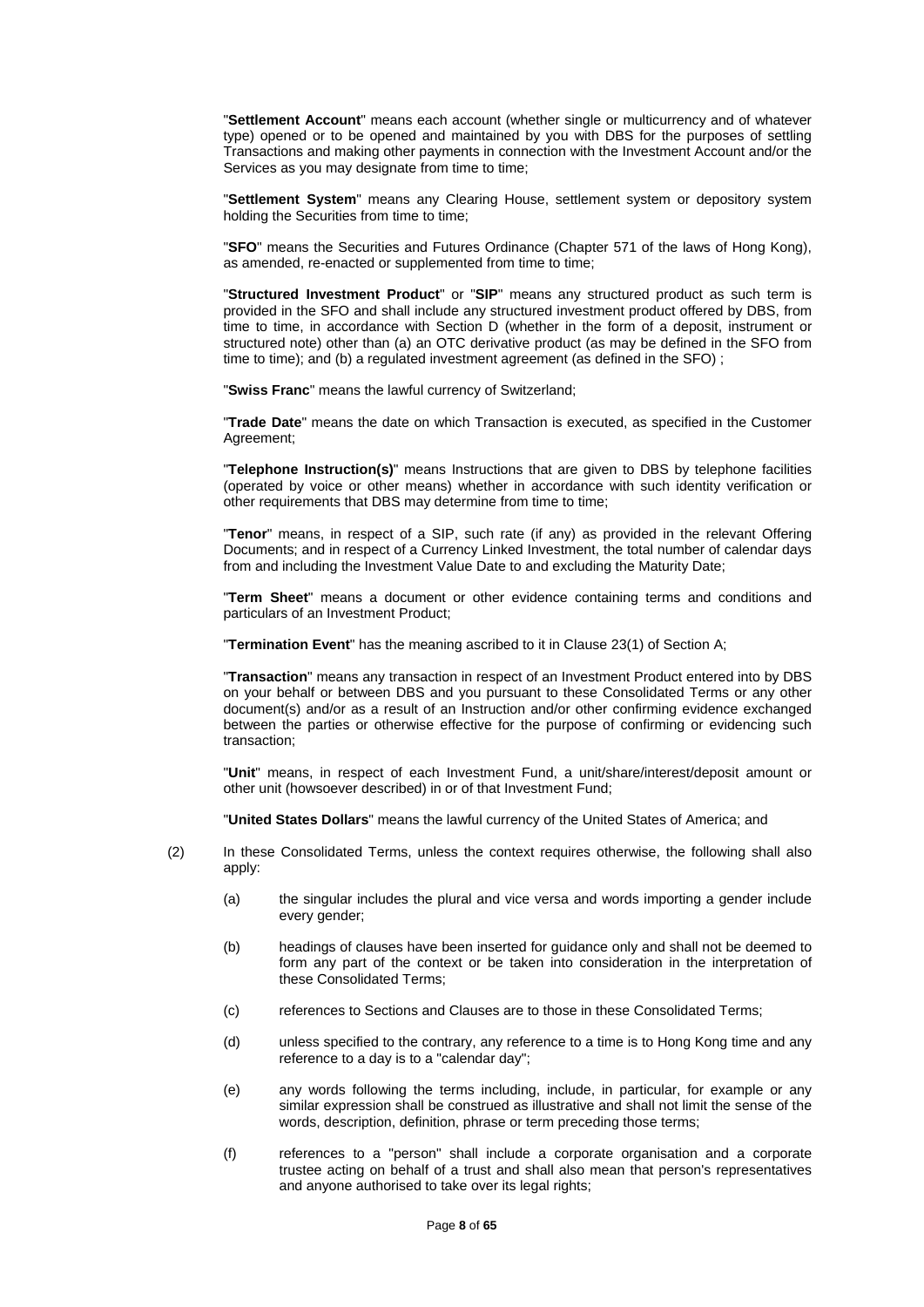"**Settlement Account**" means each account (whether single or multicurrency and of whatever type) opened or to be opened and maintained by you with DBS for the purposes of settling Transactions and making other payments in connection with the Investment Account and/or the Services as you may designate from time to time;

"**Settlement System**" means any Clearing House, settlement system or depository system holding the Securities from time to time;

"**SFO**" means the Securities and Futures Ordinance (Chapter 571 of the laws of Hong Kong), as amended, re-enacted or supplemented from time to time;

"**Structured Investment Product**" or "**SIP**" means any structured product as such term is provided in the SFO and shall include any structured investment product offered by DBS, from time to time, in accordance with Section D (whether in the form of a deposit, instrument or structured note) other than (a) an OTC derivative product (as may be defined in the SFO from time to time); and (b) a regulated investment agreement (as defined in the SFO) ;

"**Swiss Franc**" means the lawful currency of Switzerland;

"**Trade Date**" means the date on which Transaction is executed, as specified in the Customer Agreement;

"**Telephone Instruction(s)**" means Instructions that are given to DBS by telephone facilities (operated by voice or other means) whether in accordance with such identity verification or other requirements that DBS may determine from time to time;

"**Tenor**" means, in respect of a SIP, such rate (if any) as provided in the relevant Offering Documents; and in respect of a Currency Linked Investment, the total number of calendar days from and including the Investment Value Date to and excluding the Maturity Date;

"**Term Sheet**" means a document or other evidence containing terms and conditions and particulars of an Investment Product;

"**Termination Event**" has the meaning ascribed to it in Clause 23(1) of Section A;

"**Transaction**" means any transaction in respect of an Investment Product entered into by DBS on your behalf or between DBS and you pursuant to these Consolidated Terms or any other document(s) and/or as a result of an Instruction and/or other confirming evidence exchanged between the parties or otherwise effective for the purpose of confirming or evidencing such transaction;

"**Unit**" means, in respect of each Investment Fund, a unit/share/interest/deposit amount or other unit (howsoever described) in or of that Investment Fund;

"**United States Dollars**" means the lawful currency of the United States of America; and

(2) In these Consolidated Terms, unless the context requires otherwise, the following shall also apply:

(a) the singular includes the plural and vice versa and words importing a gender include every gender;

(b) headings of clauses have been inserted for guidance only and shall not be deemed to form any part of the context or be taken into consideration in the interpretation of these Consolidated Terms;

(c) references to Sections and Clauses are to those in these Consolidated Terms;

(d) unless specified to the contrary, any reference to a time is to Hong Kong time and any reference to a day is to a "calendar day";

(e) any words following the terms including, include, in particular, for example or any similar expression shall be construed as illustrative and shall not limit the sense of the words, description, definition, phrase or term preceding those terms;

(f) references to a "person" shall include a corporate organisation and a corporate trustee acting on behalf of a trust and shall also mean that person's representatives and anyone authorised to take over its legal rights;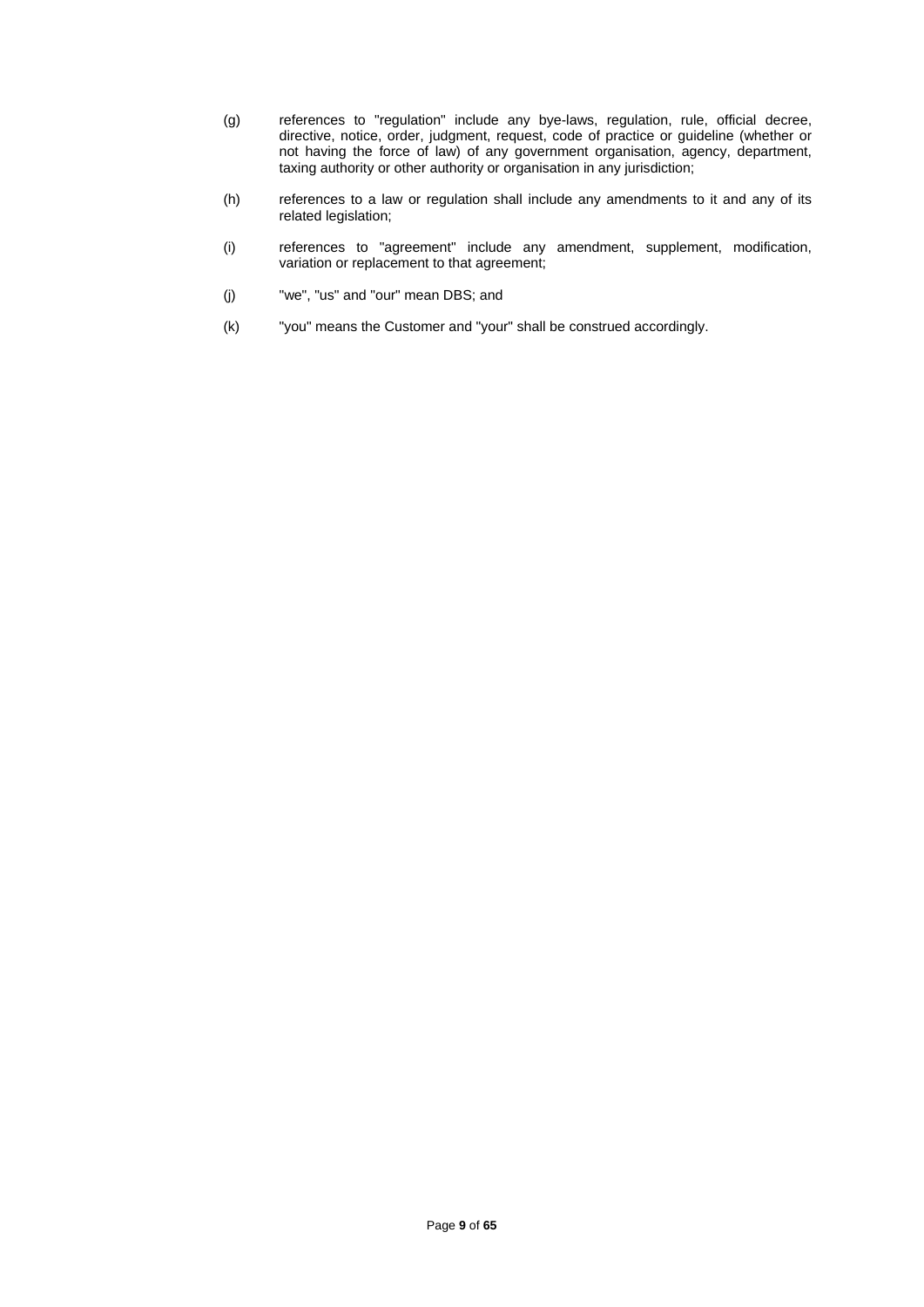(g) references to "regulation" include any bye-laws, regulation, rule, official decree, directive, notice, order, judgment, request, code of practice or guideline (whether or not having the force of law) of any government organisation, agency, department, taxing authority or other authority or organisation in any jurisdiction;

(h) references to a law or regulation shall include any amendments to it and any of its related legislation;

(i) references to "agreement" include any amendment, supplement, modification, variation or replacement to that agreement;

(j) "we", "us" and "our" mean DBS; and

(k) "you" means the Customer and "your" shall be construed accordingly.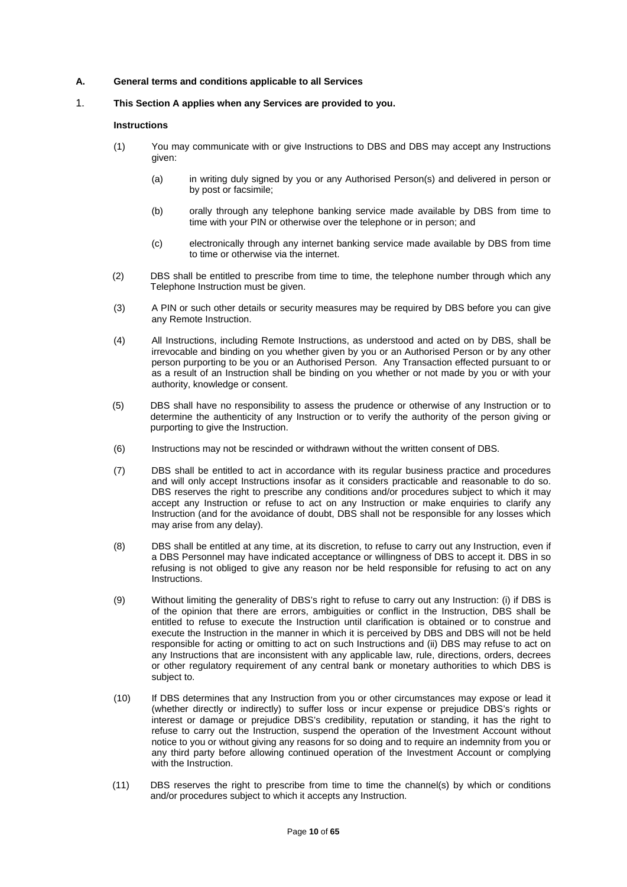**A. General terms and conditions applicable to all Services**

1. **This Section A applies when any Services are provided to you.**

**Instructions**

(1) You may communicate with or give Instructions to DBS and DBS may accept any Instructions given:

(a) in writing duly signed by you or any Authorised Person(s) and delivered in person or by post or facsimile;

(b) orally through any telephone banking service made available by DBS from time to time with your PIN or otherwise over the telephone or in person; and

(c) electronically through any internet banking service made available by DBS from time to time or otherwise via the internet.

(2) DBS shall be entitled to prescribe from time to time, the telephone number through which any Telephone Instruction must be given.

(3) A PIN or such other details or security measures may be required by DBS before you can give any Remote Instruction.

(4) All Instructions, including Remote Instructions, as understood and acted on by DBS, shall be irrevocable and binding on you whether given by you or an Authorised Person or by any other person purporting to be you or an Authorised Person. Any Transaction effected pursuant to or as a result of an Instruction shall be binding on you whether or not made by you or with your authority, knowledge or consent.

(5) DBS shall have no responsibility to assess the prudence or otherwise of any Instruction or to determine the authenticity of any Instruction or to verify the authority of the person giving or purporting to give the Instruction.

(6) Instructions may not be rescinded or withdrawn without the written consent of DBS.

(7) DBS shall be entitled to act in accordance with its regular business practice and procedures and will only accept Instructions insofar as it considers practicable and reasonable to do so. DBS reserves the right to prescribe any conditions and/or procedures subject to which it may accept any Instruction or refuse to act on any Instruction or make enquiries to clarify any Instruction (and for the avoidance of doubt, DBS shall not be responsible for any losses which may arise from any delay).

(8) DBS shall be entitled at any time, at its discretion, to refuse to carry out any Instruction, even if a DBS Personnel may have indicated acceptance or willingness of DBS to accept it. DBS in so refusing is not obliged to give any reason nor be held responsible for refusing to act on any Instructions.

(9) Without limiting the generality of DBS's right to refuse to carry out any Instruction: (i) if DBS is of the opinion that there are errors, ambiguities or conflict in the Instruction, DBS shall be entitled to refuse to execute the Instruction until clarification is obtained or to construe and execute the Instruction in the manner in which it is perceived by DBS and DBS will not be held responsible for acting or omitting to act on such Instructions and (ii) DBS may refuse to act on any Instructions that are inconsistent with any applicable law, rule, directions, orders, decrees or other regulatory requirement of any central bank or monetary authorities to which DBS is subject to.

(10) If DBS determines that any Instruction from you or other circumstances may expose or lead it (whether directly or indirectly) to suffer loss or incur expense or prejudice DBS's rights or interest or damage or prejudice DBS's credibility, reputation or standing, it has the right to refuse to carry out the Instruction, suspend the operation of the Investment Account without notice to you or without giving any reasons for so doing and to require an indemnity from you or any third party before allowing continued operation of the Investment Account or complying with the Instruction.

(11) DBS reserves the right to prescribe from time to time the channel(s) by which or conditions and/or procedures subject to which it accepts any Instruction.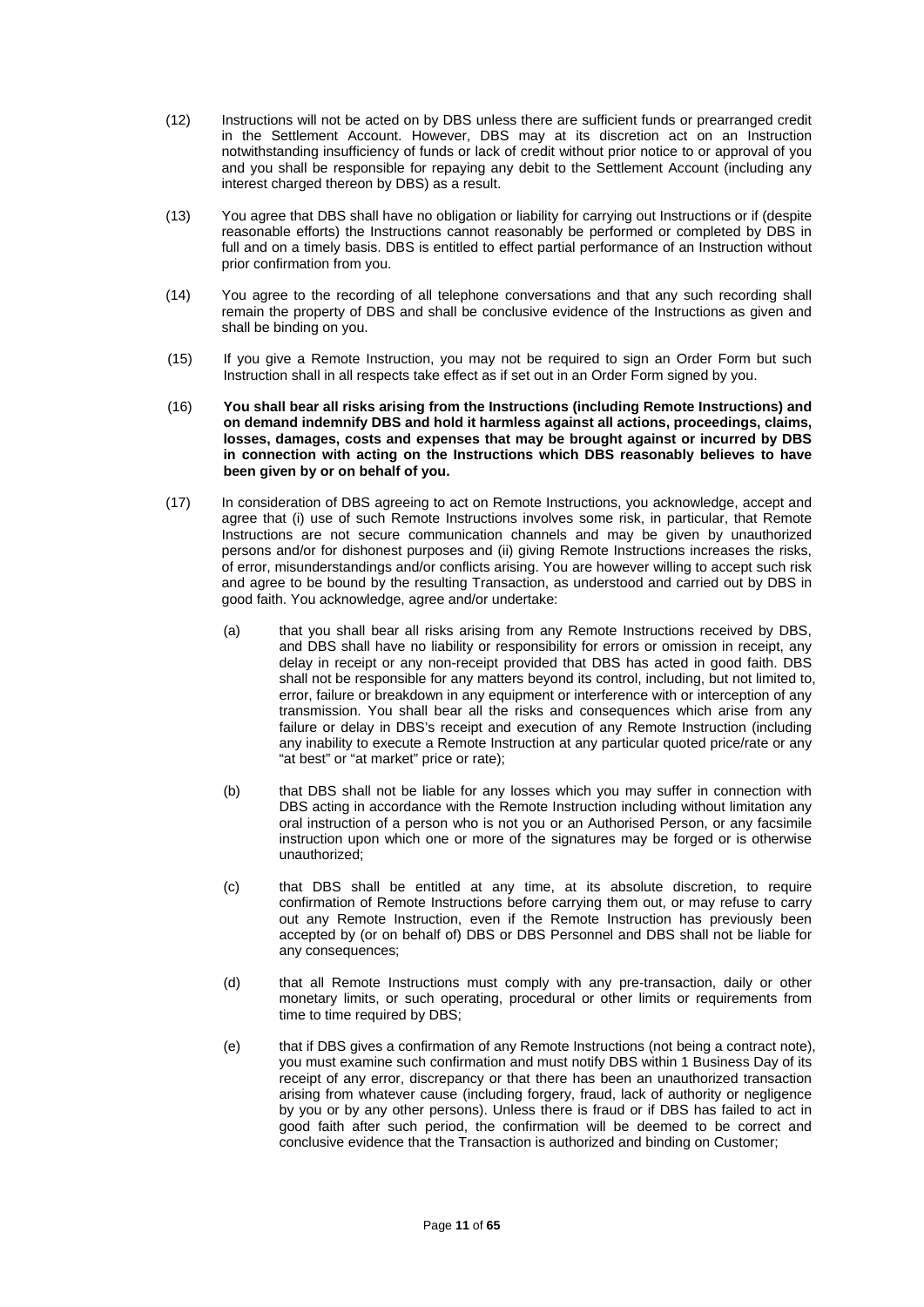(12) Instructions will not be acted on by DBS unless there are sufficient funds or prearranged credit in the Settlement Account. However, DBS may at its discretion act on an Instruction notwithstanding insufficiency of funds or lack of credit without prior notice to or approval of you and you shall be responsible for repaying any debit to the Settlement Account (including any interest charged thereon by DBS) as a result.

(13) You agree that DBS shall have no obligation or liability for carrying out Instructions or if (despite reasonable efforts) the Instructions cannot reasonably be performed or completed by DBS in full and on a timely basis. DBS is entitled to effect partial performance of an Instruction without prior confirmation from you.

(14) You agree to the recording of all telephone conversations and that any such recording shall remain the property of DBS and shall be conclusive evidence of the Instructions as given and shall be binding on you.

(15) If you give a Remote Instruction, you may not be required to sign an Order Form but such Instruction shall in all respects take effect as if set out in an Order Form signed by you.

(16) **You shall bear all risks arising from the Instructions (including Remote Instructions) and on demand indemnify DBS and hold it harmless against all actions, proceedings, claims, losses, damages, costs and expenses that may be brought against or incurred by DBS in connection with acting on the Instructions which DBS reasonably believes to have been given by or on behalf of you.**

(17) In consideration of DBS agreeing to act on Remote Instructions, you acknowledge, accept and agree that (i) use of such Remote Instructions involves some risk, in particular, that Remote Instructions are not secure communication channels and may be given by unauthorized persons and/or for dishonest purposes and (ii) giving Remote Instructions increases the risks, of error, misunderstandings and/or conflicts arising. You are however willing to accept such risk and agree to be bound by the resulting Transaction, as understood and carried out by DBS in good faith. You acknowledge, agree and/or undertake:

(a) that you shall bear all risks arising from any Remote Instructions received by DBS, and DBS shall have no liability or responsibility for errors or omission in receipt, any delay in receipt or any non-receipt provided that DBS has acted in good faith. DBS shall not be responsible for any matters beyond its control, including, but not limited to, error, failure or breakdown in any equipment or interference with or interception of any transmission. You shall bear all the risks and consequences which arise from any failure or delay in DBS's receipt and execution of any Remote Instruction (including any inability to execute a Remote Instruction at any particular quoted price/rate or any "at best" or "at market" price or rate);

(b) that DBS shall not be liable for any losses which you may suffer in connection with DBS acting in accordance with the Remote Instruction including without limitation any oral instruction of a person who is not you or an Authorised Person, or any facsimile instruction upon which one or more of the signatures may be forged or is otherwise unauthorized;

(c) that DBS shall be entitled at any time, at its absolute discretion, to require confirmation of Remote Instructions before carrying them out, or may refuse to carry out any Remote Instruction, even if the Remote Instruction has previously been accepted by (or on behalf of) DBS or DBS Personnel and DBS shall not be liable for any consequences;

(d) that all Remote Instructions must comply with any pre-transaction, daily or other monetary limits, or such operating, procedural or other limits or requirements from time to time required by DBS;

(e) that if DBS gives a confirmation of any Remote Instructions (not being a contract note), you must examine such confirmation and must notify DBS within 1 Business Day of its receipt of any error, discrepancy or that there has been an unauthorized transaction arising from whatever cause (including forgery, fraud, lack of authority or negligence by you or by any other persons). Unless there is fraud or if DBS has failed to act in good faith after such period, the confirmation will be deemed to be correct and conclusive evidence that the Transaction is authorized and binding on Customer;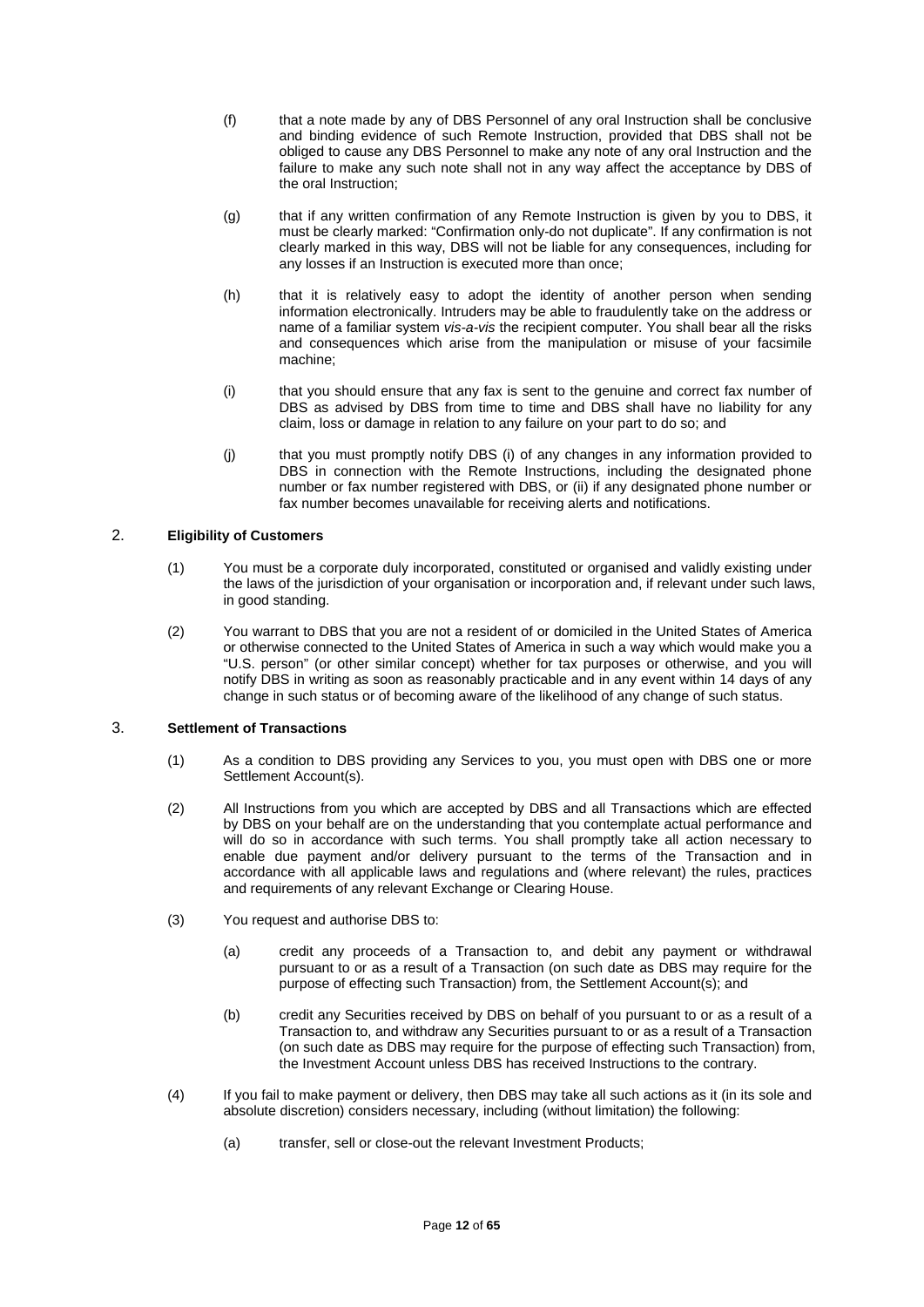(f) that a note made by any of DBS Personnel of any oral Instruction shall be conclusive and binding evidence of such Remote Instruction, provided that DBS shall not be obliged to cause any DBS Personnel to make any note of any oral Instruction and the failure to make any such note shall not in any way affect the acceptance by DBS of the oral Instruction;

(g) that if any written confirmation of any Remote Instruction is given by you to DBS, it must be clearly marked: "Confirmation only-do not duplicate". If any confirmation is not clearly marked in this way, DBS will not be liable for any consequences, including for any losses if an Instruction is executed more than once;

(h) that it is relatively easy to adopt the identity of another person when sending information electronically. Intruders may be able to fraudulently take on the address or name of a familiar system *vis-a-vis* the recipient computer. You shall bear all the risks and consequences which arise from the manipulation or misuse of your facsimile machine;

(i) that you should ensure that any fax is sent to the genuine and correct fax number of DBS as advised by DBS from time to time and DBS shall have no liability for any claim, loss or damage in relation to any failure on your part to do so; and

(j) that you must promptly notify DBS (i) of any changes in any information provided to DBS in connection with the Remote Instructions, including the designated phone number or fax number registered with DBS, or (ii) if any designated phone number or fax number becomes unavailable for receiving alerts and notifications.

## 2. Eligibility of Customers

(1) You must be a corporate duly incorporated, constituted or organised and validly existing under the laws of the jurisdiction of your organisation or incorporation and, if relevant under such laws, in good standing.

(2) You warrant to DBS that you are not a resident of or domiciled in the United States of America or otherwise connected to the United States of America in such a way which would make you a "U.S. person" (or other similar concept) whether for tax purposes or otherwise, and you will notify DBS in writing as soon as reasonably practicable and in any event within 14 days of any change in such status or of becoming aware of the likelihood of any change of such status.

## 3. Settlement of Transactions

(1) As a condition to DBS providing any Services to you, you must open with DBS one or more Settlement Account(s).

(2) All Instructions from you which are accepted by DBS and all Transactions which are effected by DBS on your behalf are on the understanding that you contemplate actual performance and will do so in accordance with such terms. You shall promptly take all action necessary to enable due payment and/or delivery pursuant to the terms of the Transaction and in accordance with all applicable laws and regulations and (where relevant) the rules, practices and requirements of any relevant Exchange or Clearing House.

(3) You request and authorise DBS to:

(a) credit any proceeds of a Transaction to, and debit any payment or withdrawal pursuant to or as a result of a Transaction (on such date as DBS may require for the purpose of effecting such Transaction) from, the Settlement Account(s); and

(b) credit any Securities received by DBS on behalf of you pursuant to or as a result of a Transaction to, and withdraw any Securities pursuant to or as a result of a Transaction (on such date as DBS may require for the purpose of effecting such Transaction) from, the Investment Account unless DBS has received Instructions to the contrary.

(4) If you fail to make payment or delivery, then DBS may take all such actions as it (in its sole and absolute discretion) considers necessary, including (without limitation) the following:

(a) transfer, sell or close-out the relevant Investment Products;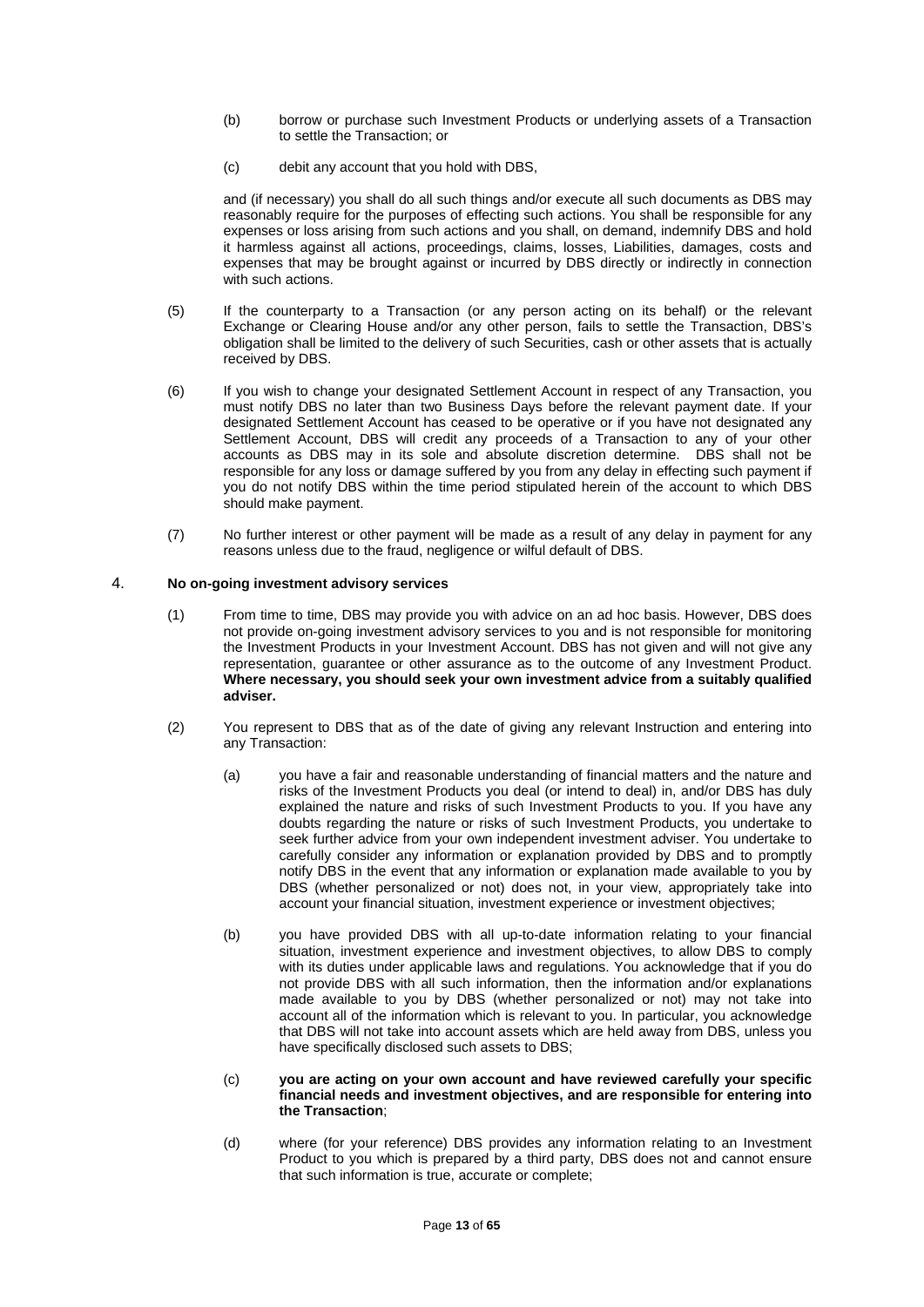(b) borrow or purchase such Investment Products or underlying assets of a Transaction to settle the Transaction; or

(c) debit any account that you hold with DBS,

and (if necessary) you shall do all such things and/or execute all such documents as DBS may reasonably require for the purposes of effecting such actions. You shall be responsible for any expenses or loss arising from such actions and you shall, on demand, indemnify DBS and hold it harmless against all actions, proceedings, claims, losses, Liabilities, damages, costs and expenses that may be brought against or incurred by DBS directly or indirectly in connection with such actions.

(5) If the counterparty to a Transaction (or any person acting on its behalf) or the relevant Exchange or Clearing House and/or any other person, fails to settle the Transaction, DBS's obligation shall be limited to the delivery of such Securities, cash or other assets that is actually received by DBS.

(6) If you wish to change your designated Settlement Account in respect of any Transaction, you must notify DBS no later than two Business Days before the relevant payment date. If your designated Settlement Account has ceased to be operative or if you have not designated any Settlement Account, DBS will credit any proceeds of a Transaction to any of your other accounts as DBS may in its sole and absolute discretion determine. DBS shall not be responsible for any loss or damage suffered by you from any delay in effecting such payment if you do not notify DBS within the time period stipulated herein of the account to which DBS should make payment.

(7) No further interest or other payment will be made as a result of any delay in payment for any reasons unless due to the fraud, negligence or wilful default of DBS.

## 4. No on-going investment advisory services

(1) From time to time, DBS may provide you with advice on an ad hoc basis. However, DBS does not provide on-going investment advisory services to you and is not responsible for monitoring the Investment Products in your Investment Account. DBS has not given and will not give any representation, guarantee or other assurance as to the outcome of any Investment Product. **Where necessary, you should seek your own investment advice from a suitably qualified adviser.**

(2) You represent to DBS that as of the date of giving any relevant Instruction and entering into any Transaction:

(a) you have a fair and reasonable understanding of financial matters and the nature and risks of the Investment Products you deal (or intend to deal) in, and/or DBS has duly explained the nature and risks of such Investment Products to you. If you have any doubts regarding the nature or risks of such Investment Products, you undertake to seek further advice from your own independent investment adviser. You undertake to carefully consider any information or explanation provided by DBS and to promptly notify DBS in the event that any information or explanation made available to you by DBS (whether personalized or not) does not, in your view, appropriately take into account your financial situation, investment experience or investment objectives;

(b) you have provided DBS with all up-to-date information relating to your financial situation, investment experience and investment objectives, to allow DBS to comply with its duties under applicable laws and regulations. You acknowledge that if you do not provide DBS with all such information, then the information and/or explanations made available to you by DBS (whether personalized or not) may not take into account all of the information which is relevant to you. In particular, you acknowledge that DBS will not take into account assets which are held away from DBS, unless you have specifically disclosed such assets to DBS;

(c) **you are acting on your own account and have reviewed carefully your specific financial needs and investment objectives, and are responsible for entering into the Transaction**;

(d) where (for your reference) DBS provides any information relating to an Investment Product to you which is prepared by a third party, DBS does not and cannot ensure that such information is true, accurate or complete;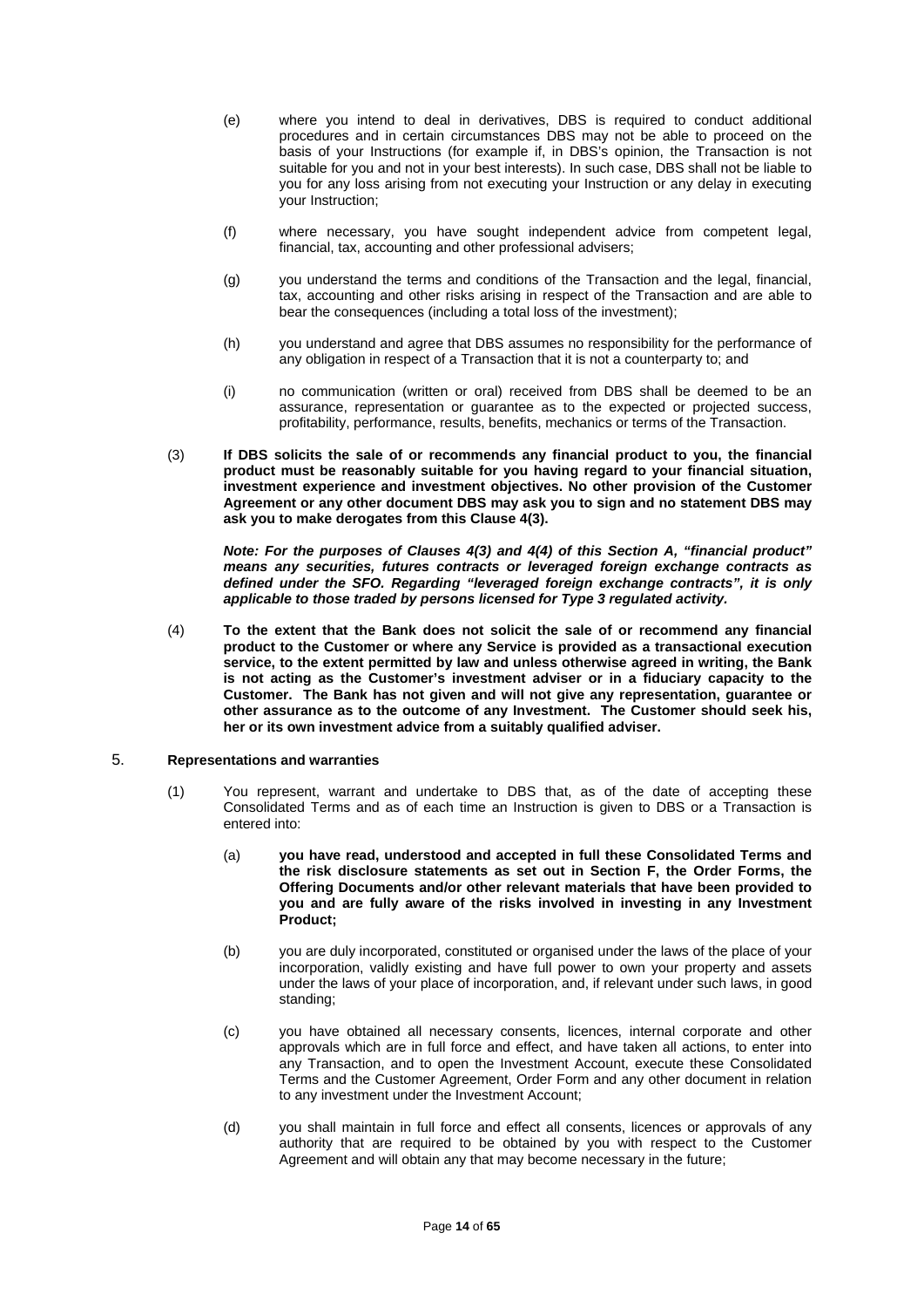(e) where you intend to deal in derivatives, DBS is required to conduct additional procedures and in certain circumstances DBS may not be able to proceed on the basis of your Instructions (for example if, in DBS's opinion, the Transaction is not suitable for you and not in your best interests). In such case, DBS shall not be liable to you for any loss arising from not executing your Instruction or any delay in executing your Instruction;

(f) where necessary, you have sought independent advice from competent legal, financial, tax, accounting and other professional advisers;

(g) you understand the terms and conditions of the Transaction and the legal, financial, tax, accounting and other risks arising in respect of the Transaction and are able to bear the consequences (including a total loss of the investment);

(h) you understand and agree that DBS assumes no responsibility for the performance of any obligation in respect of a Transaction that it is not a counterparty to; and

(i) no communication (written or oral) received from DBS shall be deemed to be an assurance, representation or guarantee as to the expected or projected success, profitability, performance, results, benefits, mechanics or terms of the Transaction.

(3) **If DBS solicits the sale of or recommends any financial product to you, the financial product must be reasonably suitable for you having regard to your financial situation, investment experience and investment objectives. No other provision of the Customer Agreement or any other document DBS may ask you to sign and no statement DBS may ask you to make derogates from this Clause 4(3).**

***Note: For the purposes of Clauses 4(3) and 4(4) of this Section A, "financial product" means any securities, futures contracts or leveraged foreign exchange contracts as defined under the SFO. Regarding "leveraged foreign exchange contracts", it is only applicable to those traded by persons licensed for Type 3 regulated activity.***

(4) **To the extent that the Bank does not solicit the sale of or recommend any financial product to the Customer or where any Service is provided as a transactional execution service, to the extent permitted by law and unless otherwise agreed in writing, the Bank is not acting as the Customer's investment adviser or in a fiduciary capacity to the Customer. The Bank has not given and will not give any representation, guarantee or other assurance as to the outcome of any Investment. The Customer should seek his, her or its own investment advice from a suitably qualified adviser.**

## 5. Representations and warranties

(1) You represent, warrant and undertake to DBS that, as of the date of accepting these Consolidated Terms and as of each time an Instruction is given to DBS or a Transaction is entered into:

(a) **you have read, understood and accepted in full these Consolidated Terms and the risk disclosure statements as set out in Section F, the Order Forms, the Offering Documents and/or other relevant materials that have been provided to you and are fully aware of the risks involved in investing in any Investment Product;**

(b) you are duly incorporated, constituted or organised under the laws of the place of your incorporation, validly existing and have full power to own your property and assets under the laws of your place of incorporation, and, if relevant under such laws, in good standing;

(c) you have obtained all necessary consents, licences, internal corporate and other approvals which are in full force and effect, and have taken all actions, to enter into any Transaction, and to open the Investment Account, execute these Consolidated Terms and the Customer Agreement, Order Form and any other document in relation to any investment under the Investment Account;

(d) you shall maintain in full force and effect all consents, licences or approvals of any authority that are required to be obtained by you with respect to the Customer Agreement and will obtain any that may become necessary in the future;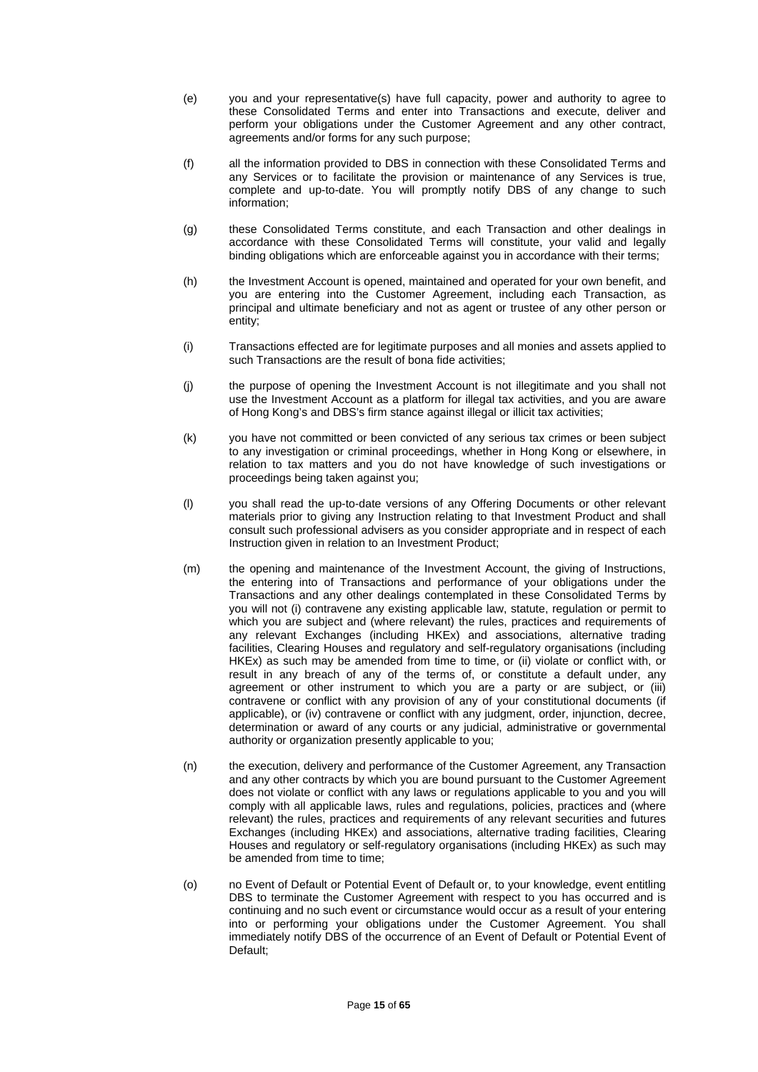(e) you and your representative(s) have full capacity, power and authority to agree to these Consolidated Terms and enter into Transactions and execute, deliver and perform your obligations under the Customer Agreement and any other contract, agreements and/or forms for any such purpose;

(f) all the information provided to DBS in connection with these Consolidated Terms and any Services or to facilitate the provision or maintenance of any Services is true, complete and up-to-date. You will promptly notify DBS of any change to such information;

(g) these Consolidated Terms constitute, and each Transaction and other dealings in accordance with these Consolidated Terms will constitute, your valid and legally binding obligations which are enforceable against you in accordance with their terms;

(h) the Investment Account is opened, maintained and operated for your own benefit, and you are entering into the Customer Agreement, including each Transaction, as principal and ultimate beneficiary and not as agent or trustee of any other person or entity;

(i) Transactions effected are for legitimate purposes and all monies and assets applied to such Transactions are the result of bona fide activities;

(j) the purpose of opening the Investment Account is not illegitimate and you shall not use the Investment Account as a platform for illegal tax activities, and you are aware of Hong Kong's and DBS's firm stance against illegal or illicit tax activities;

(k) you have not committed or been convicted of any serious tax crimes or been subject to any investigation or criminal proceedings, whether in Hong Kong or elsewhere, in relation to tax matters and you do not have knowledge of such investigations or proceedings being taken against you;

(l) you shall read the up-to-date versions of any Offering Documents or other relevant materials prior to giving any Instruction relating to that Investment Product and shall consult such professional advisers as you consider appropriate and in respect of each Instruction given in relation to an Investment Product;

(m) the opening and maintenance of the Investment Account, the giving of Instructions, the entering into of Transactions and performance of your obligations under the Transactions and any other dealings contemplated in these Consolidated Terms by you will not (i) contravene any existing applicable law, statute, regulation or permit to which you are subject and (where relevant) the rules, practices and requirements of any relevant Exchanges (including HKEx) and associations, alternative trading facilities, Clearing Houses and regulatory and self-regulatory organisations (including HKEx) as such may be amended from time to time, or (ii) violate or conflict with, or result in any breach of any of the terms of, or constitute a default under, any agreement or other instrument to which you are a party or are subject, or (iii) contravene or conflict with any provision of any of your constitutional documents (if applicable), or (iv) contravene or conflict with any judgment, order, injunction, decree, determination or award of any courts or any judicial, administrative or governmental authority or organization presently applicable to you;

(n) the execution, delivery and performance of the Customer Agreement, any Transaction and any other contracts by which you are bound pursuant to the Customer Agreement does not violate or conflict with any laws or regulations applicable to you and you will comply with all applicable laws, rules and regulations, policies, practices and (where relevant) the rules, practices and requirements of any relevant securities and futures Exchanges (including HKEx) and associations, alternative trading facilities, Clearing Houses and regulatory or self-regulatory organisations (including HKEx) as such may be amended from time to time;

(o) no Event of Default or Potential Event of Default or, to your knowledge, event entitling DBS to terminate the Customer Agreement with respect to you has occurred and is continuing and no such event or circumstance would occur as a result of your entering into or performing your obligations under the Customer Agreement. You shall immediately notify DBS of the occurrence of an Event of Default or Potential Event of Default;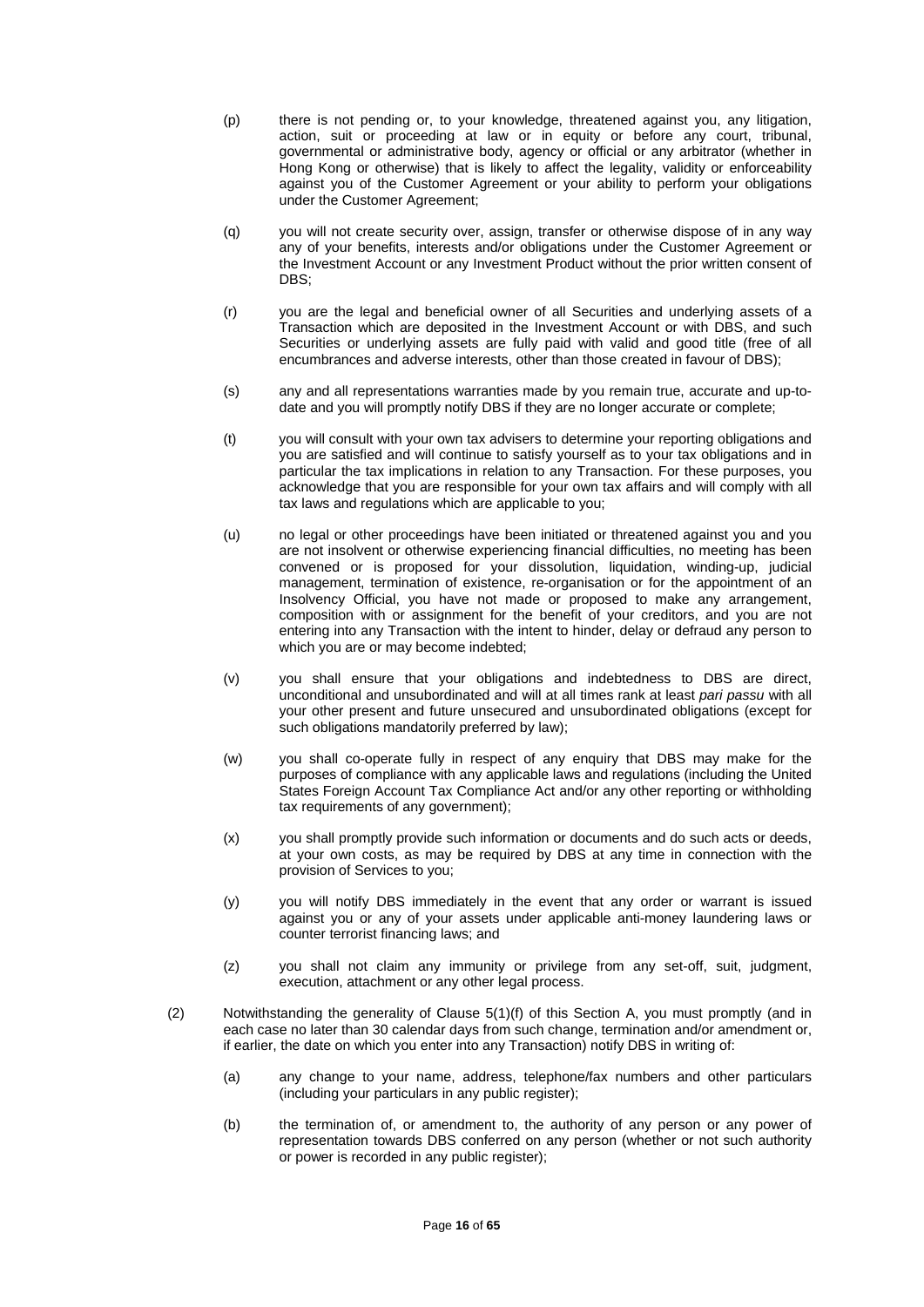(p) there is not pending or, to your knowledge, threatened against you, any litigation, action, suit or proceeding at law or in equity or before any court, tribunal, governmental or administrative body, agency or official or any arbitrator (whether in Hong Kong or otherwise) that is likely to affect the legality, validity or enforceability against you of the Customer Agreement or your ability to perform your obligations under the Customer Agreement;

(q) you will not create security over, assign, transfer or otherwise dispose of in any way any of your benefits, interests and/or obligations under the Customer Agreement or the Investment Account or any Investment Product without the prior written consent of DBS;

(r) you are the legal and beneficial owner of all Securities and underlying assets of a Transaction which are deposited in the Investment Account or with DBS, and such Securities or underlying assets are fully paid with valid and good title (free of all encumbrances and adverse interests, other than those created in favour of DBS);

(s) any and all representations warranties made by you remain true, accurate and up-to-date and you will promptly notify DBS if they are no longer accurate or complete;

(t) you will consult with your own tax advisers to determine your reporting obligations and you are satisfied and will continue to satisfy yourself as to your tax obligations and in particular the tax implications in relation to any Transaction. For these purposes, you acknowledge that you are responsible for your own tax affairs and will comply with all tax laws and regulations which are applicable to you;

(u) no legal or other proceedings have been initiated or threatened against you and you are not insolvent or otherwise experiencing financial difficulties, no meeting has been convened or is proposed for your dissolution, liquidation, winding-up, judicial management, termination of existence, re-organisation or for the appointment of an Insolvency Official, you have not made or proposed to make any arrangement, composition with or assignment for the benefit of your creditors, and you are not entering into any Transaction with the intent to hinder, delay or defraud any person to which you are or may become indebted;

(v) you shall ensure that your obligations and indebtedness to DBS are direct, unconditional and unsubordinated and will at all times rank at least *pari passu* with all your other present and future unsecured and unsubordinated obligations (except for such obligations mandatorily preferred by law);

(w) you shall co-operate fully in respect of any enquiry that DBS may make for the purposes of compliance with any applicable laws and regulations (including the United States Foreign Account Tax Compliance Act and/or any other reporting or withholding tax requirements of any government);

(x) you shall promptly provide such information or documents and do such acts or deeds, at your own costs, as may be required by DBS at any time in connection with the provision of Services to you;

(y) you will notify DBS immediately in the event that any order or warrant is issued against you or any of your assets under applicable anti-money laundering laws or counter terrorist financing laws; and

(z) you shall not claim any immunity or privilege from any set-off, suit, judgment, execution, attachment or any other legal process.

(2) Notwithstanding the generality of Clause 5(1)(f) of this Section A, you must promptly (and in each case no later than 30 calendar days from such change, termination and/or amendment or, if earlier, the date on which you enter into any Transaction) notify DBS in writing of:

(a) any change to your name, address, telephone/fax numbers and other particulars (including your particulars in any public register);

(b) the termination of, or amendment to, the authority of any person or any power of representation towards DBS conferred on any person (whether or not such authority or power is recorded in any public register);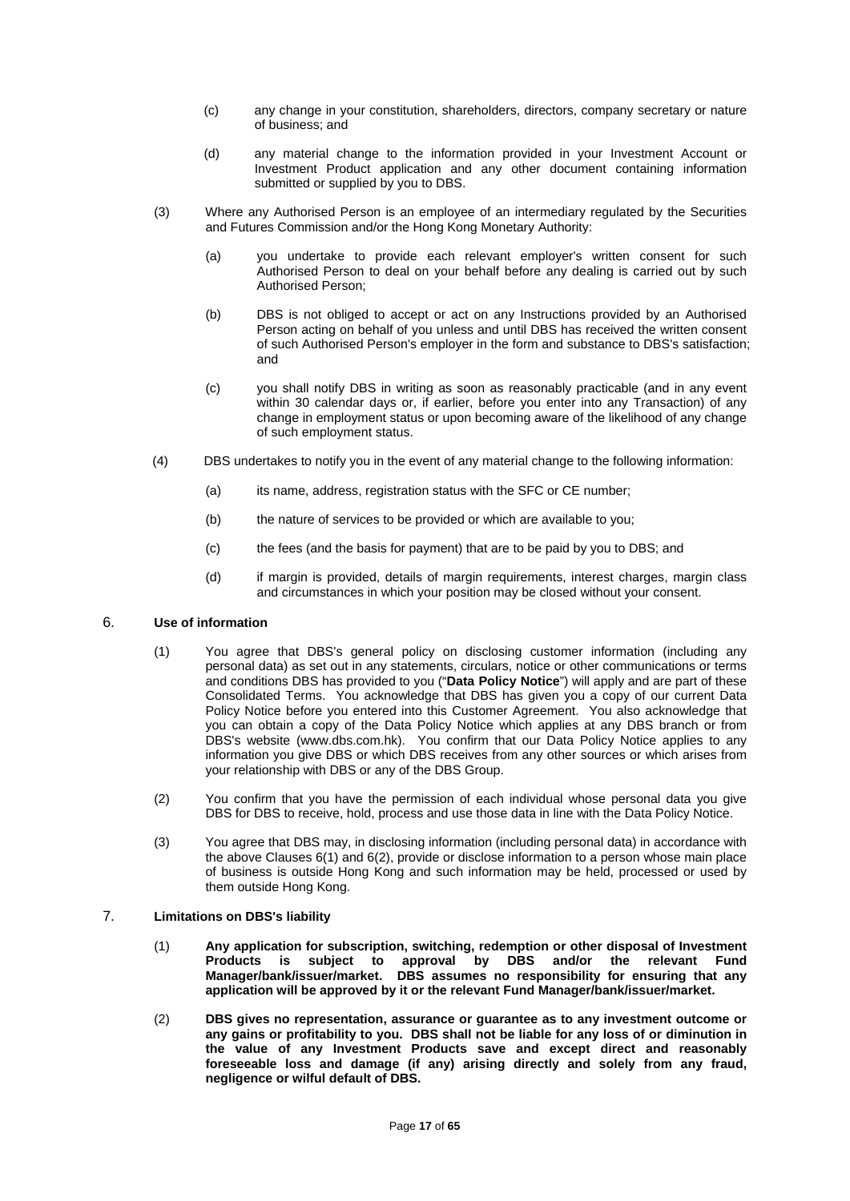(c) any change in your constitution, shareholders, directors, company secretary or nature of business; and

(d) any material change to the information provided in your Investment Account or Investment Product application and any other document containing information submitted or supplied by you to DBS.

(3) Where any Authorised Person is an employee of an intermediary regulated by the Securities and Futures Commission and/or the Hong Kong Monetary Authority:

(a) you undertake to provide each relevant employer's written consent for such Authorised Person to deal on your behalf before any dealing is carried out by such Authorised Person;

(b) DBS is not obliged to accept or act on any Instructions provided by an Authorised Person acting on behalf of you unless and until DBS has received the written consent of such Authorised Person's employer in the form and substance to DBS's satisfaction; and

(c) you shall notify DBS in writing as soon as reasonably practicable (and in any event within 30 calendar days or, if earlier, before you enter into any Transaction) of any change in employment status or upon becoming aware of the likelihood of any change of such employment status.

(4) DBS undertakes to notify you in the event of any material change to the following information:

(a) its name, address, registration status with the SFC or CE number;

(b) the nature of services to be provided or which are available to you;

(c) the fees (and the basis for payment) that are to be paid by you to DBS; and

(d) if margin is provided, details of margin requirements, interest charges, margin class and circumstances in which your position may be closed without your consent.

## 6. Use of information

(1) You agree that DBS's general policy on disclosing customer information (including any personal data) as set out in any statements, circulars, notice or other communications or terms and conditions DBS has provided to you ("**Data Policy Notice**") will apply and are part of these Consolidated Terms. You acknowledge that DBS has given you a copy of our current Data Policy Notice before you entered into this Customer Agreement. You also acknowledge that you can obtain a copy of the Data Policy Notice which applies at any DBS branch or from DBS's website (www.dbs.com.hk). You confirm that our Data Policy Notice applies to any information you give DBS or which DBS receives from any other sources or which arises from your relationship with DBS or any of the DBS Group.

(2) You confirm that you have the permission of each individual whose personal data you give DBS for DBS to receive, hold, process and use those data in line with the Data Policy Notice.

(3) You agree that DBS may, in disclosing information (including personal data) in accordance with the above Clauses 6(1) and 6(2), provide or disclose information to a person whose main place of business is outside Hong Kong and such information may be held, processed or used by them outside Hong Kong.

## 7. Limitations on DBS's liability

(1) **Any application for subscription, switching, redemption or other disposal of Investment Products is subject to approval by DBS and/or the relevant Fund Manager/bank/issuer/market. DBS assumes no responsibility for ensuring that any application will be approved by it or the relevant Fund Manager/bank/issuer/market.**

(2) **DBS gives no representation, assurance or guarantee as to any investment outcome or any gains or profitability to you. DBS shall not be liable for any loss of or diminution in the value of any Investment Products save and except direct and reasonably foreseeable loss and damage (if any) arising directly and solely from any fraud, negligence or wilful default of DBS.**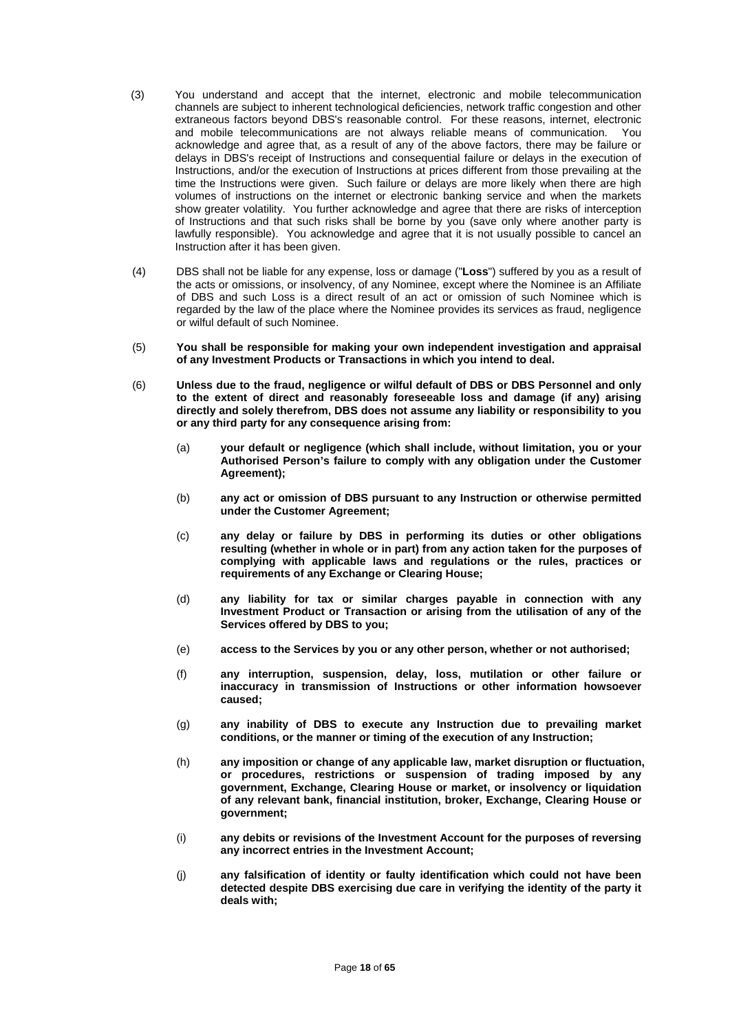(3) You understand and accept that the internet, electronic and mobile telecommunication channels are subject to inherent technological deficiencies, network traffic congestion and other extraneous factors beyond DBS's reasonable control. For these reasons, internet, electronic and mobile telecommunications are not always reliable means of communication. You acknowledge and agree that, as a result of any of the above factors, there may be failure or delays in DBS's receipt of Instructions and consequential failure or delays in the execution of Instructions, and/or the execution of Instructions at prices different from those prevailing at the time the Instructions were given. Such failure or delays are more likely when there are high volumes of instructions on the internet or electronic banking service and when the markets show greater volatility. You further acknowledge and agree that there are risks of interception of Instructions and that such risks shall be borne by you (save only where another party is lawfully responsible). You acknowledge and agree that it is not usually possible to cancel an Instruction after it has been given.

(4) DBS shall not be liable for any expense, loss or damage ("**Loss**") suffered by you as a result of the acts or omissions, or insolvency, of any Nominee, except where the Nominee is an Affiliate of DBS and such Loss is a direct result of an act or omission of such Nominee which is regarded by the law of the place where the Nominee provides its services as fraud, negligence or wilful default of such Nominee.

(5) **You shall be responsible for making your own independent investigation and appraisal of any Investment Products or Transactions in which you intend to deal.**

(6) **Unless due to the fraud, negligence or wilful default of DBS or DBS Personnel and only to the extent of direct and reasonably foreseeable loss and damage (if any) arising directly and solely therefrom, DBS does not assume any liability or responsibility to you or any third party for any consequence arising from:**

   (a) **your default or negligence (which shall include, without limitation, you or your Authorised Person's failure to comply with any obligation under the Customer Agreement);**

   (b) **any act or omission of DBS pursuant to any Instruction or otherwise permitted under the Customer Agreement;**

   (c) **any delay or failure by DBS in performing its duties or other obligations resulting (whether in whole or in part) from any action taken for the purposes of complying with applicable laws and regulations or the rules, practices or requirements of any Exchange or Clearing House;**

   (d) **any liability for tax or similar charges payable in connection with any Investment Product or Transaction or arising from the utilisation of any of the Services offered by DBS to you;**

   (e) **access to the Services by you or any other person, whether or not authorised;**

   (f) **any interruption, suspension, delay, loss, mutilation or other failure or inaccuracy in transmission of Instructions or other information howsoever caused;**

   (g) **any inability of DBS to execute any Instruction due to prevailing market conditions, or the manner or timing of the execution of any Instruction;**

   (h) **any imposition or change of any applicable law, market disruption or fluctuation, or procedures, restrictions or suspension of trading imposed by any government, Exchange, Clearing House or market, or insolvency or liquidation of any relevant bank, financial institution, broker, Exchange, Clearing House or government;**

   (i) **any debits or revisions of the Investment Account for the purposes of reversing any incorrect entries in the Investment Account;**

   (j) **any falsification of identity or faulty identification which could not have been detected despite DBS exercising due care in verifying the identity of the party it deals with;**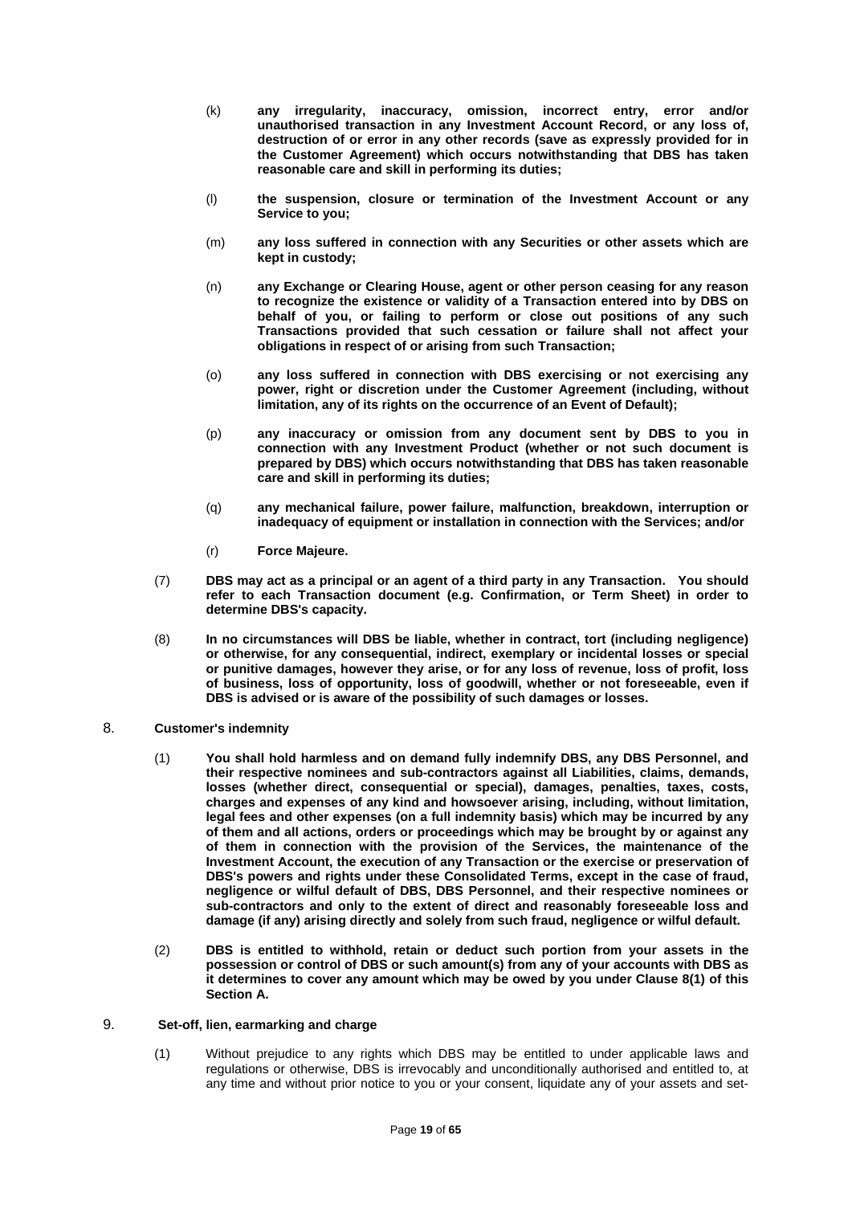(k) **any irregularity, inaccuracy, omission, incorrect entry, error and/or unauthorised transaction in any Investment Account Record, or any loss of, destruction of or error in any other records (save as expressly provided for in the Customer Agreement) which occurs notwithstanding that DBS has taken reasonable care and skill in performing its duties;**

(l) **the suspension, closure or termination of the Investment Account or any Service to you;**

(m) **any loss suffered in connection with any Securities or other assets which are kept in custody;**

(n) **any Exchange or Clearing House, agent or other person ceasing for any reason to recognize the existence or validity of a Transaction entered into by DBS on behalf of you, or failing to perform or close out positions of any such Transactions provided that such cessation or failure shall not affect your obligations in respect of or arising from such Transaction;**

(o) **any loss suffered in connection with DBS exercising or not exercising any power, right or discretion under the Customer Agreement (including, without limitation, any of its rights on the occurrence of an Event of Default);**

(p) **any inaccuracy or omission from any document sent by DBS to you in connection with any Investment Product (whether or not such document is prepared by DBS) which occurs notwithstanding that DBS has taken reasonable care and skill in performing its duties;**

(q) **any mechanical failure, power failure, malfunction, breakdown, interruption or inadequacy of equipment or installation in connection with the Services; and/or**

(r) **Force Majeure.**

(7) **DBS may act as a principal or an agent of a third party in any Transaction. You should refer to each Transaction document (e.g. Confirmation, or Term Sheet) in order to determine DBS's capacity.**

(8) **In no circumstances will DBS be liable, whether in contract, tort (including negligence) or otherwise, for any consequential, indirect, exemplary or incidental losses or special or punitive damages, however they arise, or for any loss of revenue, loss of profit, loss of business, loss of opportunity, loss of goodwill, whether or not foreseeable, even if DBS is advised or is aware of the possibility of such damages or losses.**

## 8. Customer's indemnity

(1) **You shall hold harmless and on demand fully indemnify DBS, any DBS Personnel, and their respective nominees and sub-contractors against all Liabilities, claims, demands, losses (whether direct, consequential or special), damages, penalties, taxes, costs, charges and expenses of any kind and howsoever arising, including, without limitation, legal fees and other expenses (on a full indemnity basis) which may be incurred by any of them and all actions, orders or proceedings which may be brought by or against any of them in connection with the provision of the Services, the maintenance of the Investment Account, the execution of any Transaction or the exercise or preservation of DBS's powers and rights under these Consolidated Terms, except in the case of fraud, negligence or wilful default of DBS, DBS Personnel, and their respective nominees or sub-contractors and only to the extent of direct and reasonably foreseeable loss and damage (if any) arising directly and solely from such fraud, negligence or wilful default.**

(2) **DBS is entitled to withhold, retain or deduct such portion from your assets in the possession or control of DBS or such amount(s) from any of your accounts with DBS as it determines to cover any amount which may be owed by you under Clause 8(1) of this Section A.**

## 9. Set-off, lien, earmarking and charge

(1) Without prejudice to any rights which DBS may be entitled to under applicable laws and regulations or otherwise, DBS is irrevocably and unconditionally authorised and entitled to, at any time and without prior notice to you or your consent, liquidate any of your assets and set-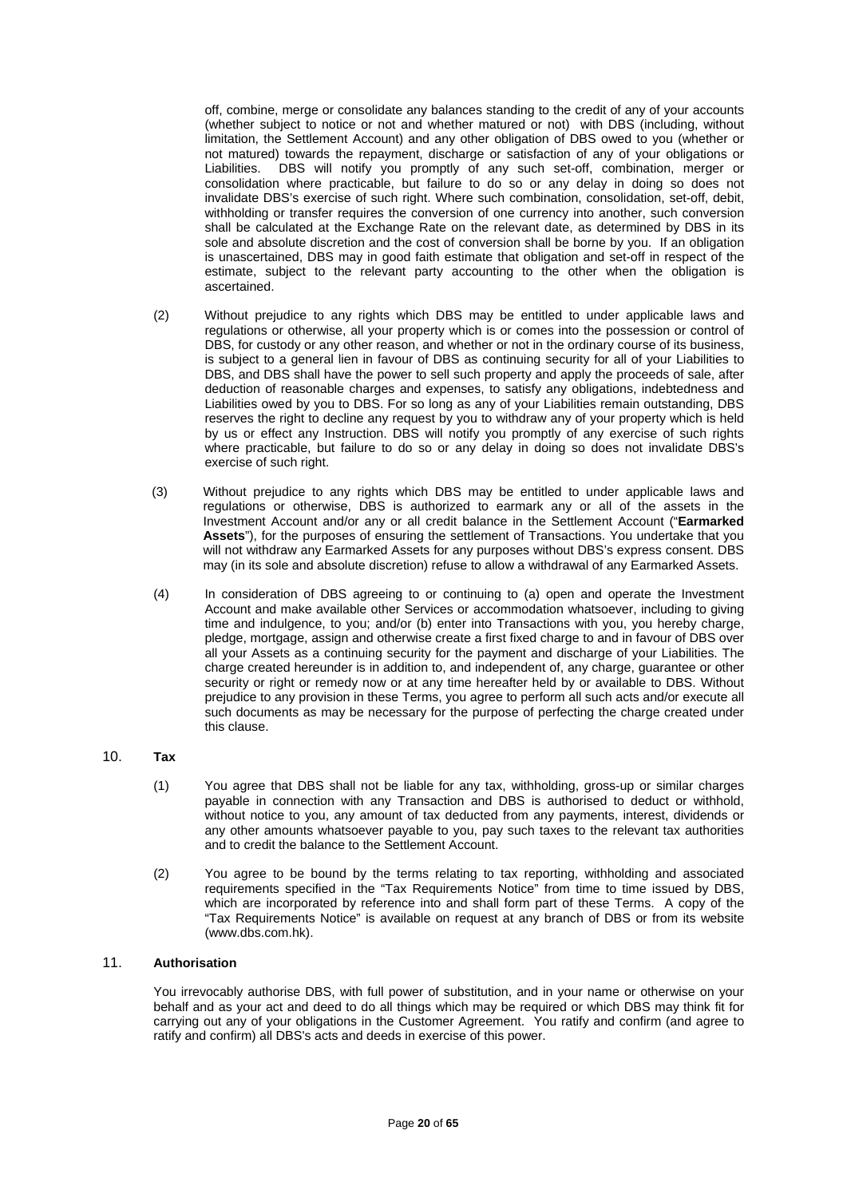off, combine, merge or consolidate any balances standing to the credit of any of your accounts (whether subject to notice or not and whether matured or not) with DBS (including, without limitation, the Settlement Account) and any other obligation of DBS owed to you (whether or not matured) towards the repayment, discharge or satisfaction of any of your obligations or Liabilities. DBS will notify you promptly of any such set-off, combination, merger or consolidation where practicable, but failure to do so or any delay in doing so does not invalidate DBS's exercise of such right. Where such combination, consolidation, set-off, debit, withholding or transfer requires the conversion of one currency into another, such conversion shall be calculated at the Exchange Rate on the relevant date, as determined by DBS in its sole and absolute discretion and the cost of conversion shall be borne by you. If an obligation is unascertained, DBS may in good faith estimate that obligation and set-off in respect of the estimate, subject to the relevant party accounting to the other when the obligation is ascertained.

(2) Without prejudice to any rights which DBS may be entitled to under applicable laws and regulations or otherwise, all your property which is or comes into the possession or control of DBS, for custody or any other reason, and whether or not in the ordinary course of its business, is subject to a general lien in favour of DBS as continuing security for all of your Liabilities to DBS, and DBS shall have the power to sell such property and apply the proceeds of sale, after deduction of reasonable charges and expenses, to satisfy any obligations, indebtedness and Liabilities owed by you to DBS. For so long as any of your Liabilities remain outstanding, DBS reserves the right to decline any request by you to withdraw any of your property which is held by us or effect any Instruction. DBS will notify you promptly of any exercise of such rights where practicable, but failure to do so or any delay in doing so does not invalidate DBS's exercise of such right.

(3) Without prejudice to any rights which DBS may be entitled to under applicable laws and regulations or otherwise, DBS is authorized to earmark any or all of the assets in the Investment Account and/or any or all credit balance in the Settlement Account ("**Earmarked Assets**"), for the purposes of ensuring the settlement of Transactions. You undertake that you will not withdraw any Earmarked Assets for any purposes without DBS's express consent. DBS may (in its sole and absolute discretion) refuse to allow a withdrawal of any Earmarked Assets.

(4) In consideration of DBS agreeing to or continuing to (a) open and operate the Investment Account and make available other Services or accommodation whatsoever, including to giving time and indulgence, to you; and/or (b) enter into Transactions with you, you hereby charge, pledge, mortgage, assign and otherwise create a first fixed charge to and in favour of DBS over all your Assets as a continuing security for the payment and discharge of your Liabilities. The charge created hereunder is in addition to, and independent of, any charge, guarantee or other security or right or remedy now or at any time hereafter held by or available to DBS. Without prejudice to any provision in these Terms, you agree to perform all such acts and/or execute all such documents as may be necessary for the purpose of perfecting the charge created under this clause.

## 10. Tax

(1) You agree that DBS shall not be liable for any tax, withholding, gross-up or similar charges payable in connection with any Transaction and DBS is authorised to deduct or withhold, without notice to you, any amount of tax deducted from any payments, interest, dividends or any other amounts whatsoever payable to you, pay such taxes to the relevant tax authorities and to credit the balance to the Settlement Account.

(2) You agree to be bound by the terms relating to tax reporting, withholding and associated requirements specified in the "Tax Requirements Notice" from time to time issued by DBS, which are incorporated by reference into and shall form part of these Terms. A copy of the "Tax Requirements Notice" is available on request at any branch of DBS or from its website (www.dbs.com.hk).

## 11. Authorisation

You irrevocably authorise DBS, with full power of substitution, and in your name or otherwise on your behalf and as your act and deed to do all things which may be required or which DBS may think fit for carrying out any of your obligations in the Customer Agreement. You ratify and confirm (and agree to ratify and confirm) all DBS's acts and deeds in exercise of this power.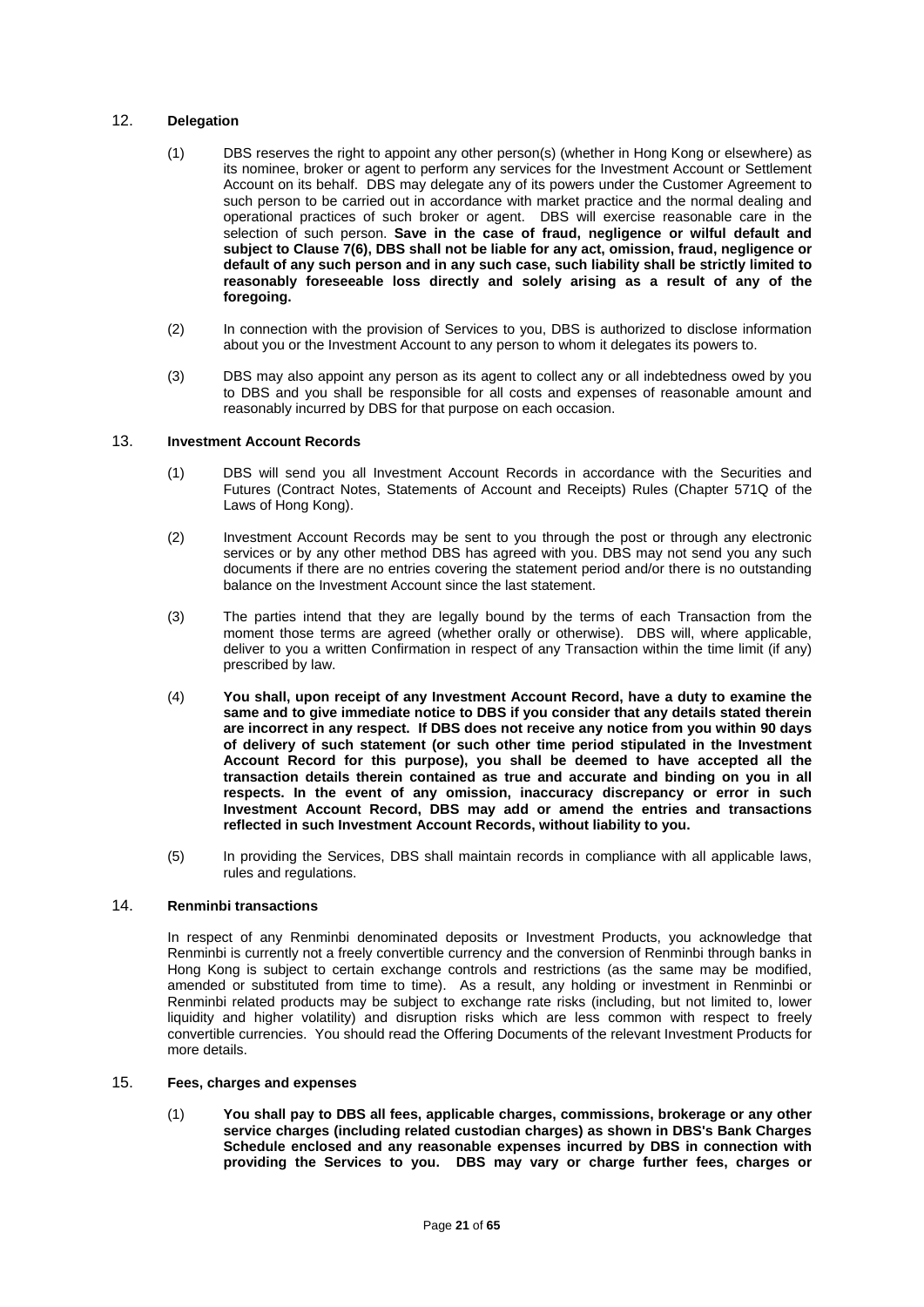## 12. Delegation

(1) DBS reserves the right to appoint any other person(s) (whether in Hong Kong or elsewhere) as its nominee, broker or agent to perform any services for the Investment Account or Settlement Account on its behalf. DBS may delegate any of its powers under the Customer Agreement to such person to be carried out in accordance with market practice and the normal dealing and operational practices of such broker or agent. DBS will exercise reasonable care in the selection of such person. **Save in the case of fraud, negligence or wilful default and subject to Clause 7(6), DBS shall not be liable for any act, omission, fraud, negligence or default of any such person and in any such case, such liability shall be strictly limited to reasonably foreseeable loss directly and solely arising as a result of any of the foregoing.**

(2) In connection with the provision of Services to you, DBS is authorized to disclose information about you or the Investment Account to any person to whom it delegates its powers to.

(3) DBS may also appoint any person as its agent to collect any or all indebtedness owed by you to DBS and you shall be responsible for all costs and expenses of reasonable amount and reasonably incurred by DBS for that purpose on each occasion.

## 13. Investment Account Records

(1) DBS will send you all Investment Account Records in accordance with the Securities and Futures (Contract Notes, Statements of Account and Receipts) Rules (Chapter 571Q of the Laws of Hong Kong).

(2) Investment Account Records may be sent to you through the post or through any electronic services or by any other method DBS has agreed with you. DBS may not send you any such documents if there are no entries covering the statement period and/or there is no outstanding balance on the Investment Account since the last statement.

(3) The parties intend that they are legally bound by the terms of each Transaction from the moment those terms are agreed (whether orally or otherwise). DBS will, where applicable, deliver to you a written Confirmation in respect of any Transaction within the time limit (if any) prescribed by law.

(4) **You shall, upon receipt of any Investment Account Record, have a duty to examine the same and to give immediate notice to DBS if you consider that any details stated therein are incorrect in any respect. If DBS does not receive any notice from you within 90 days of delivery of such statement (or such other time period stipulated in the Investment Account Record for this purpose), you shall be deemed to have accepted all the transaction details therein contained as true and accurate and binding on you in all respects. In the event of any omission, inaccuracy discrepancy or error in such Investment Account Record, DBS may add or amend the entries and transactions reflected in such Investment Account Records, without liability to you.**

(5) In providing the Services, DBS shall maintain records in compliance with all applicable laws, rules and regulations.

## 14. Renminbi transactions

In respect of any Renminbi denominated deposits or Investment Products, you acknowledge that Renminbi is currently not a freely convertible currency and the conversion of Renminbi through banks in Hong Kong is subject to certain exchange controls and restrictions (as the same may be modified, amended or substituted from time to time). As a result, any holding or investment in Renminbi or Renminbi related products may be subject to exchange rate risks (including, but not limited to, lower liquidity and higher volatility) and disruption risks which are less common with respect to freely convertible currencies. You should read the Offering Documents of the relevant Investment Products for more details.

## 15. Fees, charges and expenses

(1) **You shall pay to DBS all fees, applicable charges, commissions, brokerage or any other service charges (including related custodian charges) as shown in DBS's Bank Charges Schedule enclosed and any reasonable expenses incurred by DBS in connection with providing the Services to you. DBS may vary or charge further fees, charges or**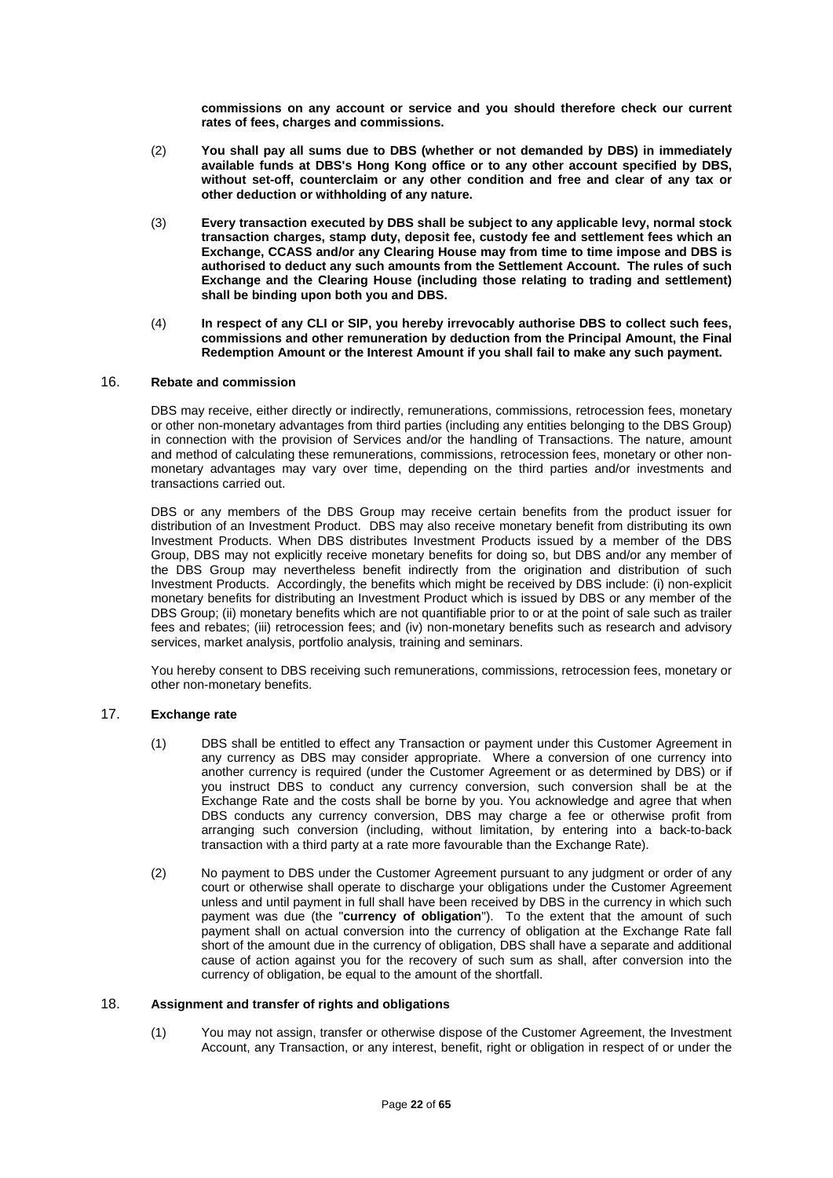**commissions on any account or service and you should therefore check our current rates of fees, charges and commissions.**

(2) **You shall pay all sums due to DBS (whether or not demanded by DBS) in immediately available funds at DBS's Hong Kong office or to any other account specified by DBS, without set-off, counterclaim or any other condition and free and clear of any tax or other deduction or withholding of any nature.**

(3) **Every transaction executed by DBS shall be subject to any applicable levy, normal stock transaction charges, stamp duty, deposit fee, custody fee and settlement fees which an Exchange, CCASS and/or any Clearing House may from time to time impose and DBS is authorised to deduct any such amounts from the Settlement Account. The rules of such Exchange and the Clearing House (including those relating to trading and settlement) shall be binding upon both you and DBS.**

(4) **In respect of any CLI or SIP, you hereby irrevocably authorise DBS to collect such fees, commissions and other remuneration by deduction from the Principal Amount, the Final Redemption Amount or the Interest Amount if you shall fail to make any such payment.**

## 16. Rebate and commission

DBS may receive, either directly or indirectly, remunerations, commissions, retrocession fees, monetary or other non-monetary advantages from third parties (including any entities belonging to the DBS Group) in connection with the provision of Services and/or the handling of Transactions. The nature, amount and method of calculating these remunerations, commissions, retrocession fees, monetary or other non-monetary advantages may vary over time, depending on the third parties and/or investments and transactions carried out.

DBS or any members of the DBS Group may receive certain benefits from the product issuer for distribution of an Investment Product. DBS may also receive monetary benefit from distributing its own Investment Products. When DBS distributes Investment Products issued by a member of the DBS Group, DBS may not explicitly receive monetary benefits for doing so, but DBS and/or any member of the DBS Group may nevertheless benefit indirectly from the origination and distribution of such Investment Products. Accordingly, the benefits which might be received by DBS include: (i) non-explicit monetary benefits for distributing an Investment Product which is issued by DBS or any member of the DBS Group; (ii) monetary benefits which are not quantifiable prior to or at the point of sale such as trailer fees and rebates; (iii) retrocession fees; and (iv) non-monetary benefits such as research and advisory services, market analysis, portfolio analysis, training and seminars.

You hereby consent to DBS receiving such remunerations, commissions, retrocession fees, monetary or other non-monetary benefits.

## 17. Exchange rate

(1) DBS shall be entitled to effect any Transaction or payment under this Customer Agreement in any currency as DBS may consider appropriate. Where a conversion of one currency into another currency is required (under the Customer Agreement or as determined by DBS) or if you instruct DBS to conduct any currency conversion, such conversion shall be at the Exchange Rate and the costs shall be borne by you. You acknowledge and agree that when DBS conducts any currency conversion, DBS may charge a fee or otherwise profit from arranging such conversion (including, without limitation, by entering into a back-to-back transaction with a third party at a rate more favourable than the Exchange Rate).

(2) No payment to DBS under the Customer Agreement pursuant to any judgment or order of any court or otherwise shall operate to discharge your obligations under the Customer Agreement unless and until payment in full shall have been received by DBS in the currency in which such payment was due (the "**currency of obligation**"). To the extent that the amount of such payment shall on actual conversion into the currency of obligation at the Exchange Rate fall short of the amount due in the currency of obligation, DBS shall have a separate and additional cause of action against you for the recovery of such sum as shall, after conversion into the currency of obligation, be equal to the amount of the shortfall.

## 18. Assignment and transfer of rights and obligations

(1) You may not assign, transfer or otherwise dispose of the Customer Agreement, the Investment Account, any Transaction, or any interest, benefit, right or obligation in respect of or under the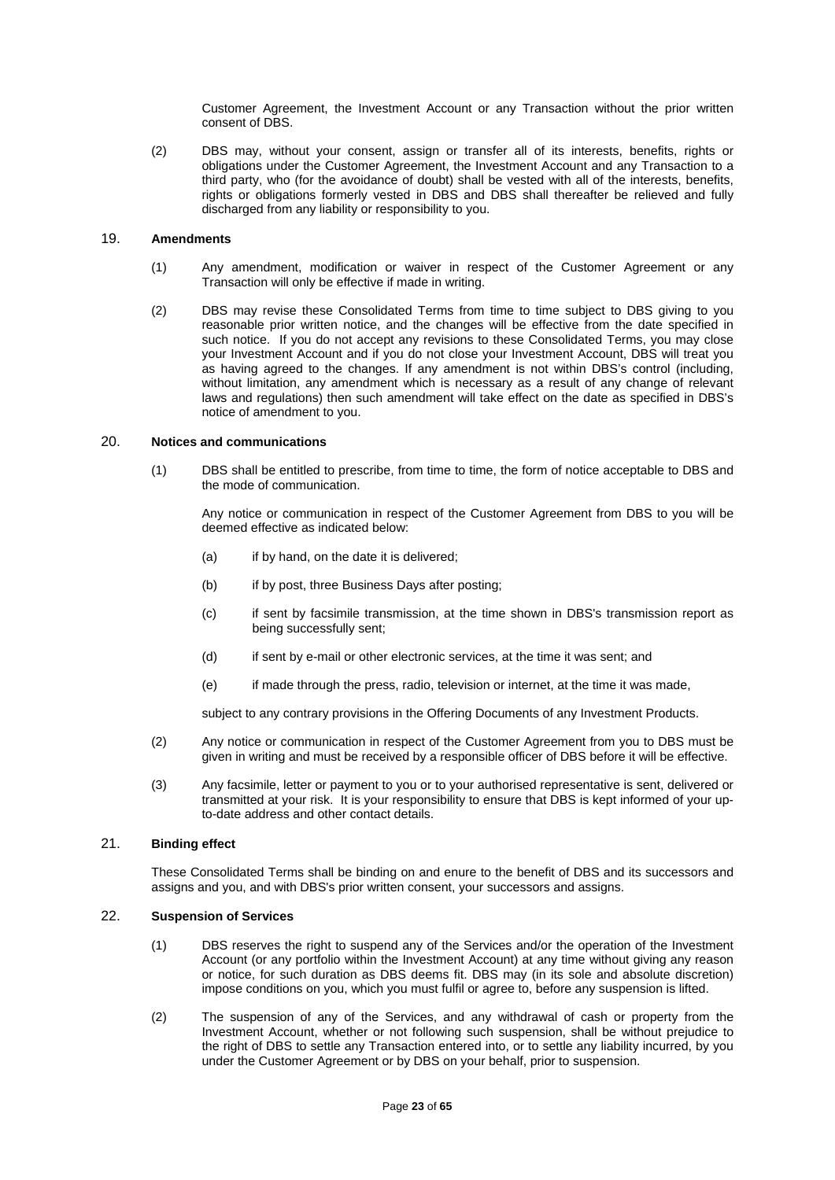Customer Agreement, the Investment Account or any Transaction without the prior written consent of DBS.

(2) DBS may, without your consent, assign or transfer all of its interests, benefits, rights or obligations under the Customer Agreement, the Investment Account and any Transaction to a third party, who (for the avoidance of doubt) shall be vested with all of the interests, benefits, rights or obligations formerly vested in DBS and DBS shall thereafter be relieved and fully discharged from any liability or responsibility to you.

## 19. **Amendments**

(1) Any amendment, modification or waiver in respect of the Customer Agreement or any Transaction will only be effective if made in writing.

(2) DBS may revise these Consolidated Terms from time to time subject to DBS giving to you reasonable prior written notice, and the changes will be effective from the date specified in such notice. If you do not accept any revisions to these Consolidated Terms, you may close your Investment Account and if you do not close your Investment Account, DBS will treat you as having agreed to the changes. If any amendment is not within DBS's control (including, without limitation, any amendment which is necessary as a result of any change of relevant laws and regulations) then such amendment will take effect on the date as specified in DBS's notice of amendment to you.

## 20. **Notices and communications**

(1) DBS shall be entitled to prescribe, from time to time, the form of notice acceptable to DBS and the mode of communication.

Any notice or communication in respect of the Customer Agreement from DBS to you will be deemed effective as indicated below:

(a) if by hand, on the date it is delivered;

(b) if by post, three Business Days after posting;

(c) if sent by facsimile transmission, at the time shown in DBS's transmission report as being successfully sent;

(d) if sent by e-mail or other electronic services, at the time it was sent; and

(e) if made through the press, radio, television or internet, at the time it was made,

subject to any contrary provisions in the Offering Documents of any Investment Products.

(2) Any notice or communication in respect of the Customer Agreement from you to DBS must be given in writing and must be received by a responsible officer of DBS before it will be effective.

(3) Any facsimile, letter or payment to you or to your authorised representative is sent, delivered or transmitted at your risk. It is your responsibility to ensure that DBS is kept informed of your up-to-date address and other contact details.

## 21. **Binding effect**

These Consolidated Terms shall be binding on and enure to the benefit of DBS and its successors and assigns and you, and with DBS's prior written consent, your successors and assigns.

## 22. **Suspension of Services**

(1) DBS reserves the right to suspend any of the Services and/or the operation of the Investment Account (or any portfolio within the Investment Account) at any time without giving any reason or notice, for such duration as DBS deems fit. DBS may (in its sole and absolute discretion) impose conditions on you, which you must fulfil or agree to, before any suspension is lifted.

(2) The suspension of any of the Services, and any withdrawal of cash or property from the Investment Account, whether or not following such suspension, shall be without prejudice to the right of DBS to settle any Transaction entered into, or to settle any liability incurred, by you under the Customer Agreement or by DBS on your behalf, prior to suspension.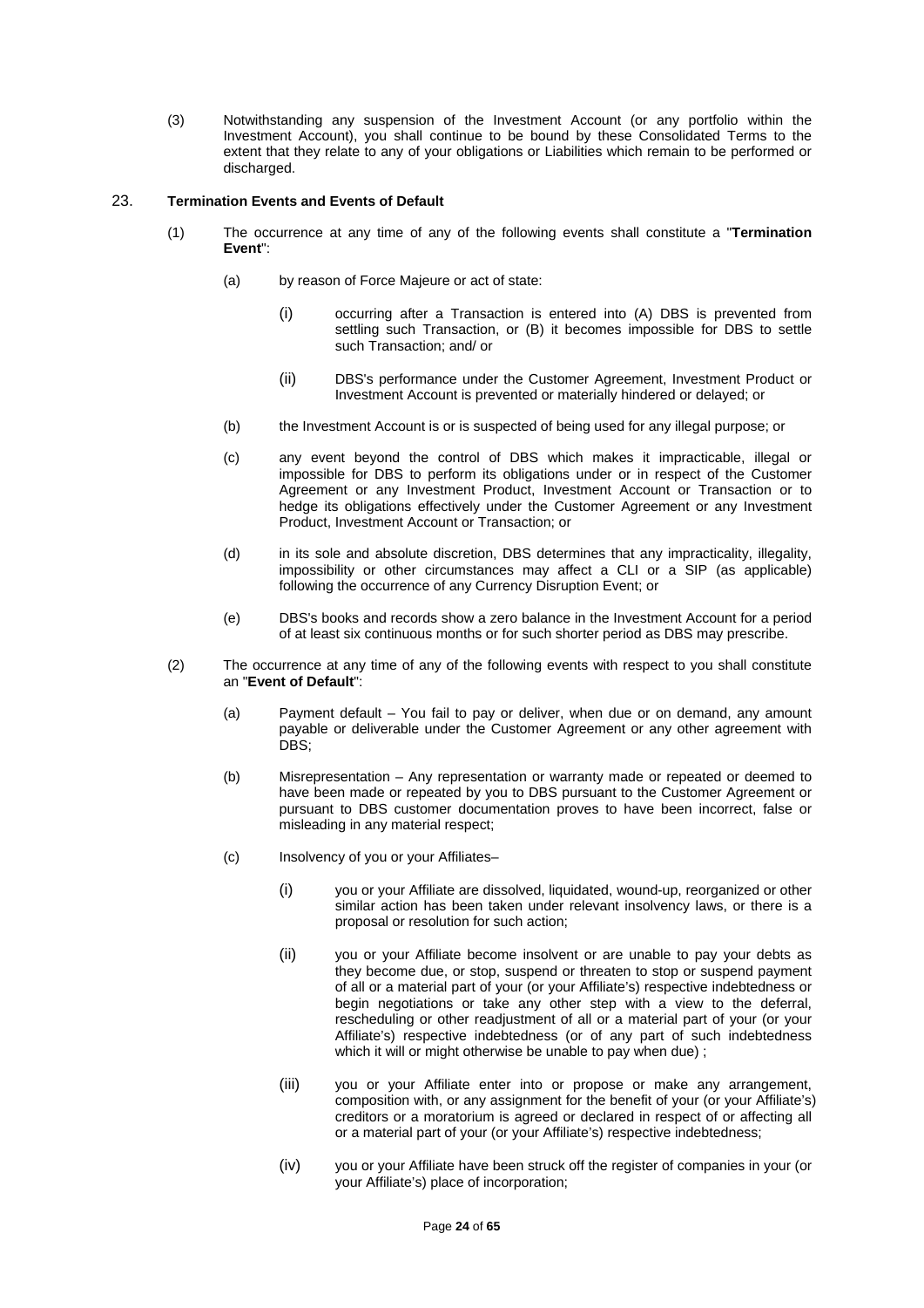(3) Notwithstanding any suspension of the Investment Account (or any portfolio within the Investment Account), you shall continue to be bound by these Consolidated Terms to the extent that they relate to any of your obligations or Liabilities which remain to be performed or discharged.

## 23. **Termination Events and Events of Default**

(1) The occurrence at any time of any of the following events shall constitute a "**Termination Event**":

(a) by reason of Force Majeure or act of state:

(i) occurring after a Transaction is entered into (A) DBS is prevented from settling such Transaction, or (B) it becomes impossible for DBS to settle such Transaction; and/ or

(ii) DBS's performance under the Customer Agreement, Investment Product or Investment Account is prevented or materially hindered or delayed; or

(b) the Investment Account is or is suspected of being used for any illegal purpose; or

(c) any event beyond the control of DBS which makes it impracticable, illegal or impossible for DBS to perform its obligations under or in respect of the Customer Agreement or any Investment Product, Investment Account or Transaction or to hedge its obligations effectively under the Customer Agreement or any Investment Product, Investment Account or Transaction; or

(d) in its sole and absolute discretion, DBS determines that any impracticality, illegality, impossibility or other circumstances may affect a CLI or a SIP (as applicable) following the occurrence of any Currency Disruption Event; or

(e) DBS's books and records show a zero balance in the Investment Account for a period of at least six continuous months or for such shorter period as DBS may prescribe.

(2) The occurrence at any time of any of the following events with respect to you shall constitute an "**Event of Default**":

(a) Payment default – You fail to pay or deliver, when due or on demand, any amount payable or deliverable under the Customer Agreement or any other agreement with DBS;

(b) Misrepresentation – Any representation or warranty made or repeated or deemed to have been made or repeated by you to DBS pursuant to the Customer Agreement or pursuant to DBS customer documentation proves to have been incorrect, false or misleading in any material respect;

(c) Insolvency of you or your Affiliates–

(i) you or your Affiliate are dissolved, liquidated, wound-up, reorganized or other similar action has been taken under relevant insolvency laws, or there is a proposal or resolution for such action;

(ii) you or your Affiliate become insolvent or are unable to pay your debts as they become due, or stop, suspend or threaten to stop or suspend payment of all or a material part of your (or your Affiliate's) respective indebtedness or begin negotiations or take any other step with a view to the deferral, rescheduling or other readjustment of all or a material part of your (or your Affiliate's) respective indebtedness (or of any part of such indebtedness which it will or might otherwise be unable to pay when due) ;

(iii) you or your Affiliate enter into or propose or make any arrangement, composition with, or any assignment for the benefit of your (or your Affiliate's) creditors or a moratorium is agreed or declared in respect of or affecting all or a material part of your (or your Affiliate's) respective indebtedness;

(iv) you or your Affiliate have been struck off the register of companies in your (or your Affiliate's) place of incorporation;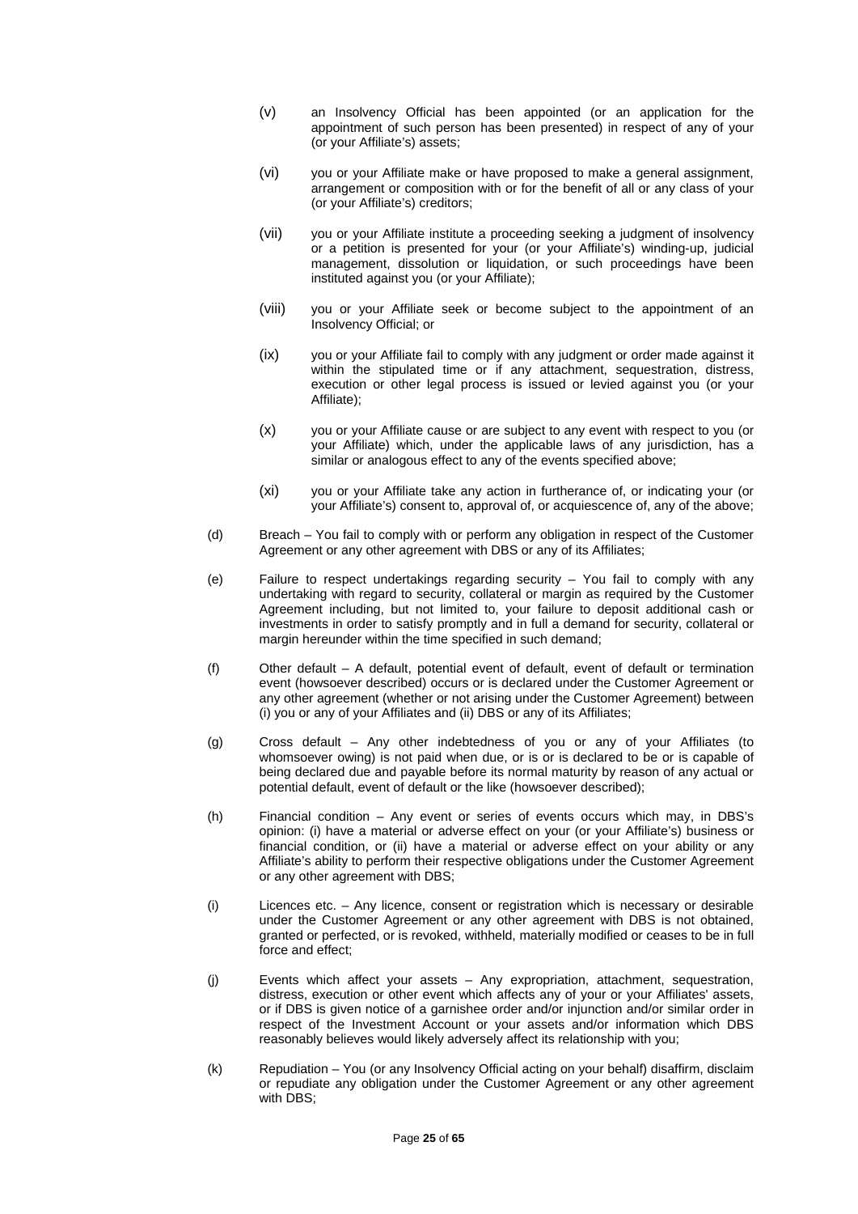(v) an Insolvency Official has been appointed (or an application for the appointment of such person has been presented) in respect of any of your (or your Affiliate's) assets;

(vi) you or your Affiliate make or have proposed to make a general assignment, arrangement or composition with or for the benefit of all or any class of your (or your Affiliate's) creditors;

(vii) you or your Affiliate institute a proceeding seeking a judgment of insolvency or a petition is presented for your (or your Affiliate's) winding-up, judicial management, dissolution or liquidation, or such proceedings have been instituted against you (or your Affiliate);

(viii) you or your Affiliate seek or become subject to the appointment of an Insolvency Official; or

(ix) you or your Affiliate fail to comply with any judgment or order made against it within the stipulated time or if any attachment, sequestration, distress, execution or other legal process is issued or levied against you (or your Affiliate);

(x) you or your Affiliate cause or are subject to any event with respect to you (or your Affiliate) which, under the applicable laws of any jurisdiction, has a similar or analogous effect to any of the events specified above;

(xi) you or your Affiliate take any action in furtherance of, or indicating your (or your Affiliate's) consent to, approval of, or acquiescence of, any of the above;

(d) Breach – You fail to comply with or perform any obligation in respect of the Customer Agreement or any other agreement with DBS or any of its Affiliates;

(e) Failure to respect undertakings regarding security – You fail to comply with any undertaking with regard to security, collateral or margin as required by the Customer Agreement including, but not limited to, your failure to deposit additional cash or investments in order to satisfy promptly and in full a demand for security, collateral or margin hereunder within the time specified in such demand;

(f) Other default – A default, potential event of default, event of default or termination event (howsoever described) occurs or is declared under the Customer Agreement or any other agreement (whether or not arising under the Customer Agreement) between (i) you or any of your Affiliates and (ii) DBS or any of its Affiliates;

(g) Cross default – Any other indebtedness of you or any of your Affiliates (to whomsoever owing) is not paid when due, or is or is declared to be or is capable of being declared due and payable before its normal maturity by reason of any actual or potential default, event of default or the like (howsoever described);

(h) Financial condition – Any event or series of events occurs which may, in DBS's opinion: (i) have a material or adverse effect on your (or your Affiliate's) business or financial condition, or (ii) have a material or adverse effect on your ability or any Affiliate's ability to perform their respective obligations under the Customer Agreement or any other agreement with DBS;

(i) Licences etc. – Any licence, consent or registration which is necessary or desirable under the Customer Agreement or any other agreement with DBS is not obtained, granted or perfected, or is revoked, withheld, materially modified or ceases to be in full force and effect;

(j) Events which affect your assets – Any expropriation, attachment, sequestration, distress, execution or other event which affects any of your or your Affiliates' assets, or if DBS is given notice of a garnishee order and/or injunction and/or similar order in respect of the Investment Account or your assets and/or information which DBS reasonably believes would likely adversely affect its relationship with you;

(k) Repudiation – You (or any Insolvency Official acting on your behalf) disaffirm, disclaim or repudiate any obligation under the Customer Agreement or any other agreement with DBS;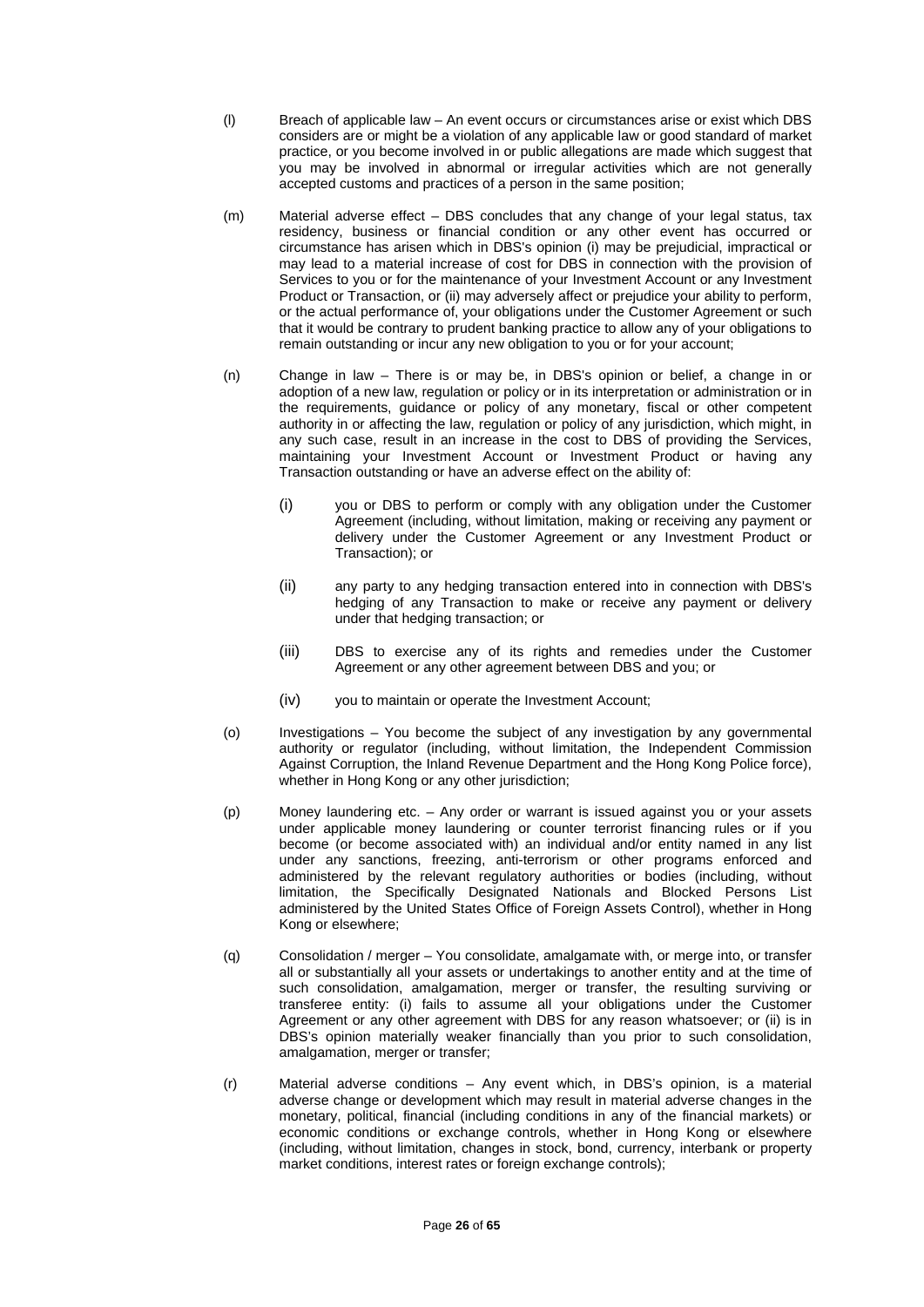(l) Breach of applicable law – An event occurs or circumstances arise or exist which DBS considers are or might be a violation of any applicable law or good standard of market practice, or you become involved in or public allegations are made which suggest that you may be involved in abnormal or irregular activities which are not generally accepted customs and practices of a person in the same position;

(m) Material adverse effect – DBS concludes that any change of your legal status, tax residency, business or financial condition or any other event has occurred or circumstance has arisen which in DBS's opinion (i) may be prejudicial, impractical or may lead to a material increase of cost for DBS in connection with the provision of Services to you or for the maintenance of your Investment Account or any Investment Product or Transaction, or (ii) may adversely affect or prejudice your ability to perform, or the actual performance of, your obligations under the Customer Agreement or such that it would be contrary to prudent banking practice to allow any of your obligations to remain outstanding or incur any new obligation to you or for your account;

(n) Change in law – There is or may be, in DBS's opinion or belief, a change in or adoption of a new law, regulation or policy or in its interpretation or administration or in the requirements, guidance or policy of any monetary, fiscal or other competent authority in or affecting the law, regulation or policy of any jurisdiction, which might, in any such case, result in an increase in the cost to DBS of providing the Services, maintaining your Investment Account or Investment Product or having any Transaction outstanding or have an adverse effect on the ability of:

  (i) you or DBS to perform or comply with any obligation under the Customer Agreement (including, without limitation, making or receiving any payment or delivery under the Customer Agreement or any Investment Product or Transaction); or

  (ii) any party to any hedging transaction entered into in connection with DBS's hedging of any Transaction to make or receive any payment or delivery under that hedging transaction; or

  (iii) DBS to exercise any of its rights and remedies under the Customer Agreement or any other agreement between DBS and you; or

  (iv) you to maintain or operate the Investment Account;

(o) Investigations – You become the subject of any investigation by any governmental authority or regulator (including, without limitation, the Independent Commission Against Corruption, the Inland Revenue Department and the Hong Kong Police force), whether in Hong Kong or any other jurisdiction;

(p) Money laundering etc. – Any order or warrant is issued against you or your assets under applicable money laundering or counter terrorist financing rules or if you become (or become associated with) an individual and/or entity named in any list under any sanctions, freezing, anti-terrorism or other programs enforced and administered by the relevant regulatory authorities or bodies (including, without limitation, the Specifically Designated Nationals and Blocked Persons List administered by the United States Office of Foreign Assets Control), whether in Hong Kong or elsewhere;

(q) Consolidation / merger – You consolidate, amalgamate with, or merge into, or transfer all or substantially all your assets or undertakings to another entity and at the time of such consolidation, amalgamation, merger or transfer, the resulting surviving or transferee entity: (i) fails to assume all your obligations under the Customer Agreement or any other agreement with DBS for any reason whatsoever; or (ii) is in DBS's opinion materially weaker financially than you prior to such consolidation, amalgamation, merger or transfer;

(r) Material adverse conditions – Any event which, in DBS's opinion, is a material adverse change or development which may result in material adverse changes in the monetary, political, financial (including conditions in any of the financial markets) or economic conditions or exchange controls, whether in Hong Kong or elsewhere (including, without limitation, changes in stock, bond, currency, interbank or property market conditions, interest rates or foreign exchange controls);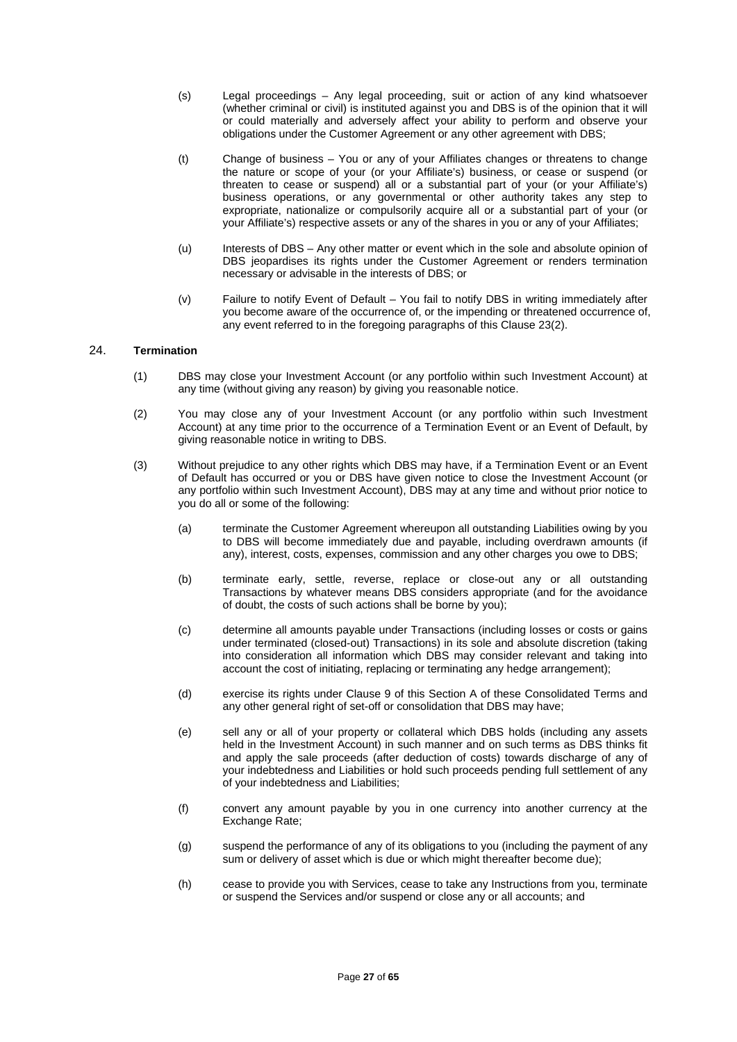(s) Legal proceedings – Any legal proceeding, suit or action of any kind whatsoever (whether criminal or civil) is instituted against you and DBS is of the opinion that it will or could materially and adversely affect your ability to perform and observe your obligations under the Customer Agreement or any other agreement with DBS;

(t) Change of business – You or any of your Affiliates changes or threatens to change the nature or scope of your (or your Affiliate's) business, or cease or suspend (or threaten to cease or suspend) all or a substantial part of your (or your Affiliate's) business operations, or any governmental or other authority takes any step to expropriate, nationalize or compulsorily acquire all or a substantial part of your (or your Affiliate's) respective assets or any of the shares in you or any of your Affiliates;

(u) Interests of DBS – Any other matter or event which in the sole and absolute opinion of DBS jeopardises its rights under the Customer Agreement or renders termination necessary or advisable in the interests of DBS; or

(v) Failure to notify Event of Default – You fail to notify DBS in writing immediately after you become aware of the occurrence of, or the impending or threatened occurrence of, any event referred to in the foregoing paragraphs of this Clause 23(2).

## 24. **Termination**

(1) DBS may close your Investment Account (or any portfolio within such Investment Account) at any time (without giving any reason) by giving you reasonable notice.

(2) You may close any of your Investment Account (or any portfolio within such Investment Account) at any time prior to the occurrence of a Termination Event or an Event of Default, by giving reasonable notice in writing to DBS.

(3) Without prejudice to any other rights which DBS may have, if a Termination Event or an Event of Default has occurred or you or DBS have given notice to close the Investment Account (or any portfolio within such Investment Account), DBS may at any time and without prior notice to you do all or some of the following:

(a) terminate the Customer Agreement whereupon all outstanding Liabilities owing by you to DBS will become immediately due and payable, including overdrawn amounts (if any), interest, costs, expenses, commission and any other charges you owe to DBS;

(b) terminate early, settle, reverse, replace or close-out any or all outstanding Transactions by whatever means DBS considers appropriate (and for the avoidance of doubt, the costs of such actions shall be borne by you);

(c) determine all amounts payable under Transactions (including losses or costs or gains under terminated (closed-out) Transactions) in its sole and absolute discretion (taking into consideration all information which DBS may consider relevant and taking into account the cost of initiating, replacing or terminating any hedge arrangement);

(d) exercise its rights under Clause 9 of this Section A of these Consolidated Terms and any other general right of set-off or consolidation that DBS may have;

(e) sell any or all of your property or collateral which DBS holds (including any assets held in the Investment Account) in such manner and on such terms as DBS thinks fit and apply the sale proceeds (after deduction of costs) towards discharge of any of your indebtedness and Liabilities or hold such proceeds pending full settlement of any of your indebtedness and Liabilities;

(f) convert any amount payable by you in one currency into another currency at the Exchange Rate;

(g) suspend the performance of any of its obligations to you (including the payment of any sum or delivery of asset which is due or which might thereafter become due);

(h) cease to provide you with Services, cease to take any Instructions from you, terminate or suspend the Services and/or suspend or close any or all accounts; and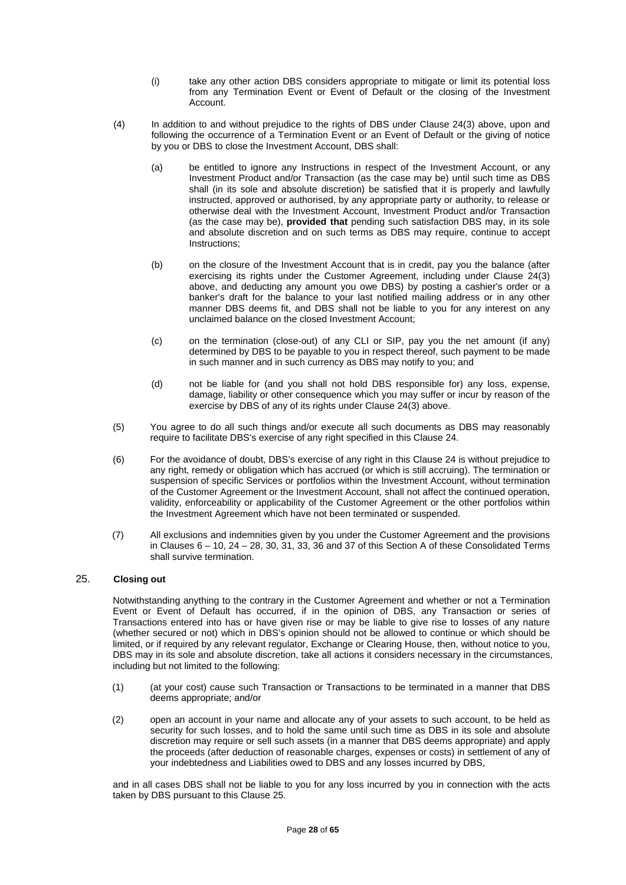(i) take any other action DBS considers appropriate to mitigate or limit its potential loss from any Termination Event or Event of Default or the closing of the Investment Account.

(4) In addition to and without prejudice to the rights of DBS under Clause 24(3) above, upon and following the occurrence of a Termination Event or an Event of Default or the giving of notice by you or DBS to close the Investment Account, DBS shall:

(a) be entitled to ignore any Instructions in respect of the Investment Account, or any Investment Product and/or Transaction (as the case may be) until such time as DBS shall (in its sole and absolute discretion) be satisfied that it is properly and lawfully instructed, approved or authorised, by any appropriate party or authority, to release or otherwise deal with the Investment Account, Investment Product and/or Transaction (as the case may be), **provided that** pending such satisfaction DBS may, in its sole and absolute discretion and on such terms as DBS may require, continue to accept Instructions;

(b) on the closure of the Investment Account that is in credit, pay you the balance (after exercising its rights under the Customer Agreement, including under Clause 24(3) above, and deducting any amount you owe DBS) by posting a cashier's order or a banker's draft for the balance to your last notified mailing address or in any other manner DBS deems fit, and DBS shall not be liable to you for any interest on any unclaimed balance on the closed Investment Account;

(c) on the termination (close-out) of any CLI or SIP, pay you the net amount (if any) determined by DBS to be payable to you in respect thereof, such payment to be made in such manner and in such currency as DBS may notify to you; and

(d) not be liable for (and you shall not hold DBS responsible for) any loss, expense, damage, liability or other consequence which you may suffer or incur by reason of the exercise by DBS of any of its rights under Clause 24(3) above.

(5) You agree to do all such things and/or execute all such documents as DBS may reasonably require to facilitate DBS's exercise of any right specified in this Clause 24.

(6) For the avoidance of doubt, DBS's exercise of any right in this Clause 24 is without prejudice to any right, remedy or obligation which has accrued (or which is still accruing). The termination or suspension of specific Services or portfolios within the Investment Account, without termination of the Customer Agreement or the Investment Account, shall not affect the continued operation, validity, enforceability or applicability of the Customer Agreement or the other portfolios within the Investment Agreement which have not been terminated or suspended.

(7) All exclusions and indemnities given by you under the Customer Agreement and the provisions in Clauses 6 – 10, 24 – 28, 30, 31, 33, 36 and 37 of this Section A of these Consolidated Terms shall survive termination.

## 25. Closing out

Notwithstanding anything to the contrary in the Customer Agreement and whether or not a Termination Event or Event of Default has occurred, if in the opinion of DBS, any Transaction or series of Transactions entered into has or have given rise or may be liable to give rise to losses of any nature (whether secured or not) which in DBS's opinion should not be allowed to continue or which should be limited, or if required by any relevant regulator, Exchange or Clearing House, then, without notice to you, DBS may in its sole and absolute discretion, take all actions it considers necessary in the circumstances, including but not limited to the following:

(1) (at your cost) cause such Transaction or Transactions to be terminated in a manner that DBS deems appropriate; and/or

(2) open an account in your name and allocate any of your assets to such account, to be held as security for such losses, and to hold the same until such time as DBS in its sole and absolute discretion may require or sell such assets (in a manner that DBS deems appropriate) and apply the proceeds (after deduction of reasonable charges, expenses or costs) in settlement of any of your indebtedness and Liabilities owed to DBS and any losses incurred by DBS,

and in all cases DBS shall not be liable to you for any loss incurred by you in connection with the acts taken by DBS pursuant to this Clause 25.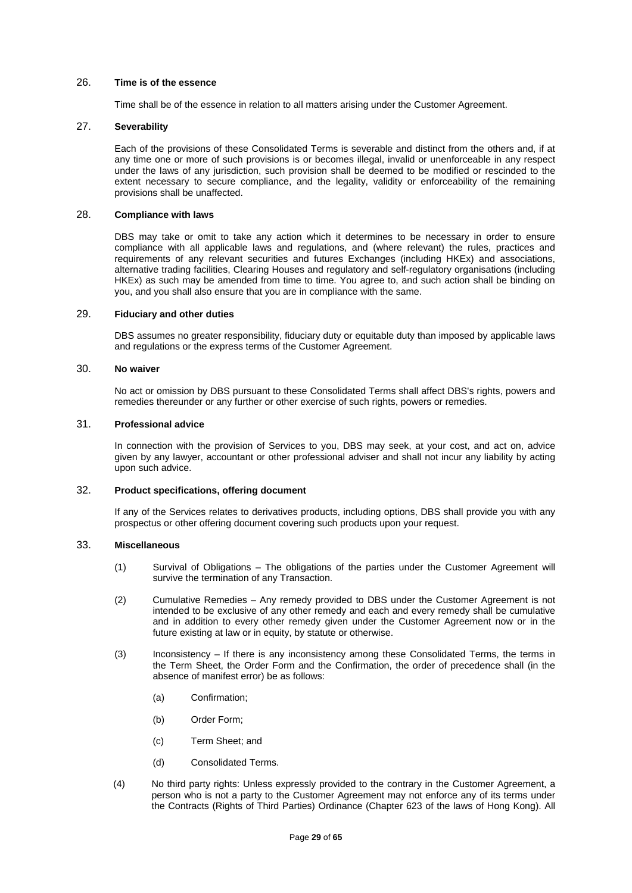## 26. Time is of the essence

Time shall be of the essence in relation to all matters arising under the Customer Agreement.

## 27. Severability

Each of the provisions of these Consolidated Terms is severable and distinct from the others and, if at any time one or more of such provisions is or becomes illegal, invalid or unenforceable in any respect under the laws of any jurisdiction, such provision shall be deemed to be modified or rescinded to the extent necessary to secure compliance, and the legality, validity or enforceability of the remaining provisions shall be unaffected.

## 28. Compliance with laws

DBS may take or omit to take any action which it determines to be necessary in order to ensure compliance with all applicable laws and regulations, and (where relevant) the rules, practices and requirements of any relevant securities and futures Exchanges (including HKEx) and associations, alternative trading facilities, Clearing Houses and regulatory and self-regulatory organisations (including HKEx) as such may be amended from time to time. You agree to, and such action shall be binding on you, and you shall also ensure that you are in compliance with the same.

## 29. Fiduciary and other duties

DBS assumes no greater responsibility, fiduciary duty or equitable duty than imposed by applicable laws and regulations or the express terms of the Customer Agreement.

## 30. No waiver

No act or omission by DBS pursuant to these Consolidated Terms shall affect DBS's rights, powers and remedies thereunder or any further or other exercise of such rights, powers or remedies.

## 31. Professional advice

In connection with the provision of Services to you, DBS may seek, at your cost, and act on, advice given by any lawyer, accountant or other professional adviser and shall not incur any liability by acting upon such advice.

## 32. Product specifications, offering document

If any of the Services relates to derivatives products, including options, DBS shall provide you with any prospectus or other offering document covering such products upon your request.

## 33. Miscellaneous

(1) Survival of Obligations – The obligations of the parties under the Customer Agreement will survive the termination of any Transaction.

(2) Cumulative Remedies – Any remedy provided to DBS under the Customer Agreement is not intended to be exclusive of any other remedy and each and every remedy shall be cumulative and in addition to every other remedy given under the Customer Agreement now or in the future existing at law or in equity, by statute or otherwise.

(3) Inconsistency – If there is any inconsistency among these Consolidated Terms, the terms in the Term Sheet, the Order Form and the Confirmation, the order of precedence shall (in the absence of manifest error) be as follows:

- (a) Confirmation;
- (b) Order Form;
- (c) Term Sheet; and
- (d) Consolidated Terms.

(4) No third party rights: Unless expressly provided to the contrary in the Customer Agreement, a person who is not a party to the Customer Agreement may not enforce any of its terms under the Contracts (Rights of Third Parties) Ordinance (Chapter 623 of the laws of Hong Kong). All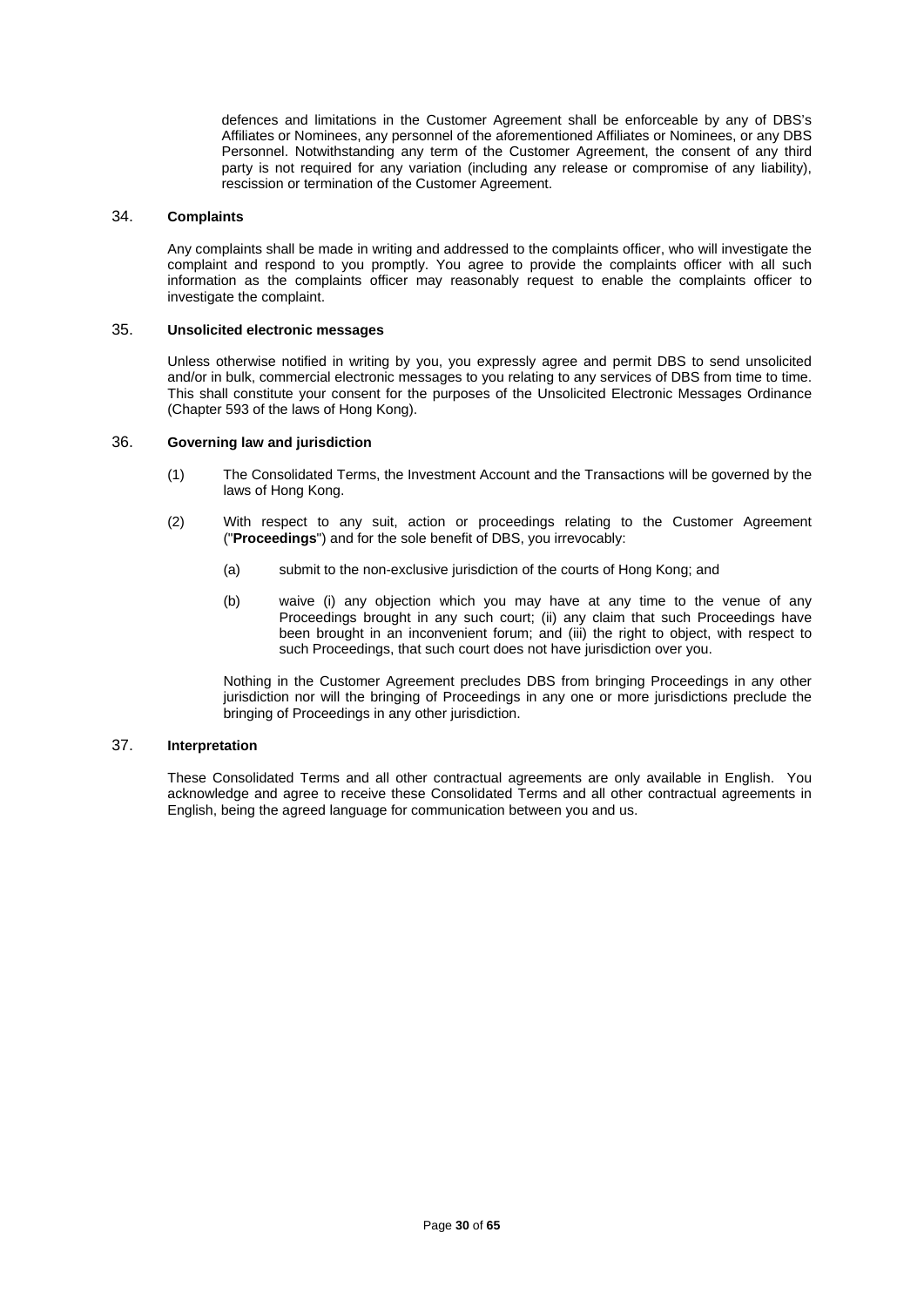defences and limitations in the Customer Agreement shall be enforceable by any of DBS's Affiliates or Nominees, any personnel of the aforementioned Affiliates or Nominees, or any DBS Personnel. Notwithstanding any term of the Customer Agreement, the consent of any third party is not required for any variation (including any release or compromise of any liability), rescission or termination of the Customer Agreement.

### 34. **Complaints**

Any complaints shall be made in writing and addressed to the complaints officer, who will investigate the complaint and respond to you promptly. You agree to provide the complaints officer with all such information as the complaints officer may reasonably request to enable the complaints officer to investigate the complaint.

### 35. **Unsolicited electronic messages**

Unless otherwise notified in writing by you, you expressly agree and permit DBS to send unsolicited and/or in bulk, commercial electronic messages to you relating to any services of DBS from time to time. This shall constitute your consent for the purposes of the Unsolicited Electronic Messages Ordinance (Chapter 593 of the laws of Hong Kong).

### 36. **Governing law and jurisdiction**

(1) The Consolidated Terms, the Investment Account and the Transactions will be governed by the laws of Hong Kong.

(2) With respect to any suit, action or proceedings relating to the Customer Agreement ("**Proceedings**") and for the sole benefit of DBS, you irrevocably:

(a) submit to the non-exclusive jurisdiction of the courts of Hong Kong; and

(b) waive (i) any objection which you may have at any time to the venue of any Proceedings brought in any such court; (ii) any claim that such Proceedings have been brought in an inconvenient forum; and (iii) the right to object, with respect to such Proceedings, that such court does not have jurisdiction over you.

Nothing in the Customer Agreement precludes DBS from bringing Proceedings in any other jurisdiction nor will the bringing of Proceedings in any one or more jurisdictions preclude the bringing of Proceedings in any other jurisdiction.

### 37. **Interpretation**

These Consolidated Terms and all other contractual agreements are only available in English. You acknowledge and agree to receive these Consolidated Terms and all other contractual agreements in English, being the agreed language for communication between you and us.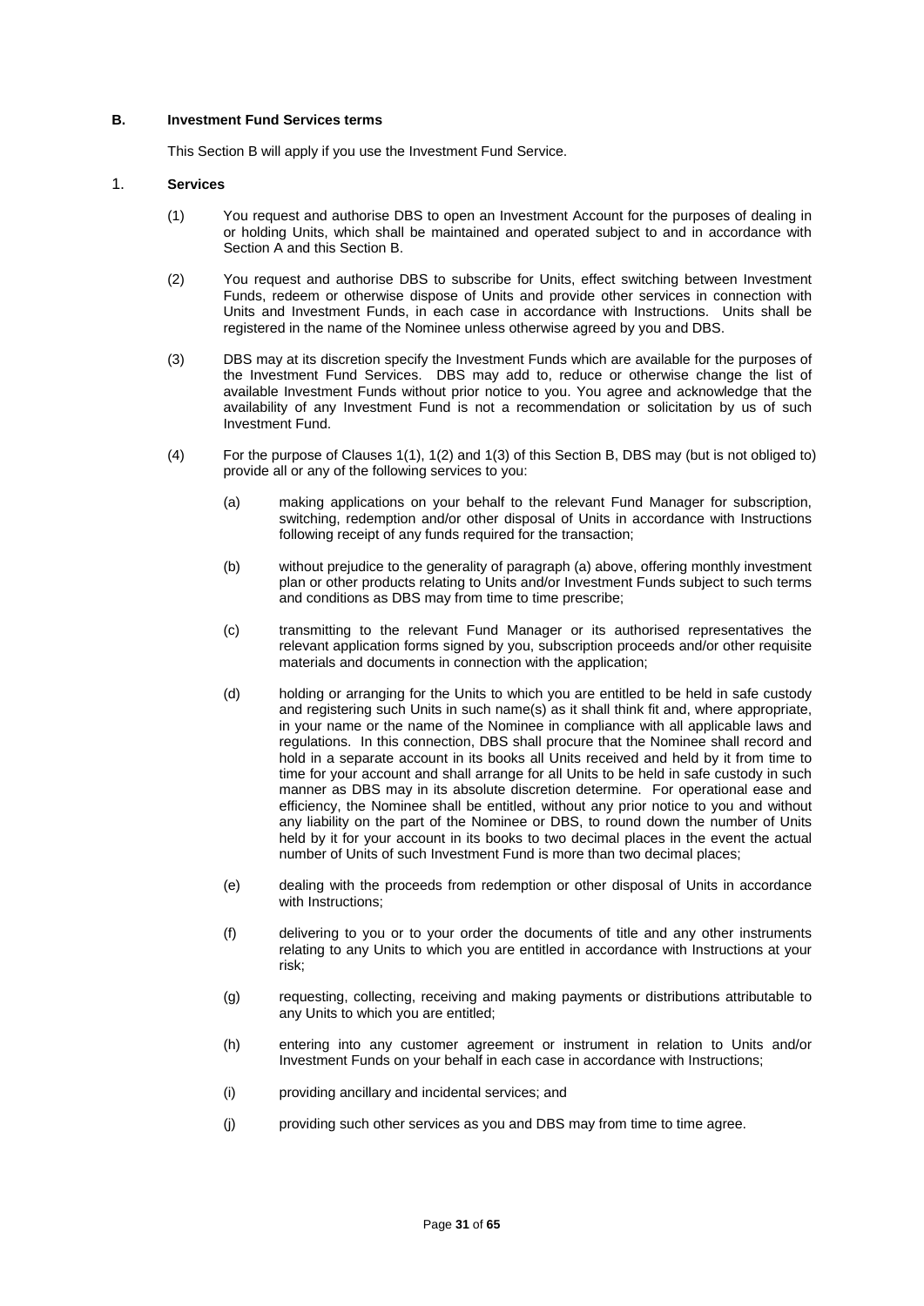## B. Investment Fund Services terms

This Section B will apply if you use the Investment Fund Service.

### 1. Services

(1) You request and authorise DBS to open an Investment Account for the purposes of dealing in or holding Units, which shall be maintained and operated subject to and in accordance with Section A and this Section B.

(2) You request and authorise DBS to subscribe for Units, effect switching between Investment Funds, redeem or otherwise dispose of Units and provide other services in connection with Units and Investment Funds, in each case in accordance with Instructions. Units shall be registered in the name of the Nominee unless otherwise agreed by you and DBS.

(3) DBS may at its discretion specify the Investment Funds which are available for the purposes of the Investment Fund Services. DBS may add to, reduce or otherwise change the list of available Investment Funds without prior notice to you. You agree and acknowledge that the availability of any Investment Fund is not a recommendation or solicitation by us of such Investment Fund.

(4) For the purpose of Clauses 1(1), 1(2) and 1(3) of this Section B, DBS may (but is not obliged to) provide all or any of the following services to you:

(a) making applications on your behalf to the relevant Fund Manager for subscription, switching, redemption and/or other disposal of Units in accordance with Instructions following receipt of any funds required for the transaction;

(b) without prejudice to the generality of paragraph (a) above, offering monthly investment plan or other products relating to Units and/or Investment Funds subject to such terms and conditions as DBS may from time to time prescribe;

(c) transmitting to the relevant Fund Manager or its authorised representatives the relevant application forms signed by you, subscription proceeds and/or other requisite materials and documents in connection with the application;

(d) holding or arranging for the Units to which you are entitled to be held in safe custody and registering such Units in such name(s) as it shall think fit and, where appropriate, in your name or the name of the Nominee in compliance with all applicable laws and regulations. In this connection, DBS shall procure that the Nominee shall record and hold in a separate account in its books all Units received and held by it from time to time for your account and shall arrange for all Units to be held in safe custody in such manner as DBS may in its absolute discretion determine. For operational ease and efficiency, the Nominee shall be entitled, without any prior notice to you and without any liability on the part of the Nominee or DBS, to round down the number of Units held by it for your account in its books to two decimal places in the event the actual number of Units of such Investment Fund is more than two decimal places;

(e) dealing with the proceeds from redemption or other disposal of Units in accordance with Instructions;

(f) delivering to you or to your order the documents of title and any other instruments relating to any Units to which you are entitled in accordance with Instructions at your risk;

(g) requesting, collecting, receiving and making payments or distributions attributable to any Units to which you are entitled;

(h) entering into any customer agreement or instrument in relation to Units and/or Investment Funds on your behalf in each case in accordance with Instructions;

(i) providing ancillary and incidental services; and

(j) providing such other services as you and DBS may from time to time agree.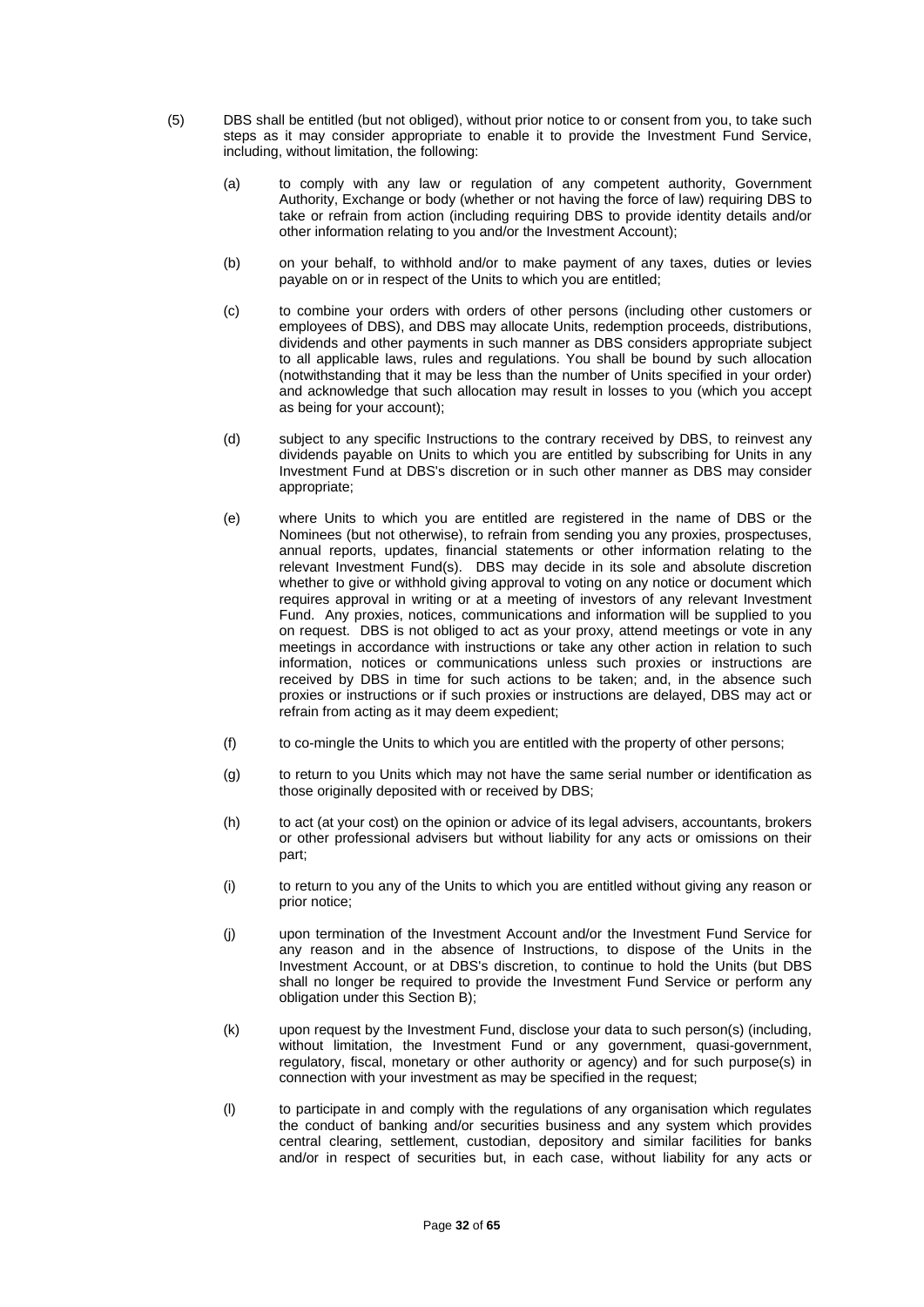(5) DBS shall be entitled (but not obliged), without prior notice to or consent from you, to take such steps as it may consider appropriate to enable it to provide the Investment Fund Service, including, without limitation, the following:

(a) to comply with any law or regulation of any competent authority, Government Authority, Exchange or body (whether or not having the force of law) requiring DBS to take or refrain from action (including requiring DBS to provide identity details and/or other information relating to you and/or the Investment Account);

(b) on your behalf, to withhold and/or to make payment of any taxes, duties or levies payable on or in respect of the Units to which you are entitled;

(c) to combine your orders with orders of other persons (including other customers or employees of DBS), and DBS may allocate Units, redemption proceeds, distributions, dividends and other payments in such manner as DBS considers appropriate subject to all applicable laws, rules and regulations. You shall be bound by such allocation (notwithstanding that it may be less than the number of Units specified in your order) and acknowledge that such allocation may result in losses to you (which you accept as being for your account);

(d) subject to any specific Instructions to the contrary received by DBS, to reinvest any dividends payable on Units to which you are entitled by subscribing for Units in any Investment Fund at DBS's discretion or in such other manner as DBS may consider appropriate;

(e) where Units to which you are entitled are registered in the name of DBS or the Nominees (but not otherwise), to refrain from sending you any proxies, prospectuses, annual reports, updates, financial statements or other information relating to the relevant Investment Fund(s). DBS may decide in its sole and absolute discretion whether to give or withhold giving approval to voting on any notice or document which requires approval in writing or at a meeting of investors of any relevant Investment Fund. Any proxies, notices, communications and information will be supplied to you on request. DBS is not obliged to act as your proxy, attend meetings or vote in any meetings in accordance with instructions or take any other action in relation to such information, notices or communications unless such proxies or instructions are received by DBS in time for such actions to be taken; and, in the absence such proxies or instructions or if such proxies or instructions are delayed, DBS may act or refrain from acting as it may deem expedient;

(f) to co-mingle the Units to which you are entitled with the property of other persons;

(g) to return to you Units which may not have the same serial number or identification as those originally deposited with or received by DBS;

(h) to act (at your cost) on the opinion or advice of its legal advisers, accountants, brokers or other professional advisers but without liability for any acts or omissions on their part;

(i) to return to you any of the Units to which you are entitled without giving any reason or prior notice;

(j) upon termination of the Investment Account and/or the Investment Fund Service for any reason and in the absence of Instructions, to dispose of the Units in the Investment Account, or at DBS's discretion, to continue to hold the Units (but DBS shall no longer be required to provide the Investment Fund Service or perform any obligation under this Section B);

(k) upon request by the Investment Fund, disclose your data to such person(s) (including, without limitation, the Investment Fund or any government, quasi-government, regulatory, fiscal, monetary or other authority or agency) and for such purpose(s) in connection with your investment as may be specified in the request;

(l) to participate in and comply with the regulations of any organisation which regulates the conduct of banking and/or securities business and any system which provides central clearing, settlement, custodian, depository and similar facilities for banks and/or in respect of securities but, in each case, without liability for any acts or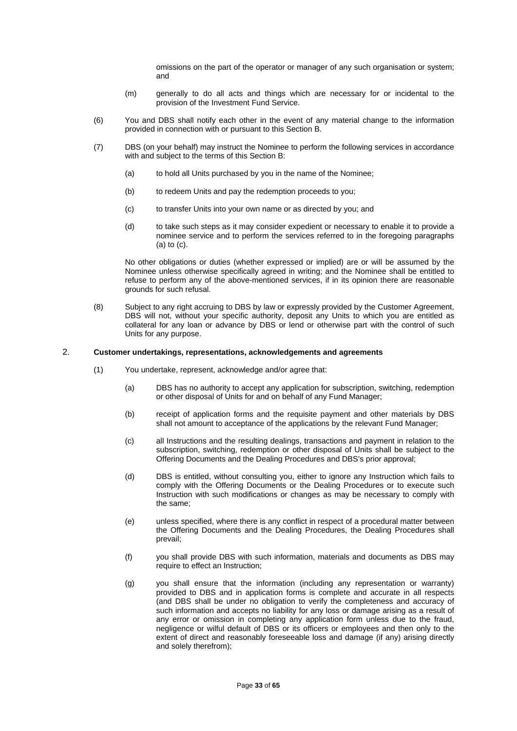omissions on the part of the operator or manager of any such organisation or system; and

(m) generally to do all acts and things which are necessary for or incidental to the provision of the Investment Fund Service.

(6) You and DBS shall notify each other in the event of any material change to the information provided in connection with or pursuant to this Section B.

(7) DBS (on your behalf) may instruct the Nominee to perform the following services in accordance with and subject to the terms of this Section B:

(a) to hold all Units purchased by you in the name of the Nominee;

(b) to redeem Units and pay the redemption proceeds to you;

(c) to transfer Units into your own name or as directed by you; and

(d) to take such steps as it may consider expedient or necessary to enable it to provide a nominee service and to perform the services referred to in the foregoing paragraphs (a) to (c).

No other obligations or duties (whether expressed or implied) are or will be assumed by the Nominee unless otherwise specifically agreed in writing; and the Nominee shall be entitled to refuse to perform any of the above-mentioned services, if in its opinion there are reasonable grounds for such refusal.

(8) Subject to any right accruing to DBS by law or expressly provided by the Customer Agreement, DBS will not, without your specific authority, deposit any Units to which you are entitled as collateral for any loan or advance by DBS or lend or otherwise part with the control of such Units for any purpose.

## 2. **Customer undertakings, representations, acknowledgements and agreements**

(1) You undertake, represent, acknowledge and/or agree that:

(a) DBS has no authority to accept any application for subscription, switching, redemption or other disposal of Units for and on behalf of any Fund Manager;

(b) receipt of application forms and the requisite payment and other materials by DBS shall not amount to acceptance of the applications by the relevant Fund Manager;

(c) all Instructions and the resulting dealings, transactions and payment in relation to the subscription, switching, redemption or other disposal of Units shall be subject to the Offering Documents and the Dealing Procedures and DBS's prior approval;

(d) DBS is entitled, without consulting you, either to ignore any Instruction which fails to comply with the Offering Documents or the Dealing Procedures or to execute such Instruction with such modifications or changes as may be necessary to comply with the same;

(e) unless specified, where there is any conflict in respect of a procedural matter between the Offering Documents and the Dealing Procedures, the Dealing Procedures shall prevail;

(f) you shall provide DBS with such information, materials and documents as DBS may require to effect an Instruction;

(g) you shall ensure that the information (including any representation or warranty) provided to DBS and in application forms is complete and accurate in all respects (and DBS shall be under no obligation to verify the completeness and accuracy of such information and accepts no liability for any loss or damage arising as a result of any error or omission in completing any application form unless due to the fraud, negligence or wilful default of DBS or its officers or employees and then only to the extent of direct and reasonably foreseeable loss and damage (if any) arising directly and solely therefrom);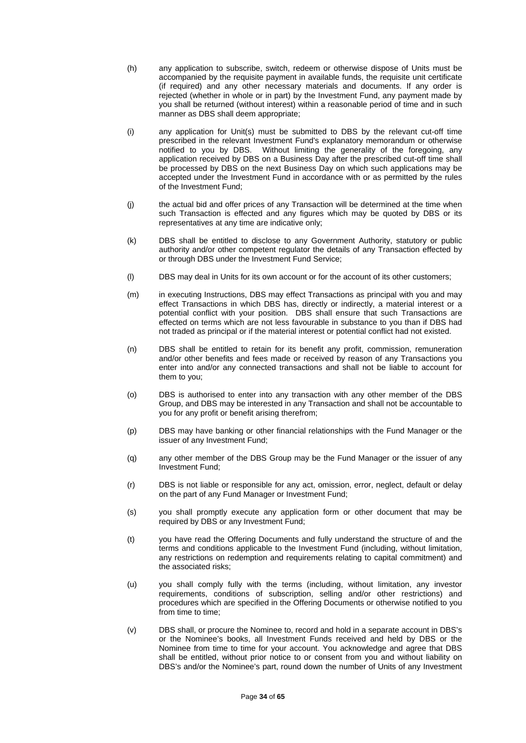(h) any application to subscribe, switch, redeem or otherwise dispose of Units must be accompanied by the requisite payment in available funds, the requisite unit certificate (if required) and any other necessary materials and documents. If any order is rejected (whether in whole or in part) by the Investment Fund, any payment made by you shall be returned (without interest) within a reasonable period of time and in such manner as DBS shall deem appropriate;

(i) any application for Unit(s) must be submitted to DBS by the relevant cut-off time prescribed in the relevant Investment Fund's explanatory memorandum or otherwise notified to you by DBS. Without limiting the generality of the foregoing, any application received by DBS on a Business Day after the prescribed cut-off time shall be processed by DBS on the next Business Day on which such applications may be accepted under the Investment Fund in accordance with or as permitted by the rules of the Investment Fund;

(j) the actual bid and offer prices of any Transaction will be determined at the time when such Transaction is effected and any figures which may be quoted by DBS or its representatives at any time are indicative only;

(k) DBS shall be entitled to disclose to any Government Authority, statutory or public authority and/or other competent regulator the details of any Transaction effected by or through DBS under the Investment Fund Service;

(l) DBS may deal in Units for its own account or for the account of its other customers;

(m) in executing Instructions, DBS may effect Transactions as principal with you and may effect Transactions in which DBS has, directly or indirectly, a material interest or a potential conflict with your position. DBS shall ensure that such Transactions are effected on terms which are not less favourable in substance to you than if DBS had not traded as principal or if the material interest or potential conflict had not existed.

(n) DBS shall be entitled to retain for its benefit any profit, commission, remuneration and/or other benefits and fees made or received by reason of any Transactions you enter into and/or any connected transactions and shall not be liable to account for them to you;

(o) DBS is authorised to enter into any transaction with any other member of the DBS Group, and DBS may be interested in any Transaction and shall not be accountable to you for any profit or benefit arising therefrom;

(p) DBS may have banking or other financial relationships with the Fund Manager or the issuer of any Investment Fund;

(q) any other member of the DBS Group may be the Fund Manager or the issuer of any Investment Fund;

(r) DBS is not liable or responsible for any act, omission, error, neglect, default or delay on the part of any Fund Manager or Investment Fund;

(s) you shall promptly execute any application form or other document that may be required by DBS or any Investment Fund;

(t) you have read the Offering Documents and fully understand the structure of and the terms and conditions applicable to the Investment Fund (including, without limitation, any restrictions on redemption and requirements relating to capital commitment) and the associated risks;

(u) you shall comply fully with the terms (including, without limitation, any investor requirements, conditions of subscription, selling and/or other restrictions) and procedures which are specified in the Offering Documents or otherwise notified to you from time to time;

(v) DBS shall, or procure the Nominee to, record and hold in a separate account in DBS's or the Nominee's books, all Investment Funds received and held by DBS or the Nominee from time to time for your account. You acknowledge and agree that DBS shall be entitled, without prior notice to or consent from you and without liability on DBS's and/or the Nominee's part, round down the number of Units of any Investment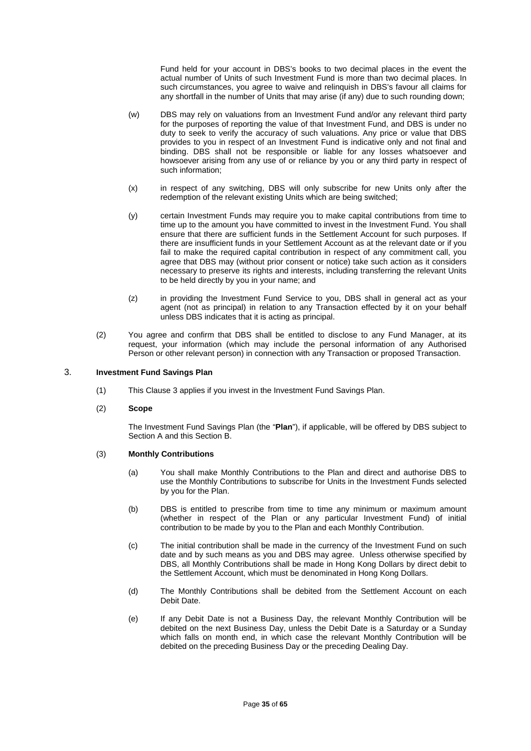Fund held for your account in DBS's books to two decimal places in the event the actual number of Units of such Investment Fund is more than two decimal places. In such circumstances, you agree to waive and relinquish in DBS's favour all claims for any shortfall in the number of Units that may arise (if any) due to such rounding down;

(w) DBS may rely on valuations from an Investment Fund and/or any relevant third party for the purposes of reporting the value of that Investment Fund, and DBS is under no duty to seek to verify the accuracy of such valuations. Any price or value that DBS provides to you in respect of an Investment Fund is indicative only and not final and binding. DBS shall not be responsible or liable for any losses whatsoever and howsoever arising from any use of or reliance by you or any third party in respect of such information;

(x) in respect of any switching, DBS will only subscribe for new Units only after the redemption of the relevant existing Units which are being switched;

(y) certain Investment Funds may require you to make capital contributions from time to time up to the amount you have committed to invest in the Investment Fund. You shall ensure that there are sufficient funds in the Settlement Account for such purposes. If there are insufficient funds in your Settlement Account as at the relevant date or if you fail to make the required capital contribution in respect of any commitment call, you agree that DBS may (without prior consent or notice) take such action as it considers necessary to preserve its rights and interests, including transferring the relevant Units to be held directly by you in your name; and

(z) in providing the Investment Fund Service to you, DBS shall in general act as your agent (not as principal) in relation to any Transaction effected by it on your behalf unless DBS indicates that it is acting as principal.

(2) You agree and confirm that DBS shall be entitled to disclose to any Fund Manager, at its request, your information (which may include the personal information of any Authorised Person or other relevant person) in connection with any Transaction or proposed Transaction.

## 3. Investment Fund Savings Plan

(1) This Clause 3 applies if you invest in the Investment Fund Savings Plan.

(2) **Scope**

The Investment Fund Savings Plan (the "**Plan**"), if applicable, will be offered by DBS subject to Section A and this Section B.

(3) **Monthly Contributions**

(a) You shall make Monthly Contributions to the Plan and direct and authorise DBS to use the Monthly Contributions to subscribe for Units in the Investment Funds selected by you for the Plan.

(b) DBS is entitled to prescribe from time to time any minimum or maximum amount (whether in respect of the Plan or any particular Investment Fund) of initial contribution to be made by you to the Plan and each Monthly Contribution.

(c) The initial contribution shall be made in the currency of the Investment Fund on such date and by such means as you and DBS may agree. Unless otherwise specified by DBS, all Monthly Contributions shall be made in Hong Kong Dollars by direct debit to the Settlement Account, which must be denominated in Hong Kong Dollars.

(d) The Monthly Contributions shall be debited from the Settlement Account on each Debit Date.

(e) If any Debit Date is not a Business Day, the relevant Monthly Contribution will be debited on the next Business Day, unless the Debit Date is a Saturday or a Sunday which falls on month end, in which case the relevant Monthly Contribution will be debited on the preceding Business Day or the preceding Dealing Day.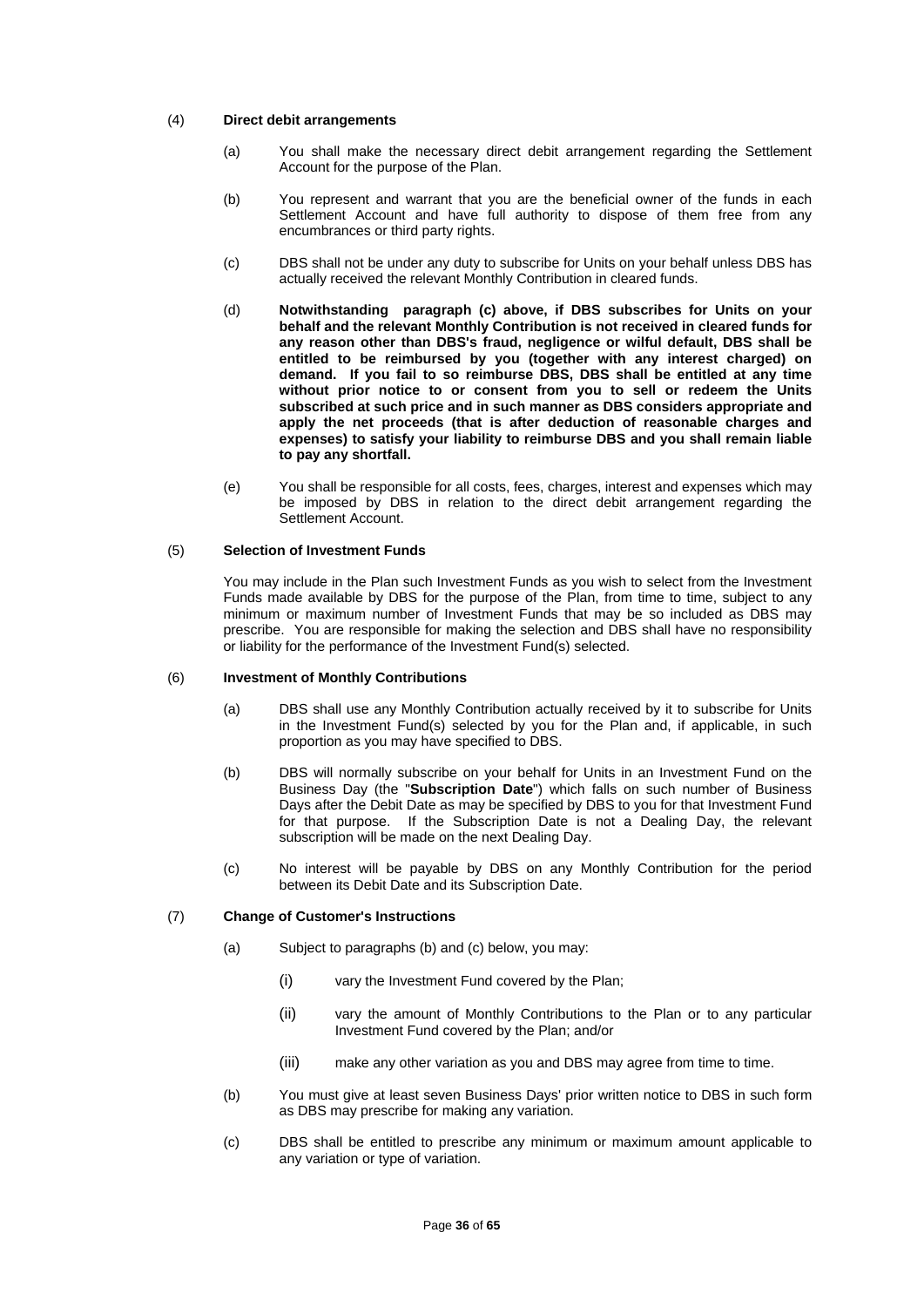(4) **Direct debit arrangements**

(a) You shall make the necessary direct debit arrangement regarding the Settlement Account for the purpose of the Plan.

(b) You represent and warrant that you are the beneficial owner of the funds in each Settlement Account and have full authority to dispose of them free from any encumbrances or third party rights.

(c) DBS shall not be under any duty to subscribe for Units on your behalf unless DBS has actually received the relevant Monthly Contribution in cleared funds.

(d) **Notwithstanding paragraph (c) above, if DBS subscribes for Units on your behalf and the relevant Monthly Contribution is not received in cleared funds for any reason other than DBS's fraud, negligence or wilful default, DBS shall be entitled to be reimbursed by you (together with any interest charged) on demand. If you fail to so reimburse DBS, DBS shall be entitled at any time without prior notice to or consent from you to sell or redeem the Units subscribed at such price and in such manner as DBS considers appropriate and apply the net proceeds (that is after deduction of reasonable charges and expenses) to satisfy your liability to reimburse DBS and you shall remain liable to pay any shortfall.**

(e) You shall be responsible for all costs, fees, charges, interest and expenses which may be imposed by DBS in relation to the direct debit arrangement regarding the Settlement Account.

(5) **Selection of Investment Funds**

You may include in the Plan such Investment Funds as you wish to select from the Investment Funds made available by DBS for the purpose of the Plan, from time to time, subject to any minimum or maximum number of Investment Funds that may be so included as DBS may prescribe. You are responsible for making the selection and DBS shall have no responsibility or liability for the performance of the Investment Fund(s) selected.

(6) **Investment of Monthly Contributions**

(a) DBS shall use any Monthly Contribution actually received by it to subscribe for Units in the Investment Fund(s) selected by you for the Plan and, if applicable, in such proportion as you may have specified to DBS.

(b) DBS will normally subscribe on your behalf for Units in an Investment Fund on the Business Day (the "**Subscription Date**") which falls on such number of Business Days after the Debit Date as may be specified by DBS to you for that Investment Fund for that purpose. If the Subscription Date is not a Dealing Day, the relevant subscription will be made on the next Dealing Day.

(c) No interest will be payable by DBS on any Monthly Contribution for the period between its Debit Date and its Subscription Date.

(7) **Change of Customer's Instructions**

(a) Subject to paragraphs (b) and (c) below, you may:

(i) vary the Investment Fund covered by the Plan;

(ii) vary the amount of Monthly Contributions to the Plan or to any particular Investment Fund covered by the Plan; and/or

(iii) make any other variation as you and DBS may agree from time to time.

(b) You must give at least seven Business Days' prior written notice to DBS in such form as DBS may prescribe for making any variation.

(c) DBS shall be entitled to prescribe any minimum or maximum amount applicable to any variation or type of variation.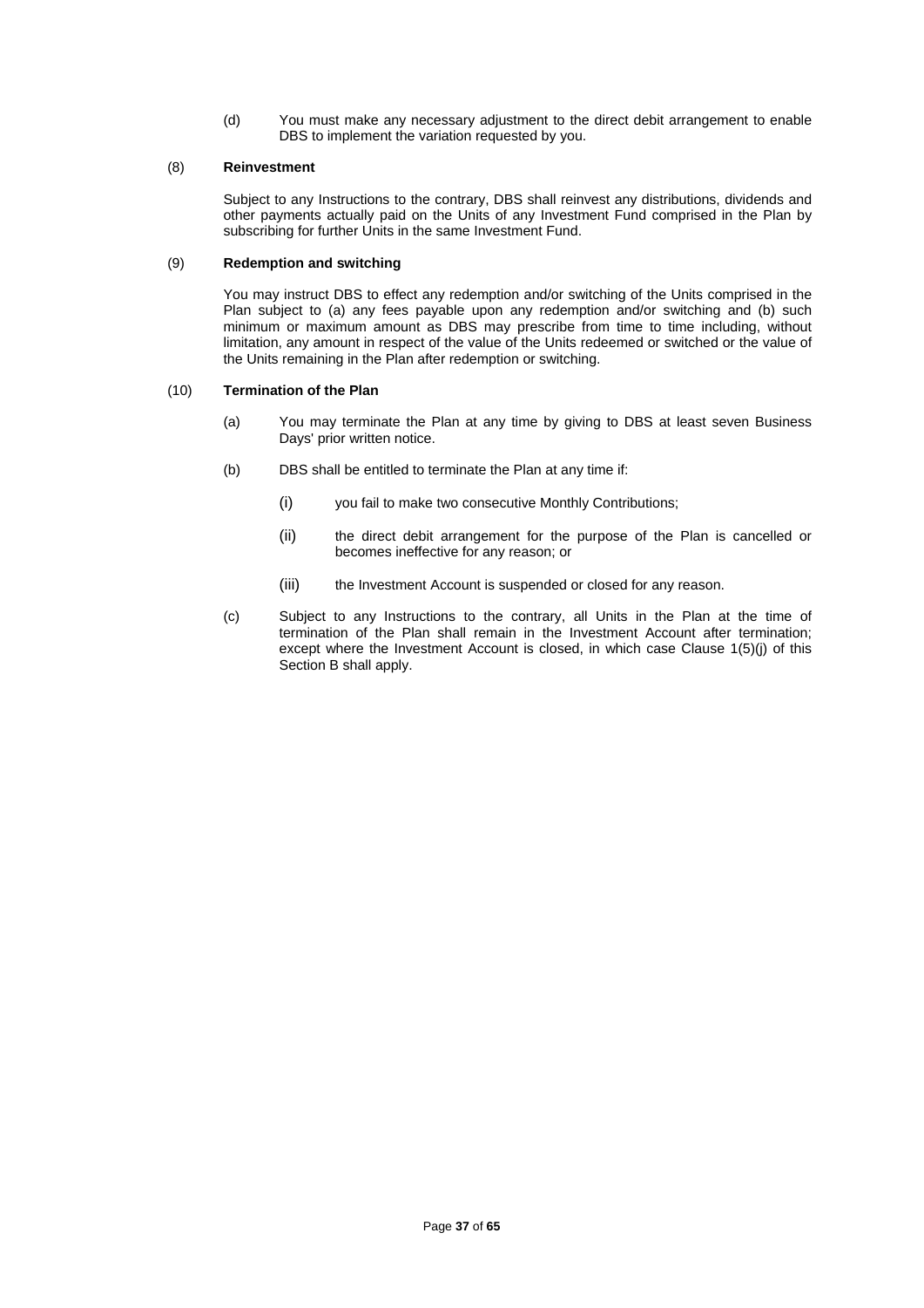(d) You must make any necessary adjustment to the direct debit arrangement to enable DBS to implement the variation requested by you.

(8) **Reinvestment**

Subject to any Instructions to the contrary, DBS shall reinvest any distributions, dividends and other payments actually paid on the Units of any Investment Fund comprised in the Plan by subscribing for further Units in the same Investment Fund.

(9) **Redemption and switching**

You may instruct DBS to effect any redemption and/or switching of the Units comprised in the Plan subject to (a) any fees payable upon any redemption and/or switching and (b) such minimum or maximum amount as DBS may prescribe from time to time including, without limitation, any amount in respect of the value of the Units redeemed or switched or the value of the Units remaining in the Plan after redemption or switching.

(10) **Termination of the Plan**

(a) You may terminate the Plan at any time by giving to DBS at least seven Business Days' prior written notice.

(b) DBS shall be entitled to terminate the Plan at any time if:

(i) you fail to make two consecutive Monthly Contributions;

(ii) the direct debit arrangement for the purpose of the Plan is cancelled or becomes ineffective for any reason; or

(iii) the Investment Account is suspended or closed for any reason.

(c) Subject to any Instructions to the contrary, all Units in the Plan at the time of termination of the Plan shall remain in the Investment Account after termination; except where the Investment Account is closed, in which case Clause 1(5)(j) of this Section B shall apply.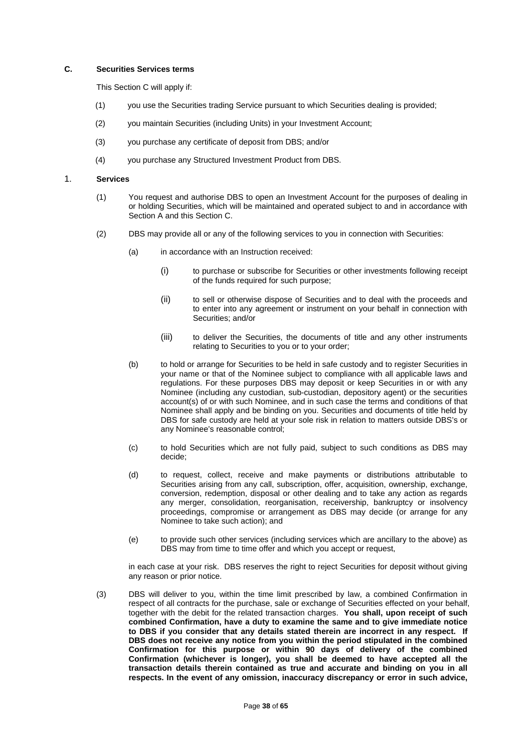## C. Securities Services terms

This Section C will apply if:

(1) you use the Securities trading Service pursuant to which Securities dealing is provided;

(2) you maintain Securities (including Units) in your Investment Account;

(3) you purchase any certificate of deposit from DBS; and/or

(4) you purchase any Structured Investment Product from DBS.

### 1. Services

(1) You request and authorise DBS to open an Investment Account for the purposes of dealing in or holding Securities, which will be maintained and operated subject to and in accordance with Section A and this Section C.

(2) DBS may provide all or any of the following services to you in connection with Securities:

(a) in accordance with an Instruction received:

(i) to purchase or subscribe for Securities or other investments following receipt of the funds required for such purpose;

(ii) to sell or otherwise dispose of Securities and to deal with the proceeds and to enter into any agreement or instrument on your behalf in connection with Securities; and/or

(iii) to deliver the Securities, the documents of title and any other instruments relating to Securities to you or to your order;

(b) to hold or arrange for Securities to be held in safe custody and to register Securities in your name or that of the Nominee subject to compliance with all applicable laws and regulations. For these purposes DBS may deposit or keep Securities in or with any Nominee (including any custodian, sub-custodian, depository agent) or the securities account(s) of or with such Nominee, and in such case the terms and conditions of that Nominee shall apply and be binding on you. Securities and documents of title held by DBS for safe custody are held at your sole risk in relation to matters outside DBS's or any Nominee's reasonable control;

(c) to hold Securities which are not fully paid, subject to such conditions as DBS may decide;

(d) to request, collect, receive and make payments or distributions attributable to Securities arising from any call, subscription, offer, acquisition, ownership, exchange, conversion, redemption, disposal or other dealing and to take any action as regards any merger, consolidation, reorganisation, receivership, bankruptcy or insolvency proceedings, compromise or arrangement as DBS may decide (or arrange for any Nominee to take such action); and

(e) to provide such other services (including services which are ancillary to the above) as DBS may from time to time offer and which you accept or request,

in each case at your risk. DBS reserves the right to reject Securities for deposit without giving any reason or prior notice.

(3) DBS will deliver to you, within the time limit prescribed by law, a combined Confirmation in respect of all contracts for the purchase, sale or exchange of Securities effected on your behalf, together with the debit for the related transaction charges. **You shall, upon receipt of such combined Confirmation, have a duty to examine the same and to give immediate notice to DBS if you consider that any details stated therein are incorrect in any respect. If DBS does not receive any notice from you within the period stipulated in the combined Confirmation for this purpose or within 90 days of delivery of the combined Confirmation (whichever is longer), you shall be deemed to have accepted all the transaction details therein contained as true and accurate and binding on you in all respects. In the event of any omission, inaccuracy discrepancy or error in such advice,**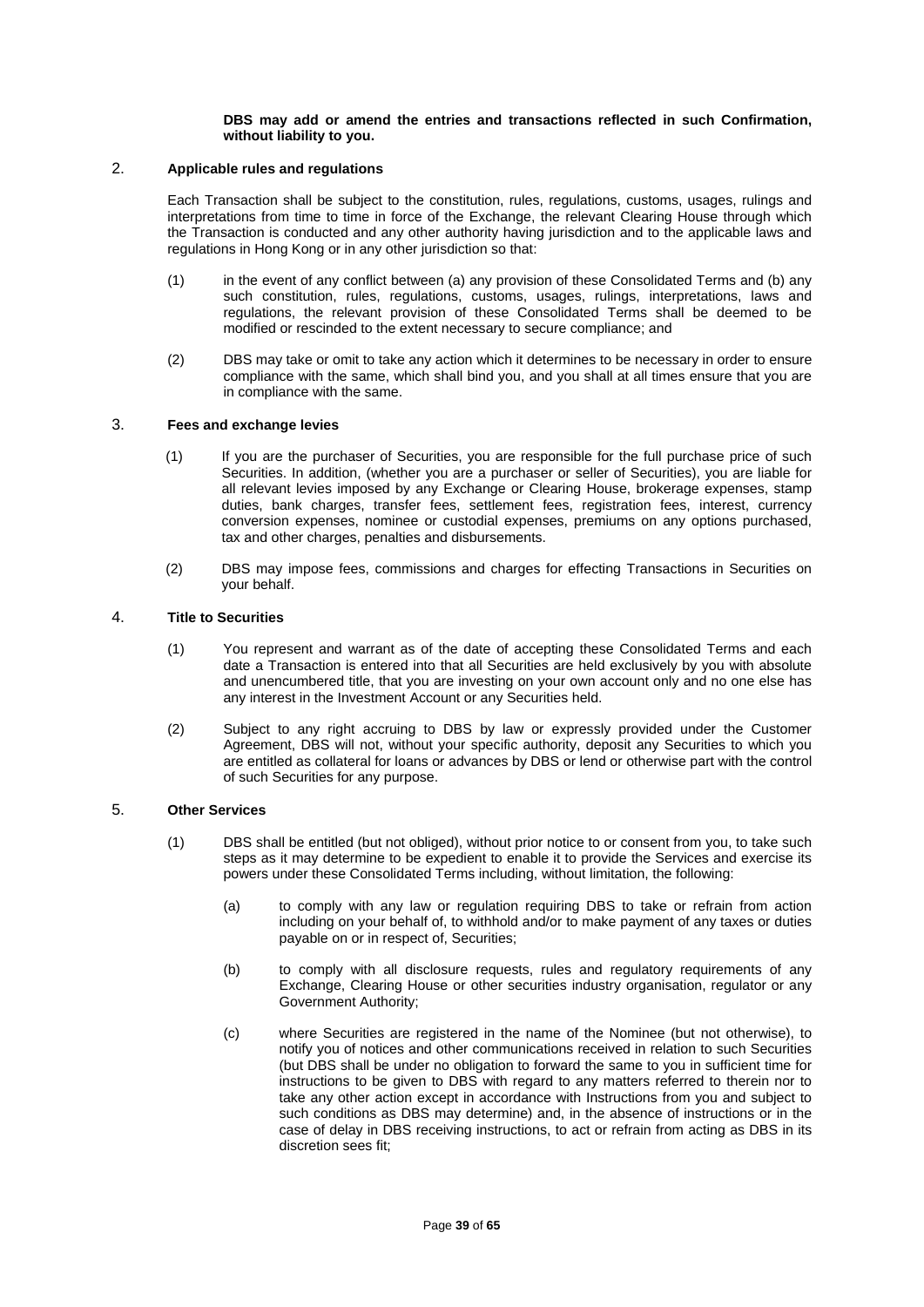**DBS may add or amend the entries and transactions reflected in such Confirmation, without liability to you.**

## 2. Applicable rules and regulations

Each Transaction shall be subject to the constitution, rules, regulations, customs, usages, rulings and interpretations from time to time in force of the Exchange, the relevant Clearing House through which the Transaction is conducted and any other authority having jurisdiction and to the applicable laws and regulations in Hong Kong or in any other jurisdiction so that:

(1) in the event of any conflict between (a) any provision of these Consolidated Terms and (b) any such constitution, rules, regulations, customs, usages, rulings, interpretations, laws and regulations, the relevant provision of these Consolidated Terms shall be deemed to be modified or rescinded to the extent necessary to secure compliance; and

(2) DBS may take or omit to take any action which it determines to be necessary in order to ensure compliance with the same, which shall bind you, and you shall at all times ensure that you are in compliance with the same.

## 3. Fees and exchange levies

(1) If you are the purchaser of Securities, you are responsible for the full purchase price of such Securities. In addition, (whether you are a purchaser or seller of Securities), you are liable for all relevant levies imposed by any Exchange or Clearing House, brokerage expenses, stamp duties, bank charges, transfer fees, settlement fees, registration fees, interest, currency conversion expenses, nominee or custodial expenses, premiums on any options purchased, tax and other charges, penalties and disbursements.

(2) DBS may impose fees, commissions and charges for effecting Transactions in Securities on your behalf.

## 4. Title to Securities

(1) You represent and warrant as of the date of accepting these Consolidated Terms and each date a Transaction is entered into that all Securities are held exclusively by you with absolute and unencumbered title, that you are investing on your own account only and no one else has any interest in the Investment Account or any Securities held.

(2) Subject to any right accruing to DBS by law or expressly provided under the Customer Agreement, DBS will not, without your specific authority, deposit any Securities to which you are entitled as collateral for loans or advances by DBS or lend or otherwise part with the control of such Securities for any purpose.

## 5. Other Services

(1) DBS shall be entitled (but not obliged), without prior notice to or consent from you, to take such steps as it may determine to be expedient to enable it to provide the Services and exercise its powers under these Consolidated Terms including, without limitation, the following:

  (a) to comply with any law or regulation requiring DBS to take or refrain from action including on your behalf of, to withhold and/or to make payment of any taxes or duties payable on or in respect of, Securities;

  (b) to comply with all disclosure requests, rules and regulatory requirements of any Exchange, Clearing House or other securities industry organisation, regulator or any Government Authority;

  (c) where Securities are registered in the name of the Nominee (but not otherwise), to notify you of notices and other communications received in relation to such Securities (but DBS shall be under no obligation to forward the same to you in sufficient time for instructions to be given to DBS with regard to any matters referred to therein nor to take any other action except in accordance with Instructions from you and subject to such conditions as DBS may determine) and, in the absence of instructions or in the case of delay in DBS receiving instructions, to act or refrain from acting as DBS in its discretion sees fit;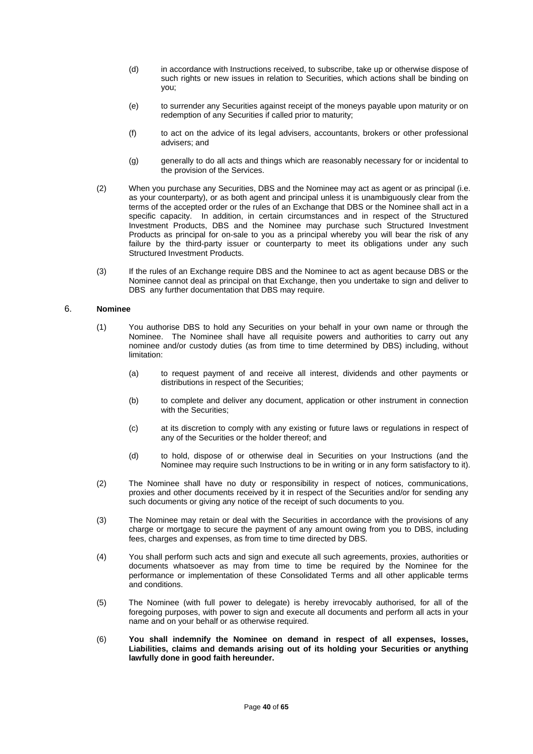(d) in accordance with Instructions received, to subscribe, take up or otherwise dispose of such rights or new issues in relation to Securities, which actions shall be binding on you;

(e) to surrender any Securities against receipt of the moneys payable upon maturity or on redemption of any Securities if called prior to maturity;

(f) to act on the advice of its legal advisers, accountants, brokers or other professional advisers; and

(g) generally to do all acts and things which are reasonably necessary for or incidental to the provision of the Services.

(2) When you purchase any Securities, DBS and the Nominee may act as agent or as principal (i.e. as your counterparty), or as both agent and principal unless it is unambiguously clear from the terms of the accepted order or the rules of an Exchange that DBS or the Nominee shall act in a specific capacity. In addition, in certain circumstances and in respect of the Structured Investment Products, DBS and the Nominee may purchase such Structured Investment Products as principal for on-sale to you as a principal whereby you will bear the risk of any failure by the third-party issuer or counterparty to meet its obligations under any such Structured Investment Products.

(3) If the rules of an Exchange require DBS and the Nominee to act as agent because DBS or the Nominee cannot deal as principal on that Exchange, then you undertake to sign and deliver to DBS any further documentation that DBS may require.

## 6. Nominee

(1) You authorise DBS to hold any Securities on your behalf in your own name or through the Nominee. The Nominee shall have all requisite powers and authorities to carry out any nominee and/or custody duties (as from time to time determined by DBS) including, without limitation:

(a) to request payment of and receive all interest, dividends and other payments or distributions in respect of the Securities;

(b) to complete and deliver any document, application or other instrument in connection with the Securities;

(c) at its discretion to comply with any existing or future laws or regulations in respect of any of the Securities or the holder thereof; and

(d) to hold, dispose of or otherwise deal in Securities on your Instructions (and the Nominee may require such Instructions to be in writing or in any form satisfactory to it).

(2) The Nominee shall have no duty or responsibility in respect of notices, communications, proxies and other documents received by it in respect of the Securities and/or for sending any such documents or giving any notice of the receipt of such documents to you.

(3) The Nominee may retain or deal with the Securities in accordance with the provisions of any charge or mortgage to secure the payment of any amount owing from you to DBS, including fees, charges and expenses, as from time to time directed by DBS.

(4) You shall perform such acts and sign and execute all such agreements, proxies, authorities or documents whatsoever as may from time to time be required by the Nominee for the performance or implementation of these Consolidated Terms and all other applicable terms and conditions.

(5) The Nominee (with full power to delegate) is hereby irrevocably authorised, for all of the foregoing purposes, with power to sign and execute all documents and perform all acts in your name and on your behalf or as otherwise required.

(6) **You shall indemnify the Nominee on demand in respect of all expenses, losses, Liabilities, claims and demands arising out of its holding your Securities or anything lawfully done in good faith hereunder.**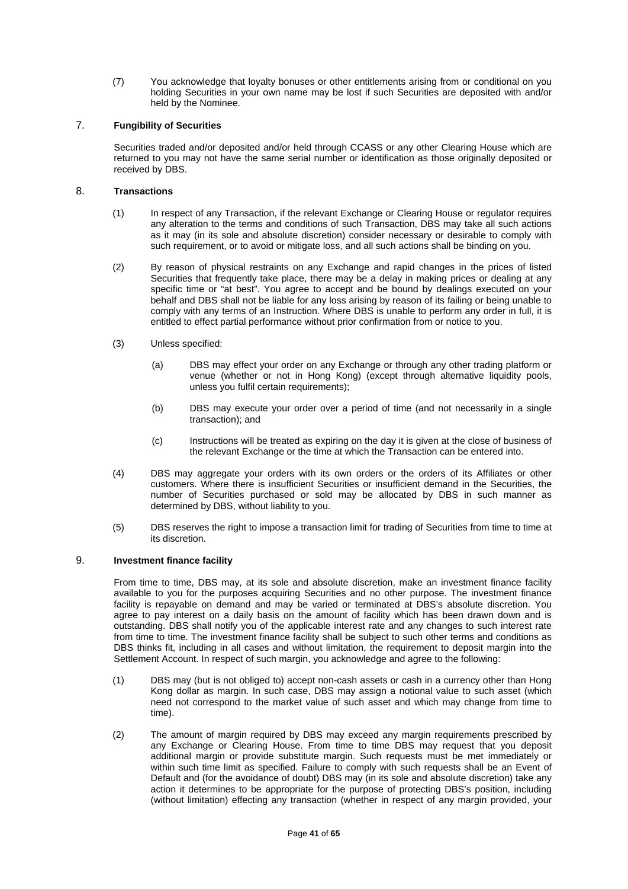(7) You acknowledge that loyalty bonuses or other entitlements arising from or conditional on you holding Securities in your own name may be lost if such Securities are deposited with and/or held by the Nominee.

## 7. Fungibility of Securities

Securities traded and/or deposited and/or held through CCASS or any other Clearing House which are returned to you may not have the same serial number or identification as those originally deposited or received by DBS.

## 8. Transactions

(1) In respect of any Transaction, if the relevant Exchange or Clearing House or regulator requires any alteration to the terms and conditions of such Transaction, DBS may take all such actions as it may (in its sole and absolute discretion) consider necessary or desirable to comply with such requirement, or to avoid or mitigate loss, and all such actions shall be binding on you.

(2) By reason of physical restraints on any Exchange and rapid changes in the prices of listed Securities that frequently take place, there may be a delay in making prices or dealing at any specific time or "at best". You agree to accept and be bound by dealings executed on your behalf and DBS shall not be liable for any loss arising by reason of its failing or being unable to comply with any terms of an Instruction. Where DBS is unable to perform any order in full, it is entitled to effect partial performance without prior confirmation from or notice to you.

(3) Unless specified:

(a) DBS may effect your order on any Exchange or through any other trading platform or venue (whether or not in Hong Kong) (except through alternative liquidity pools, unless you fulfil certain requirements);

(b) DBS may execute your order over a period of time (and not necessarily in a single transaction); and

(c) Instructions will be treated as expiring on the day it is given at the close of business of the relevant Exchange or the time at which the Transaction can be entered into.

(4) DBS may aggregate your orders with its own orders or the orders of its Affiliates or other customers. Where there is insufficient Securities or insufficient demand in the Securities, the number of Securities purchased or sold may be allocated by DBS in such manner as determined by DBS, without liability to you.

(5) DBS reserves the right to impose a transaction limit for trading of Securities from time to time at its discretion.

## 9. Investment finance facility

From time to time, DBS may, at its sole and absolute discretion, make an investment finance facility available to you for the purposes acquiring Securities and no other purpose. The investment finance facility is repayable on demand and may be varied or terminated at DBS's absolute discretion. You agree to pay interest on a daily basis on the amount of facility which has been drawn down and is outstanding. DBS shall notify you of the applicable interest rate and any changes to such interest rate from time to time. The investment finance facility shall be subject to such other terms and conditions as DBS thinks fit, including in all cases and without limitation, the requirement to deposit margin into the Settlement Account. In respect of such margin, you acknowledge and agree to the following:

(1) DBS may (but is not obliged to) accept non-cash assets or cash in a currency other than Hong Kong dollar as margin. In such case, DBS may assign a notional value to such asset (which need not correspond to the market value of such asset and which may change from time to time).

(2) The amount of margin required by DBS may exceed any margin requirements prescribed by any Exchange or Clearing House. From time to time DBS may request that you deposit additional margin or provide substitute margin. Such requests must be met immediately or within such time limit as specified. Failure to comply with such requests shall be an Event of Default and (for the avoidance of doubt) DBS may (in its sole and absolute discretion) take any action it determines to be appropriate for the purpose of protecting DBS's position, including (without limitation) effecting any transaction (whether in respect of any margin provided, your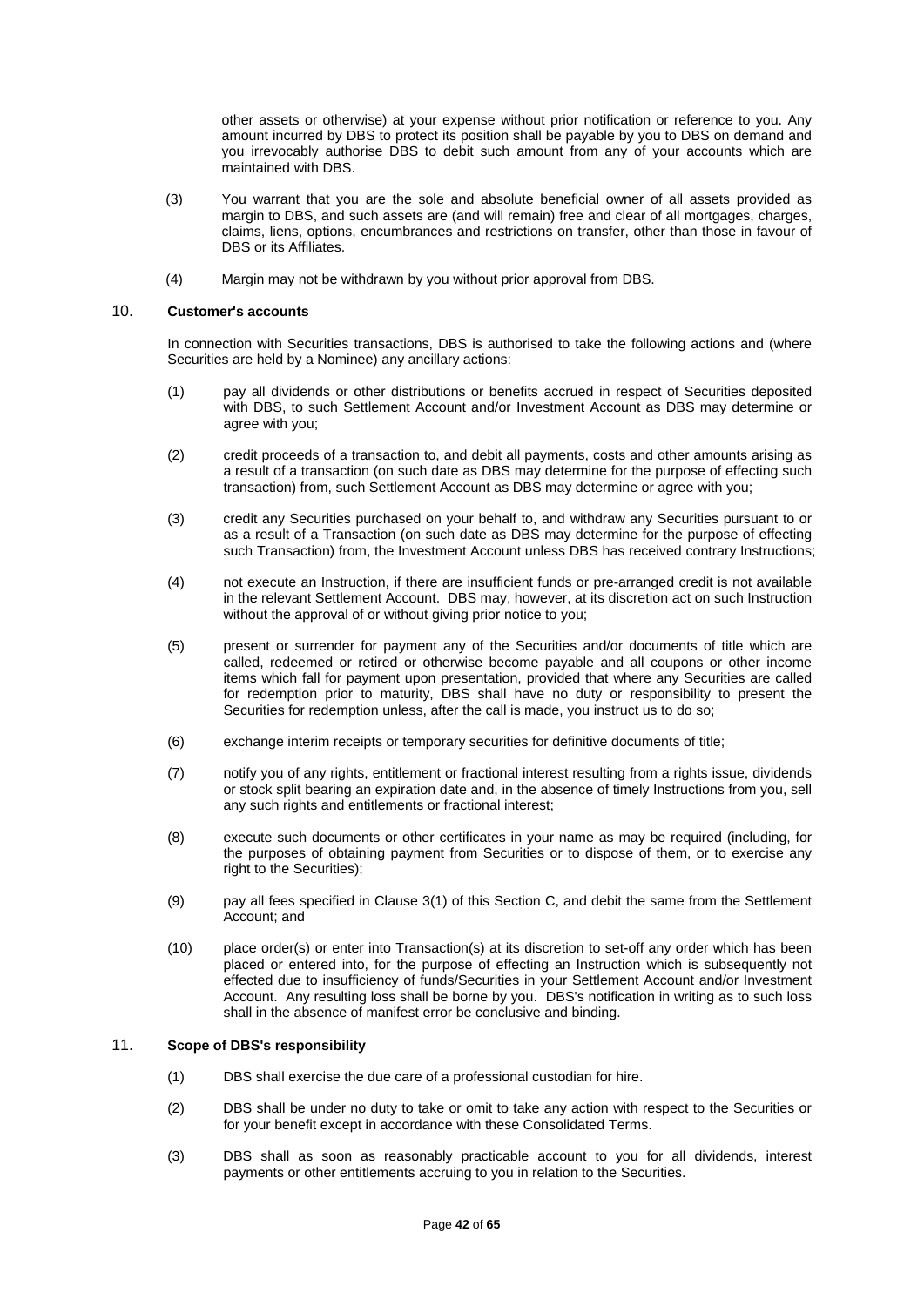other assets or otherwise) at your expense without prior notification or reference to you. Any amount incurred by DBS to protect its position shall be payable by you to DBS on demand and you irrevocably authorise DBS to debit such amount from any of your accounts which are maintained with DBS.

(3) You warrant that you are the sole and absolute beneficial owner of all assets provided as margin to DBS, and such assets are (and will remain) free and clear of all mortgages, charges, claims, liens, options, encumbrances and restrictions on transfer, other than those in favour of DBS or its Affiliates.

(4) Margin may not be withdrawn by you without prior approval from DBS.

## 10. Customer's accounts

In connection with Securities transactions, DBS is authorised to take the following actions and (where Securities are held by a Nominee) any ancillary actions:

(1) pay all dividends or other distributions or benefits accrued in respect of Securities deposited with DBS, to such Settlement Account and/or Investment Account as DBS may determine or agree with you;

(2) credit proceeds of a transaction to, and debit all payments, costs and other amounts arising as a result of a transaction (on such date as DBS may determine for the purpose of effecting such transaction) from, such Settlement Account as DBS may determine or agree with you;

(3) credit any Securities purchased on your behalf to, and withdraw any Securities pursuant to or as a result of a Transaction (on such date as DBS may determine for the purpose of effecting such Transaction) from, the Investment Account unless DBS has received contrary Instructions;

(4) not execute an Instruction, if there are insufficient funds or pre-arranged credit is not available in the relevant Settlement Account. DBS may, however, at its discretion act on such Instruction without the approval of or without giving prior notice to you;

(5) present or surrender for payment any of the Securities and/or documents of title which are called, redeemed or retired or otherwise become payable and all coupons or other income items which fall for payment upon presentation, provided that where any Securities are called for redemption prior to maturity, DBS shall have no duty or responsibility to present the Securities for redemption unless, after the call is made, you instruct us to do so;

(6) exchange interim receipts or temporary securities for definitive documents of title;

(7) notify you of any rights, entitlement or fractional interest resulting from a rights issue, dividends or stock split bearing an expiration date and, in the absence of timely Instructions from you, sell any such rights and entitlements or fractional interest;

(8) execute such documents or other certificates in your name as may be required (including, for the purposes of obtaining payment from Securities or to dispose of them, or to exercise any right to the Securities);

(9) pay all fees specified in Clause 3(1) of this Section C, and debit the same from the Settlement Account; and

(10) place order(s) or enter into Transaction(s) at its discretion to set-off any order which has been placed or entered into, for the purpose of effecting an Instruction which is subsequently not effected due to insufficiency of funds/Securities in your Settlement Account and/or Investment Account. Any resulting loss shall be borne by you. DBS's notification in writing as to such loss shall in the absence of manifest error be conclusive and binding.

## 11. Scope of DBS's responsibility

(1) DBS shall exercise the due care of a professional custodian for hire.

(2) DBS shall be under no duty to take or omit to take any action with respect to the Securities or for your benefit except in accordance with these Consolidated Terms.

(3) DBS shall as soon as reasonably practicable account to you for all dividends, interest payments or other entitlements accruing to you in relation to the Securities.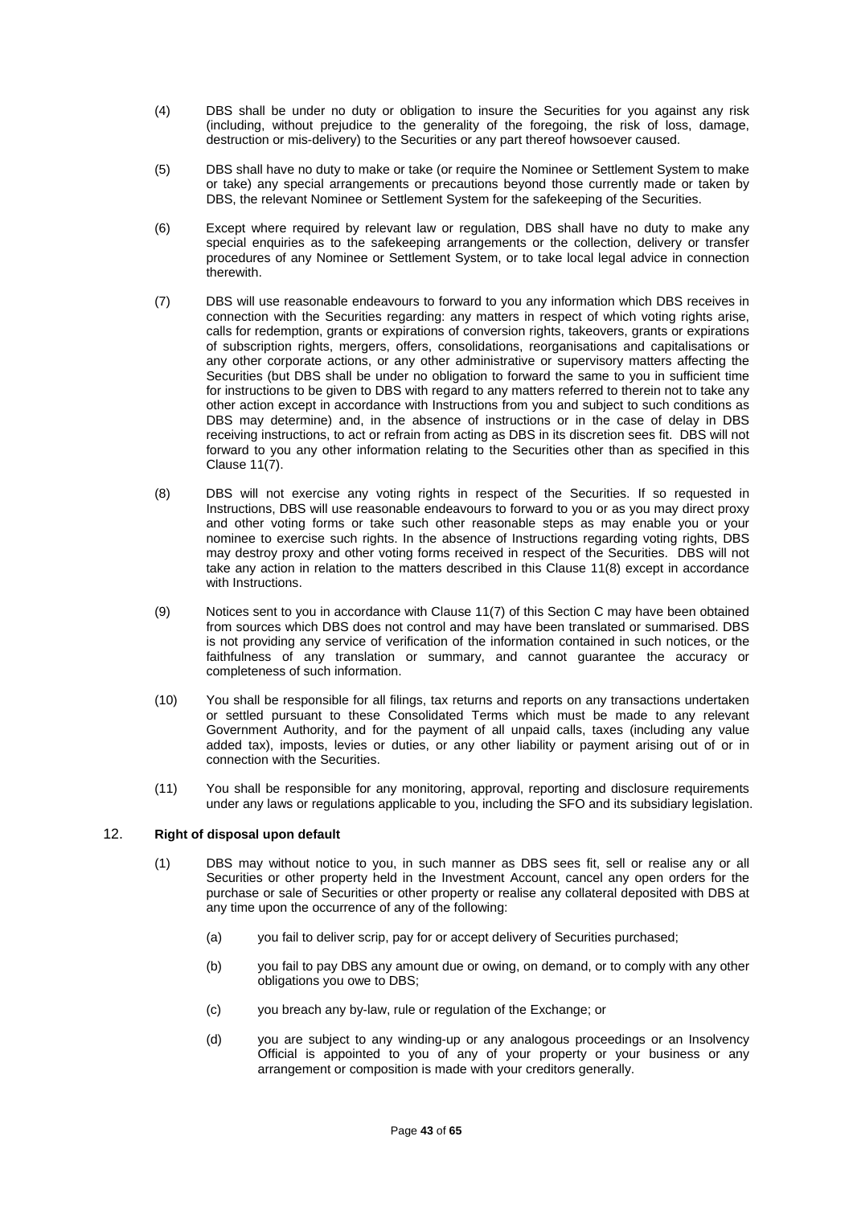(4) DBS shall be under no duty or obligation to insure the Securities for you against any risk (including, without prejudice to the generality of the foregoing, the risk of loss, damage, destruction or mis-delivery) to the Securities or any part thereof howsoever caused.

(5) DBS shall have no duty to make or take (or require the Nominee or Settlement System to make or take) any special arrangements or precautions beyond those currently made or taken by DBS, the relevant Nominee or Settlement System for the safekeeping of the Securities.

(6) Except where required by relevant law or regulation, DBS shall have no duty to make any special enquiries as to the safekeeping arrangements or the collection, delivery or transfer procedures of any Nominee or Settlement System, or to take local legal advice in connection therewith.

(7) DBS will use reasonable endeavours to forward to you any information which DBS receives in connection with the Securities regarding: any matters in respect of which voting rights arise, calls for redemption, grants or expirations of conversion rights, takeovers, grants or expirations of subscription rights, mergers, offers, consolidations, reorganisations and capitalisations or any other corporate actions, or any other administrative or supervisory matters affecting the Securities (but DBS shall be under no obligation to forward the same to you in sufficient time for instructions to be given to DBS with regard to any matters referred to therein not to take any other action except in accordance with Instructions from you and subject to such conditions as DBS may determine) and, in the absence of instructions or in the case of delay in DBS receiving instructions, to act or refrain from acting as DBS in its discretion sees fit. DBS will not forward to you any other information relating to the Securities other than as specified in this Clause 11(7).

(8) DBS will not exercise any voting rights in respect of the Securities. If so requested in Instructions, DBS will use reasonable endeavours to forward to you or as you may direct proxy and other voting forms or take such other reasonable steps as may enable you or your nominee to exercise such rights. In the absence of Instructions regarding voting rights, DBS may destroy proxy and other voting forms received in respect of the Securities. DBS will not take any action in relation to the matters described in this Clause 11(8) except in accordance with Instructions.

(9) Notices sent to you in accordance with Clause 11(7) of this Section C may have been obtained from sources which DBS does not control and may have been translated or summarised. DBS is not providing any service of verification of the information contained in such notices, or the faithfulness of any translation or summary, and cannot guarantee the accuracy or completeness of such information.

(10) You shall be responsible for all filings, tax returns and reports on any transactions undertaken or settled pursuant to these Consolidated Terms which must be made to any relevant Government Authority, and for the payment of all unpaid calls, taxes (including any value added tax), imposts, levies or duties, or any other liability or payment arising out of or in connection with the Securities.

(11) You shall be responsible for any monitoring, approval, reporting and disclosure requirements under any laws or regulations applicable to you, including the SFO and its subsidiary legislation.

## 12. **Right of disposal upon default**

(1) DBS may without notice to you, in such manner as DBS sees fit, sell or realise any or all Securities or other property held in the Investment Account, cancel any open orders for the purchase or sale of Securities or other property or realise any collateral deposited with DBS at any time upon the occurrence of any of the following:

(a) you fail to deliver scrip, pay for or accept delivery of Securities purchased;

(b) you fail to pay DBS any amount due or owing, on demand, or to comply with any other obligations you owe to DBS;

(c) you breach any by-law, rule or regulation of the Exchange; or

(d) you are subject to any winding-up or any analogous proceedings or an Insolvency Official is appointed to you of any of your property or your business or any arrangement or composition is made with your creditors generally.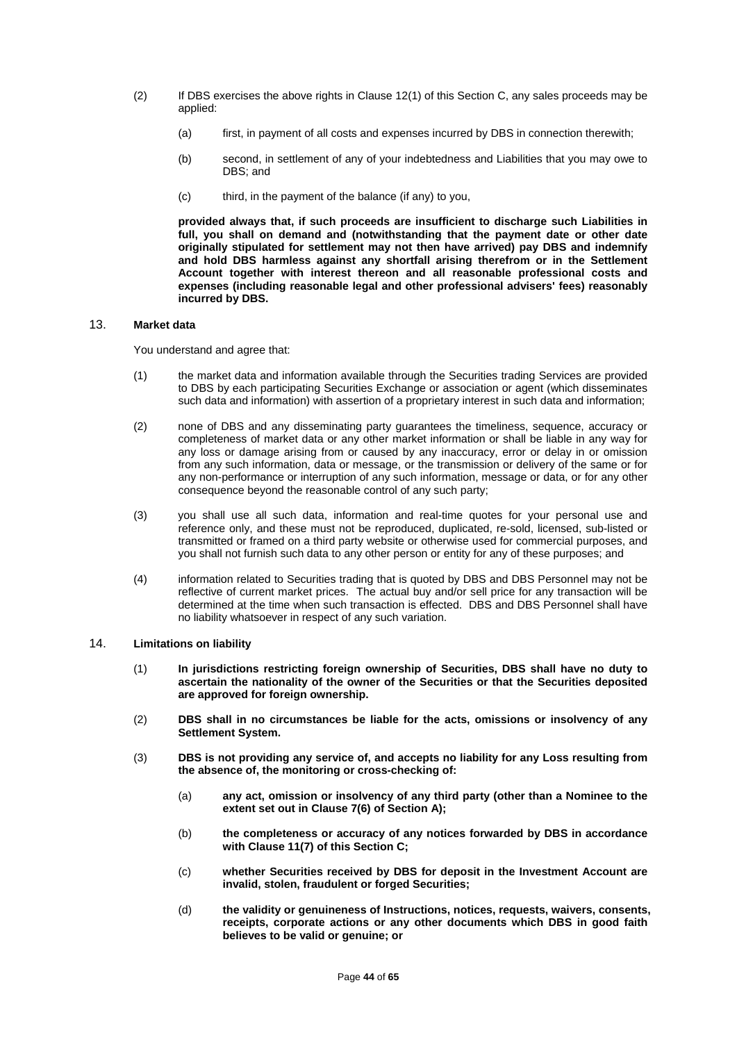(2) If DBS exercises the above rights in Clause 12(1) of this Section C, any sales proceeds may be applied:

(a) first, in payment of all costs and expenses incurred by DBS in connection therewith;

(b) second, in settlement of any of your indebtedness and Liabilities that you may owe to DBS; and

(c) third, in the payment of the balance (if any) to you,

**provided always that, if such proceeds are insufficient to discharge such Liabilities in full, you shall on demand and (notwithstanding that the payment date or other date originally stipulated for settlement may not then have arrived) pay DBS and indemnify and hold DBS harmless against any shortfall arising therefrom or in the Settlement Account together with interest thereon and all reasonable professional costs and expenses (including reasonable legal and other professional advisers' fees) reasonably incurred by DBS.**

## 13. Market data

You understand and agree that:

(1) the market data and information available through the Securities trading Services are provided to DBS by each participating Securities Exchange or association or agent (which disseminates such data and information) with assertion of a proprietary interest in such data and information;

(2) none of DBS and any disseminating party guarantees the timeliness, sequence, accuracy or completeness of market data or any other market information or shall be liable in any way for any loss or damage arising from or caused by any inaccuracy, error or delay in or omission from any such information, data or message, or the transmission or delivery of the same or for any non-performance or interruption of any such information, message or data, or for any other consequence beyond the reasonable control of any such party;

(3) you shall use all such data, information and real-time quotes for your personal use and reference only, and these must not be reproduced, duplicated, re-sold, licensed, sub-listed or transmitted or framed on a third party website or otherwise used for commercial purposes, and you shall not furnish such data to any other person or entity for any of these purposes; and

(4) information related to Securities trading that is quoted by DBS and DBS Personnel may not be reflective of current market prices. The actual buy and/or sell price for any transaction will be determined at the time when such transaction is effected. DBS and DBS Personnel shall have no liability whatsoever in respect of any such variation.

## 14. Limitations on liability

(1) **In jurisdictions restricting foreign ownership of Securities, DBS shall have no duty to ascertain the nationality of the owner of the Securities or that the Securities deposited are approved for foreign ownership.**

(2) **DBS shall in no circumstances be liable for the acts, omissions or insolvency of any Settlement System.**

(3) **DBS is not providing any service of, and accepts no liability for any Loss resulting from the absence of, the monitoring or cross-checking of:**

(a) **any act, omission or insolvency of any third party (other than a Nominee to the extent set out in Clause 7(6) of Section A);**

(b) **the completeness or accuracy of any notices forwarded by DBS in accordance with Clause 11(7) of this Section C;**

(c) **whether Securities received by DBS for deposit in the Investment Account are invalid, stolen, fraudulent or forged Securities;**

(d) **the validity or genuineness of Instructions, notices, requests, waivers, consents, receipts, corporate actions or any other documents which DBS in good faith believes to be valid or genuine; or**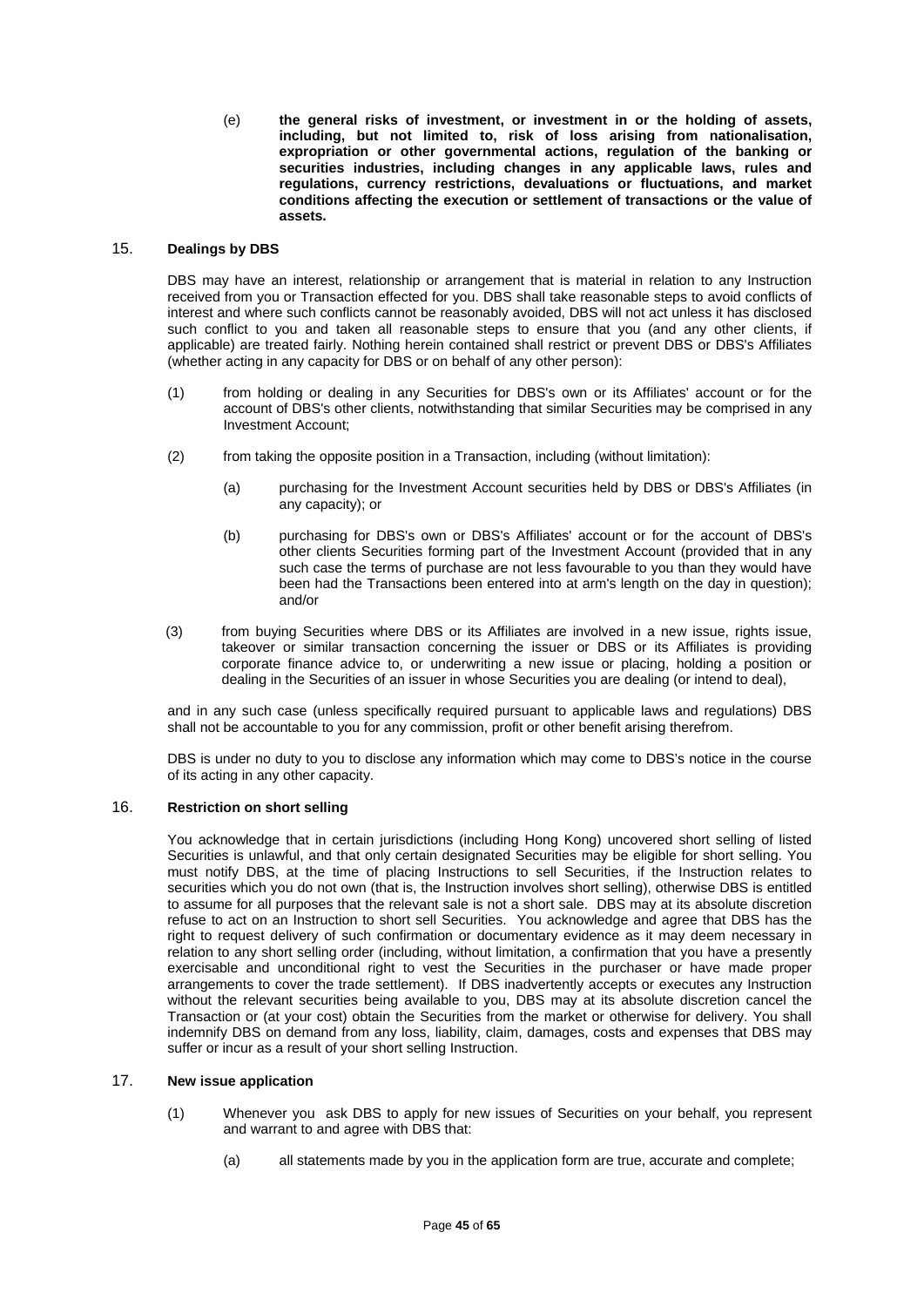(e) **the general risks of investment, or investment in or the holding of assets, including, but not limited to, risk of loss arising from nationalisation, expropriation or other governmental actions, regulation of the banking or securities industries, including changes in any applicable laws, rules and regulations, currency restrictions, devaluations or fluctuations, and market conditions affecting the execution or settlement of transactions or the value of assets.**

## 15. Dealings by DBS

DBS may have an interest, relationship or arrangement that is material in relation to any Instruction received from you or Transaction effected for you. DBS shall take reasonable steps to avoid conflicts of interest and where such conflicts cannot be reasonably avoided, DBS will not act unless it has disclosed such conflict to you and taken all reasonable steps to ensure that you (and any other clients, if applicable) are treated fairly. Nothing herein contained shall restrict or prevent DBS or DBS's Affiliates (whether acting in any capacity for DBS or on behalf of any other person):

(1) from holding or dealing in any Securities for DBS's own or its Affiliates' account or for the account of DBS's other clients, notwithstanding that similar Securities may be comprised in any Investment Account;

(2) from taking the opposite position in a Transaction, including (without limitation):

   (a) purchasing for the Investment Account securities held by DBS or DBS's Affiliates (in any capacity); or

   (b) purchasing for DBS's own or DBS's Affiliates' account or for the account of DBS's other clients Securities forming part of the Investment Account (provided that in any such case the terms of purchase are not less favourable to you than they would have been had the Transactions been entered into at arm's length on the day in question); and/or

(3) from buying Securities where DBS or its Affiliates are involved in a new issue, rights issue, takeover or similar transaction concerning the issuer or DBS or its Affiliates is providing corporate finance advice to, or underwriting a new issue or placing, holding a position or dealing in the Securities of an issuer in whose Securities you are dealing (or intend to deal),

and in any such case (unless specifically required pursuant to applicable laws and regulations) DBS shall not be accountable to you for any commission, profit or other benefit arising therefrom.

DBS is under no duty to you to disclose any information which may come to DBS's notice in the course of its acting in any other capacity.

## 16. Restriction on short selling

You acknowledge that in certain jurisdictions (including Hong Kong) uncovered short selling of listed Securities is unlawful, and that only certain designated Securities may be eligible for short selling. You must notify DBS, at the time of placing Instructions to sell Securities, if the Instruction relates to securities which you do not own (that is, the Instruction involves short selling), otherwise DBS is entitled to assume for all purposes that the relevant sale is not a short sale. DBS may at its absolute discretion refuse to act on an Instruction to short sell Securities. You acknowledge and agree that DBS has the right to request delivery of such confirmation or documentary evidence as it may deem necessary in relation to any short selling order (including, without limitation, a confirmation that you have a presently exercisable and unconditional right to vest the Securities in the purchaser or have made proper arrangements to cover the trade settlement). If DBS inadvertently accepts or executes any Instruction without the relevant securities being available to you, DBS may at its absolute discretion cancel the Transaction or (at your cost) obtain the Securities from the market or otherwise for delivery. You shall indemnify DBS on demand from any loss, liability, claim, damages, costs and expenses that DBS may suffer or incur as a result of your short selling Instruction.

## 17. New issue application

(1) Whenever you ask DBS to apply for new issues of Securities on your behalf, you represent and warrant to and agree with DBS that:

   (a) all statements made by you in the application form are true, accurate and complete;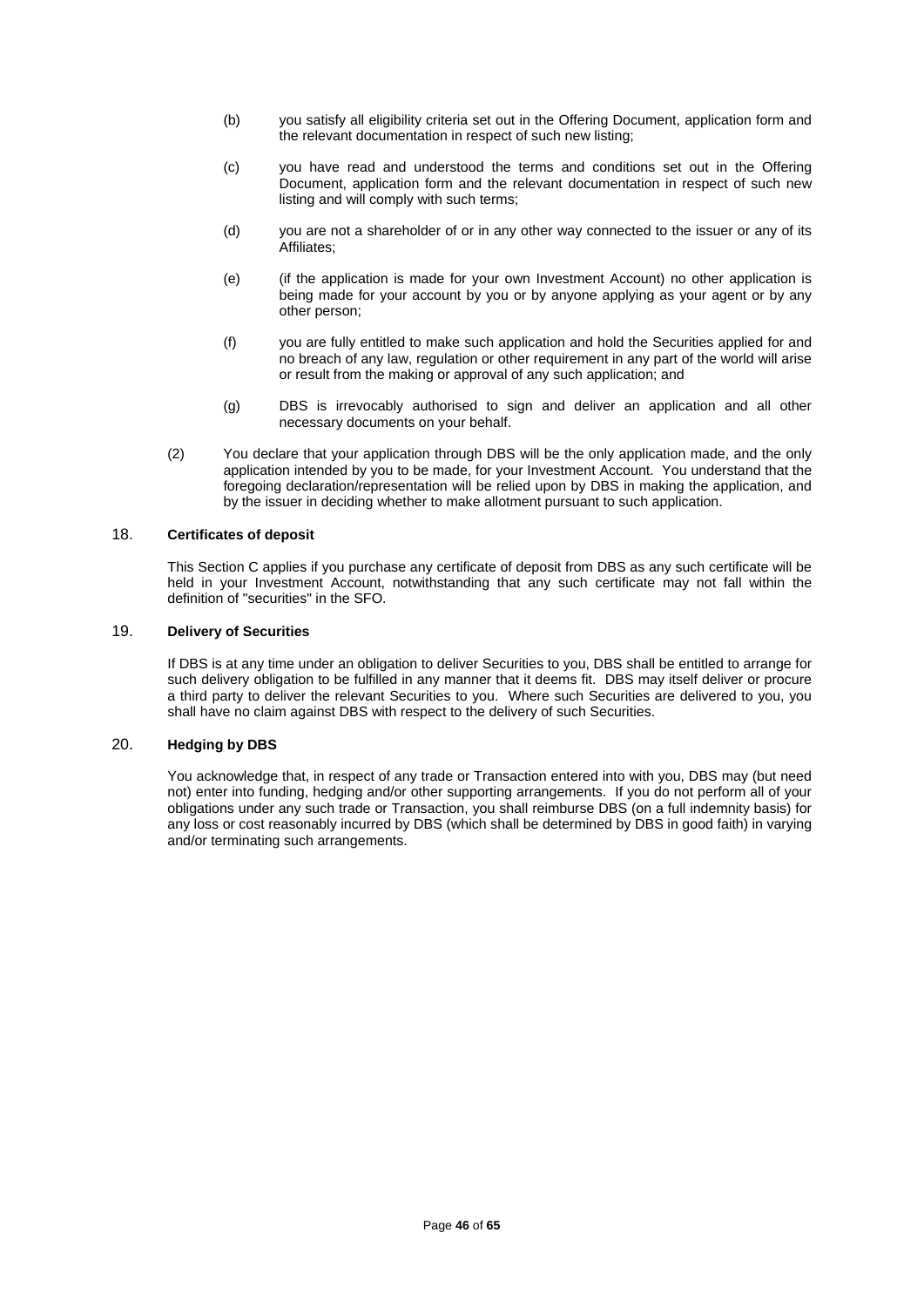(b) you satisfy all eligibility criteria set out in the Offering Document, application form and the relevant documentation in respect of such new listing;

(c) you have read and understood the terms and conditions set out in the Offering Document, application form and the relevant documentation in respect of such new listing and will comply with such terms;

(d) you are not a shareholder of or in any other way connected to the issuer or any of its Affiliates;

(e) (if the application is made for your own Investment Account) no other application is being made for your account by you or by anyone applying as your agent or by any other person;

(f) you are fully entitled to make such application and hold the Securities applied for and no breach of any law, regulation or other requirement in any part of the world will arise or result from the making or approval of any such application; and

(g) DBS is irrevocably authorised to sign and deliver an application and all other necessary documents on your behalf.

(2) You declare that your application through DBS will be the only application made, and the only application intended by you to be made, for your Investment Account. You understand that the foregoing declaration/representation will be relied upon by DBS in making the application, and by the issuer in deciding whether to make allotment pursuant to such application.

## 18. **Certificates of deposit**

This Section C applies if you purchase any certificate of deposit from DBS as any such certificate will be held in your Investment Account, notwithstanding that any such certificate may not fall within the definition of "securities" in the SFO.

## 19. **Delivery of Securities**

If DBS is at any time under an obligation to deliver Securities to you, DBS shall be entitled to arrange for such delivery obligation to be fulfilled in any manner that it deems fit. DBS may itself deliver or procure a third party to deliver the relevant Securities to you. Where such Securities are delivered to you, you shall have no claim against DBS with respect to the delivery of such Securities.

## 20. **Hedging by DBS**

You acknowledge that, in respect of any trade or Transaction entered into with you, DBS may (but need not) enter into funding, hedging and/or other supporting arrangements. If you do not perform all of your obligations under any such trade or Transaction, you shall reimburse DBS (on a full indemnity basis) for any loss or cost reasonably incurred by DBS (which shall be determined by DBS in good faith) in varying and/or terminating such arrangements.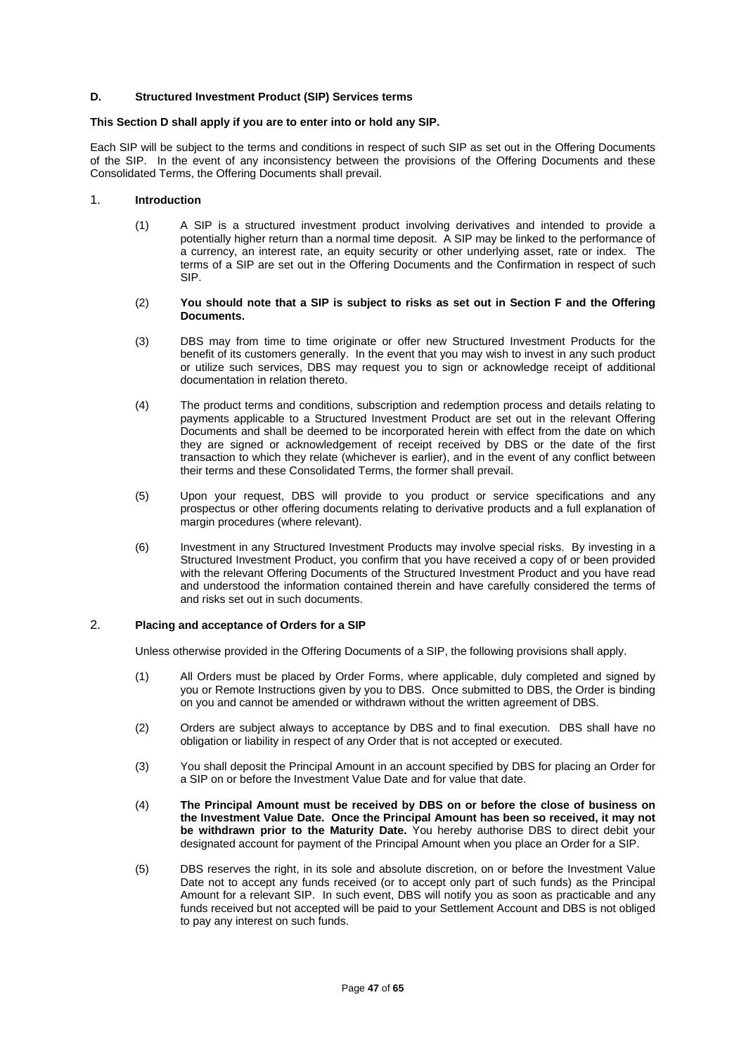## D. Structured Investment Product (SIP) Services terms

**This Section D shall apply if you are to enter into or hold any SIP.**

Each SIP will be subject to the terms and conditions in respect of such SIP as set out in the Offering Documents of the SIP. In the event of any inconsistency between the provisions of the Offering Documents and these Consolidated Terms, the Offering Documents shall prevail.

### 1. Introduction

(1) A SIP is a structured investment product involving derivatives and intended to provide a potentially higher return than a normal time deposit. A SIP may be linked to the performance of a currency, an interest rate, an equity security or other underlying asset, rate or index. The terms of a SIP are set out in the Offering Documents and the Confirmation in respect of such SIP.

(2) **You should note that a SIP is subject to risks as set out in Section F and the Offering Documents.**

(3) DBS may from time to time originate or offer new Structured Investment Products for the benefit of its customers generally. In the event that you may wish to invest in any such product or utilize such services, DBS may request you to sign or acknowledge receipt of additional documentation in relation thereto.

(4) The product terms and conditions, subscription and redemption process and details relating to payments applicable to a Structured Investment Product are set out in the relevant Offering Documents and shall be deemed to be incorporated herein with effect from the date on which they are signed or acknowledgement of receipt received by DBS or the date of the first transaction to which they relate (whichever is earlier), and in the event of any conflict between their terms and these Consolidated Terms, the former shall prevail.

(5) Upon your request, DBS will provide to you product or service specifications and any prospectus or other offering documents relating to derivative products and a full explanation of margin procedures (where relevant).

(6) Investment in any Structured Investment Products may involve special risks. By investing in a Structured Investment Product, you confirm that you have received a copy of or been provided with the relevant Offering Documents of the Structured Investment Product and you have read and understood the information contained therein and have carefully considered the terms of and risks set out in such documents.

### 2. Placing and acceptance of Orders for a SIP

Unless otherwise provided in the Offering Documents of a SIP, the following provisions shall apply.

(1) All Orders must be placed by Order Forms, where applicable, duly completed and signed by you or Remote Instructions given by you to DBS. Once submitted to DBS, the Order is binding on you and cannot be amended or withdrawn without the written agreement of DBS.

(2) Orders are subject always to acceptance by DBS and to final execution. DBS shall have no obligation or liability in respect of any Order that is not accepted or executed.

(3) You shall deposit the Principal Amount in an account specified by DBS for placing an Order for a SIP on or before the Investment Value Date and for value that date.

(4) **The Principal Amount must be received by DBS on or before the close of business on the Investment Value Date. Once the Principal Amount has been so received, it may not be withdrawn prior to the Maturity Date.** You hereby authorise DBS to direct debit your designated account for payment of the Principal Amount when you place an Order for a SIP.

(5) DBS reserves the right, in its sole and absolute discretion, on or before the Investment Value Date not to accept any funds received (or to accept only part of such funds) as the Principal Amount for a relevant SIP. In such event, DBS will notify you as soon as practicable and any funds received but not accepted will be paid to your Settlement Account and DBS is not obliged to pay any interest on such funds.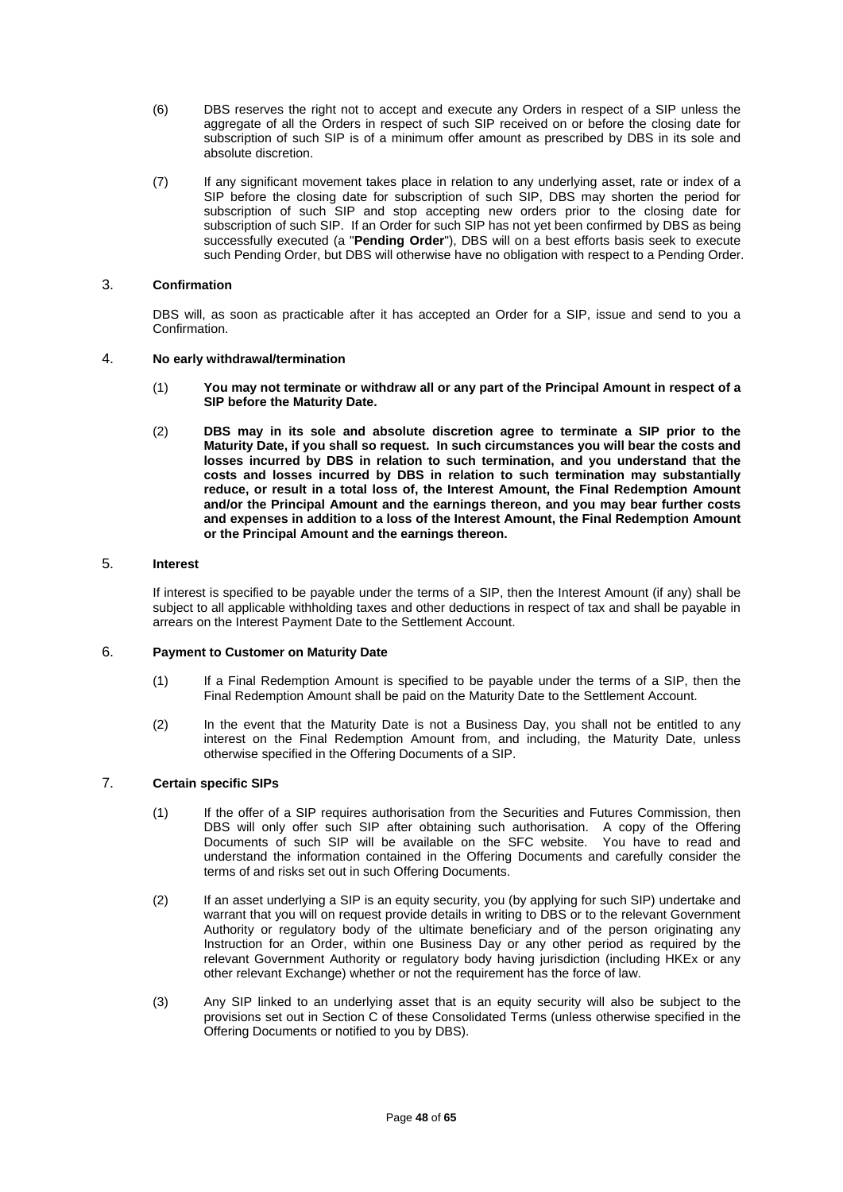(6) DBS reserves the right not to accept and execute any Orders in respect of a SIP unless the aggregate of all the Orders in respect of such SIP received on or before the closing date for subscription of such SIP is of a minimum offer amount as prescribed by DBS in its sole and absolute discretion.

(7) If any significant movement takes place in relation to any underlying asset, rate or index of a SIP before the closing date for subscription of such SIP, DBS may shorten the period for subscription of such SIP and stop accepting new orders prior to the closing date for subscription of such SIP. If an Order for such SIP has not yet been confirmed by DBS as being successfully executed (a "**Pending Order**"), DBS will on a best efforts basis seek to execute such Pending Order, but DBS will otherwise have no obligation with respect to a Pending Order.

### 3. Confirmation

DBS will, as soon as practicable after it has accepted an Order for a SIP, issue and send to you a Confirmation.

### 4. No early withdrawal/termination

(1) **You may not terminate or withdraw all or any part of the Principal Amount in respect of a SIP before the Maturity Date.**

(2) **DBS may in its sole and absolute discretion agree to terminate a SIP prior to the Maturity Date, if you shall so request. In such circumstances you will bear the costs and losses incurred by DBS in relation to such termination, and you understand that the costs and losses incurred by DBS in relation to such termination may substantially reduce, or result in a total loss of, the Interest Amount, the Final Redemption Amount and/or the Principal Amount and the earnings thereon, and you may bear further costs and expenses in addition to a loss of the Interest Amount, the Final Redemption Amount or the Principal Amount and the earnings thereon.**

### 5. Interest

If interest is specified to be payable under the terms of a SIP, then the Interest Amount (if any) shall be subject to all applicable withholding taxes and other deductions in respect of tax and shall be payable in arrears on the Interest Payment Date to the Settlement Account.

### 6. Payment to Customer on Maturity Date

(1) If a Final Redemption Amount is specified to be payable under the terms of a SIP, then the Final Redemption Amount shall be paid on the Maturity Date to the Settlement Account.

(2) In the event that the Maturity Date is not a Business Day, you shall not be entitled to any interest on the Final Redemption Amount from, and including, the Maturity Date, unless otherwise specified in the Offering Documents of a SIP.

### 7. Certain specific SIPs

(1) If the offer of a SIP requires authorisation from the Securities and Futures Commission, then DBS will only offer such SIP after obtaining such authorisation. A copy of the Offering Documents of such SIP will be available on the SFC website. You have to read and understand the information contained in the Offering Documents and carefully consider the terms of and risks set out in such Offering Documents.

(2) If an asset underlying a SIP is an equity security, you (by applying for such SIP) undertake and warrant that you will on request provide details in writing to DBS or to the relevant Government Authority or regulatory body of the ultimate beneficiary and of the person originating any Instruction for an Order, within one Business Day or any other period as required by the relevant Government Authority or regulatory body having jurisdiction (including HKEx or any other relevant Exchange) whether or not the requirement has the force of law.

(3) Any SIP linked to an underlying asset that is an equity security will also be subject to the provisions set out in Section C of these Consolidated Terms (unless otherwise specified in the Offering Documents or notified to you by DBS).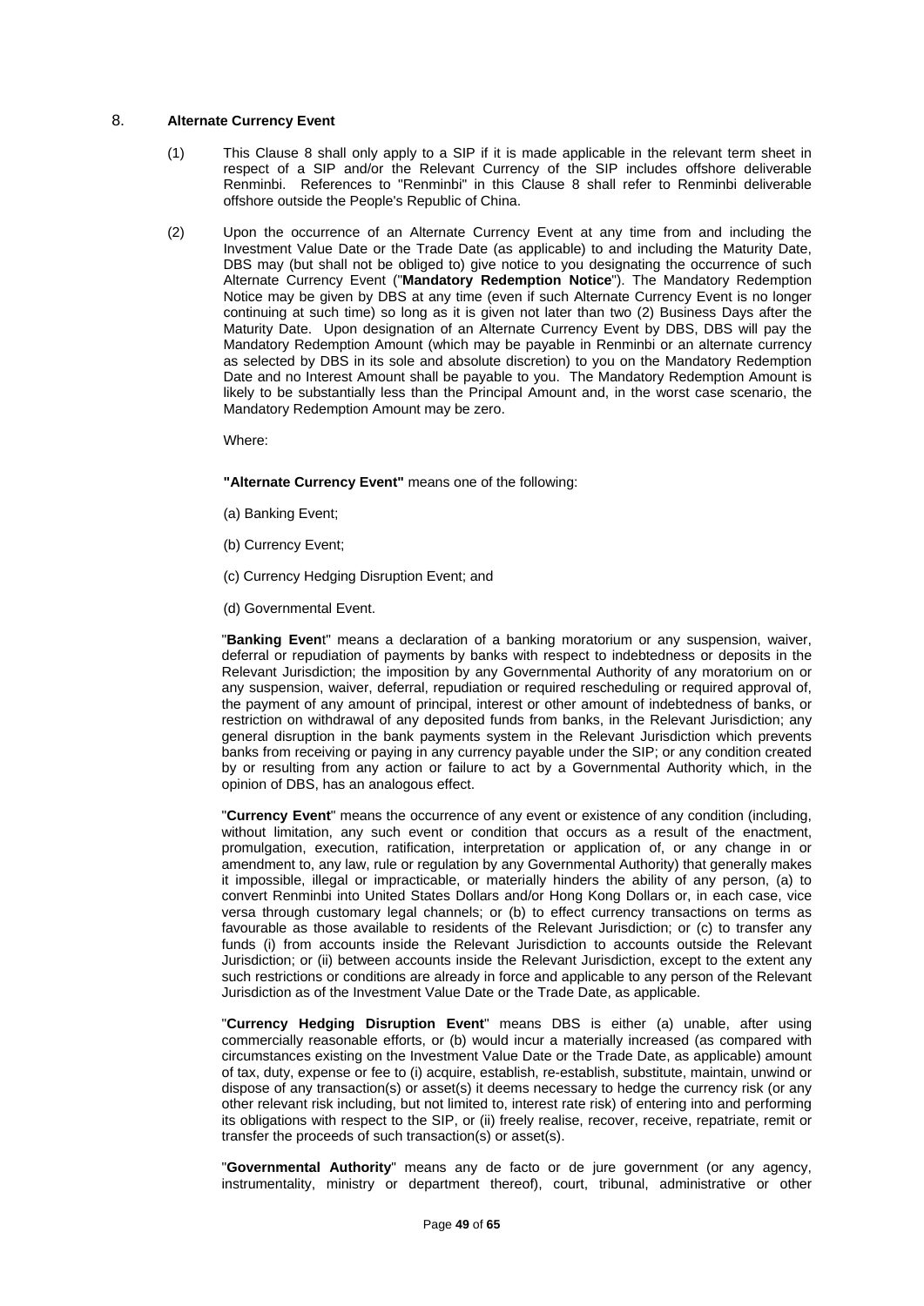## 8. Alternate Currency Event

(1) This Clause 8 shall only apply to a SIP if it is made applicable in the relevant term sheet in respect of a SIP and/or the Relevant Currency of the SIP includes offshore deliverable Renminbi. References to "Renminbi" in this Clause 8 shall refer to Renminbi deliverable offshore outside the People's Republic of China.

(2) Upon the occurrence of an Alternate Currency Event at any time from and including the Investment Value Date or the Trade Date (as applicable) to and including the Maturity Date, DBS may (but shall not be obliged to) give notice to you designating the occurrence of such Alternate Currency Event ("**Mandatory Redemption Notice**"). The Mandatory Redemption Notice may be given by DBS at any time (even if such Alternate Currency Event is no longer continuing at such time) so long as it is given not later than two (2) Business Days after the Maturity Date. Upon designation of an Alternate Currency Event by DBS, DBS will pay the Mandatory Redemption Amount (which may be payable in Renminbi or an alternate currency as selected by DBS in its sole and absolute discretion) to you on the Mandatory Redemption Date and no Interest Amount shall be payable to you. The Mandatory Redemption Amount is likely to be substantially less than the Principal Amount and, in the worst case scenario, the Mandatory Redemption Amount may be zero.

Where:

**"Alternate Currency Event"** means one of the following:

(a) Banking Event;

(b) Currency Event;

(c) Currency Hedging Disruption Event; and

(d) Governmental Event.

"**Banking Even**t" means a declaration of a banking moratorium or any suspension, waiver, deferral or repudiation of payments by banks with respect to indebtedness or deposits in the Relevant Jurisdiction; the imposition by any Governmental Authority of any moratorium on or any suspension, waiver, deferral, repudiation or required rescheduling or required approval of, the payment of any amount of principal, interest or other amount of indebtedness of banks, or restriction on withdrawal of any deposited funds from banks, in the Relevant Jurisdiction; any general disruption in the bank payments system in the Relevant Jurisdiction which prevents banks from receiving or paying in any currency payable under the SIP; or any condition created by or resulting from any action or failure to act by a Governmental Authority which, in the opinion of DBS, has an analogous effect.

"**Currency Event**" means the occurrence of any event or existence of any condition (including, without limitation, any such event or condition that occurs as a result of the enactment, promulgation, execution, ratification, interpretation or application of, or any change in or amendment to, any law, rule or regulation by any Governmental Authority) that generally makes it impossible, illegal or impracticable, or materially hinders the ability of any person, (a) to convert Renminbi into United States Dollars and/or Hong Kong Dollars or, in each case, vice versa through customary legal channels; or (b) to effect currency transactions on terms as favourable as those available to residents of the Relevant Jurisdiction; or (c) to transfer any funds (i) from accounts inside the Relevant Jurisdiction to accounts outside the Relevant Jurisdiction; or (ii) between accounts inside the Relevant Jurisdiction, except to the extent any such restrictions or conditions are already in force and applicable to any person of the Relevant Jurisdiction as of the Investment Value Date or the Trade Date, as applicable.

"**Currency Hedging Disruption Event**" means DBS is either (a) unable, after using commercially reasonable efforts, or (b) would incur a materially increased (as compared with circumstances existing on the Investment Value Date or the Trade Date, as applicable) amount of tax, duty, expense or fee to (i) acquire, establish, re-establish, substitute, maintain, unwind or dispose of any transaction(s) or asset(s) it deems necessary to hedge the currency risk (or any other relevant risk including, but not limited to, interest rate risk) of entering into and performing its obligations with respect to the SIP, or (ii) freely realise, recover, receive, repatriate, remit or transfer the proceeds of such transaction(s) or asset(s).

"**Governmental Authority**" means any de facto or de jure government (or any agency, instrumentality, ministry or department thereof), court, tribunal, administrative or other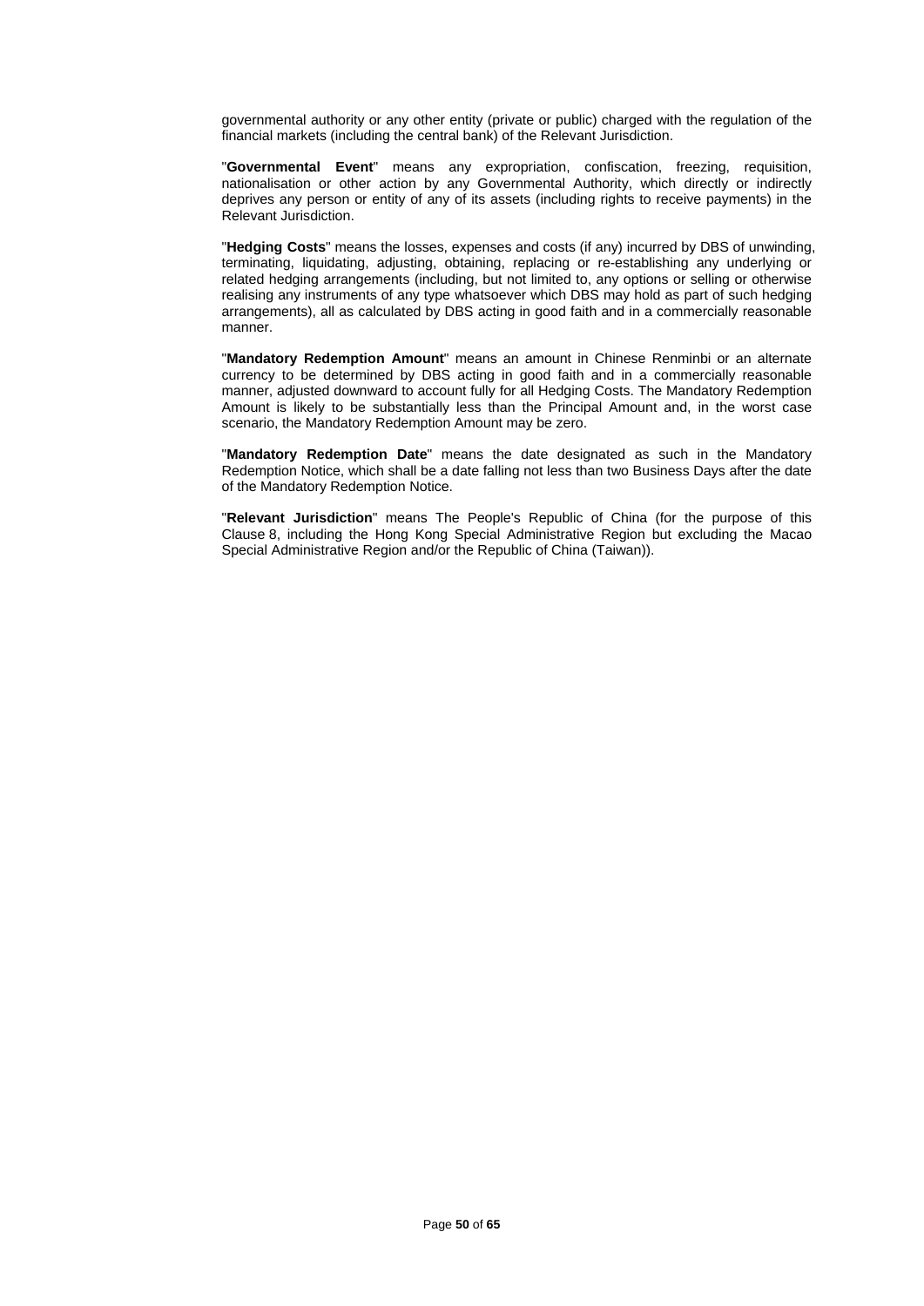governmental authority or any other entity (private or public) charged with the regulation of the financial markets (including the central bank) of the Relevant Jurisdiction.

"**Governmental Event**" means any expropriation, confiscation, freezing, requisition, nationalisation or other action by any Governmental Authority, which directly or indirectly deprives any person or entity of any of its assets (including rights to receive payments) in the Relevant Jurisdiction.

"**Hedging Costs**" means the losses, expenses and costs (if any) incurred by DBS of unwinding, terminating, liquidating, adjusting, obtaining, replacing or re-establishing any underlying or related hedging arrangements (including, but not limited to, any options or selling or otherwise realising any instruments of any type whatsoever which DBS may hold as part of such hedging arrangements), all as calculated by DBS acting in good faith and in a commercially reasonable manner.

"**Mandatory Redemption Amount**" means an amount in Chinese Renminbi or an alternate currency to be determined by DBS acting in good faith and in a commercially reasonable manner, adjusted downward to account fully for all Hedging Costs. The Mandatory Redemption Amount is likely to be substantially less than the Principal Amount and, in the worst case scenario, the Mandatory Redemption Amount may be zero.

"**Mandatory Redemption Date**" means the date designated as such in the Mandatory Redemption Notice, which shall be a date falling not less than two Business Days after the date of the Mandatory Redemption Notice.

"**Relevant Jurisdiction**" means The People's Republic of China (for the purpose of this Clause 8, including the Hong Kong Special Administrative Region but excluding the Macao Special Administrative Region and/or the Republic of China (Taiwan)).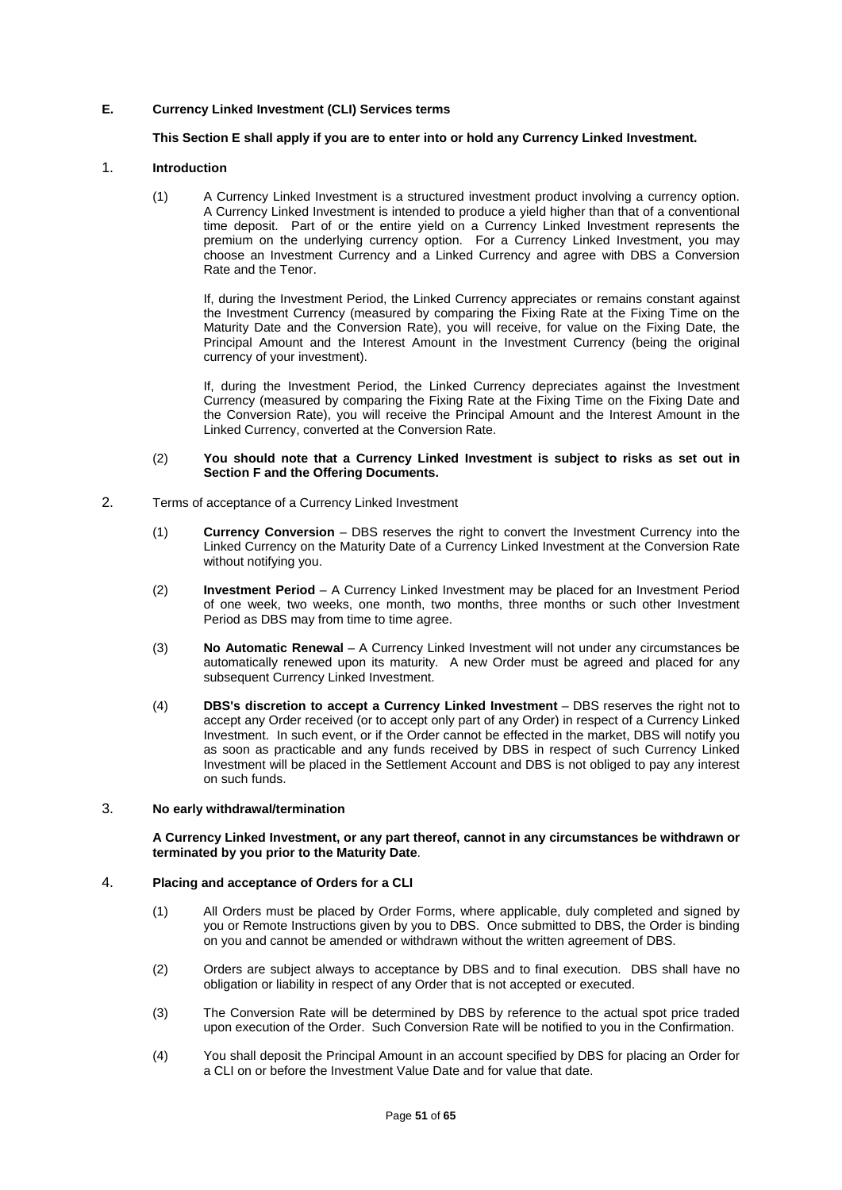## E. Currency Linked Investment (CLI) Services terms

**This Section E shall apply if you are to enter into or hold any Currency Linked Investment.**

### 1. Introduction

(1) A Currency Linked Investment is a structured investment product involving a currency option. A Currency Linked Investment is intended to produce a yield higher than that of a conventional time deposit. Part of or the entire yield on a Currency Linked Investment represents the premium on the underlying currency option. For a Currency Linked Investment, you may choose an Investment Currency and a Linked Currency and agree with DBS a Conversion Rate and the Tenor.

If, during the Investment Period, the Linked Currency appreciates or remains constant against the Investment Currency (measured by comparing the Fixing Rate at the Fixing Time on the Maturity Date and the Conversion Rate), you will receive, for value on the Fixing Date, the Principal Amount and the Interest Amount in the Investment Currency (being the original currency of your investment).

If, during the Investment Period, the Linked Currency depreciates against the Investment Currency (measured by comparing the Fixing Rate at the Fixing Time on the Fixing Date and the Conversion Rate), you will receive the Principal Amount and the Interest Amount in the Linked Currency, converted at the Conversion Rate.

(2) **You should note that a Currency Linked Investment is subject to risks as set out in Section F and the Offering Documents.**

### 2. Terms of acceptance of a Currency Linked Investment

(1) **Currency Conversion** – DBS reserves the right to convert the Investment Currency into the Linked Currency on the Maturity Date of a Currency Linked Investment at the Conversion Rate without notifying you.

(2) **Investment Period** – A Currency Linked Investment may be placed for an Investment Period of one week, two weeks, one month, two months, three months or such other Investment Period as DBS may from time to time agree.

(3) **No Automatic Renewal** – A Currency Linked Investment will not under any circumstances be automatically renewed upon its maturity. A new Order must be agreed and placed for any subsequent Currency Linked Investment.

(4) **DBS's discretion to accept a Currency Linked Investment** – DBS reserves the right not to accept any Order received (or to accept only part of any Order) in respect of a Currency Linked Investment. In such event, or if the Order cannot be effected in the market, DBS will notify you as soon as practicable and any funds received by DBS in respect of such Currency Linked Investment will be placed in the Settlement Account and DBS is not obliged to pay any interest on such funds.

### 3. No early withdrawal/termination

**A Currency Linked Investment, or any part thereof, cannot in any circumstances be withdrawn or terminated by you prior to the Maturity Date**.

### 4. Placing and acceptance of Orders for a CLI

(1) All Orders must be placed by Order Forms, where applicable, duly completed and signed by you or Remote Instructions given by you to DBS. Once submitted to DBS, the Order is binding on you and cannot be amended or withdrawn without the written agreement of DBS.

(2) Orders are subject always to acceptance by DBS and to final execution. DBS shall have no obligation or liability in respect of any Order that is not accepted or executed.

(3) The Conversion Rate will be determined by DBS by reference to the actual spot price traded upon execution of the Order. Such Conversion Rate will be notified to you in the Confirmation.

(4) You shall deposit the Principal Amount in an account specified by DBS for placing an Order for a CLI on or before the Investment Value Date and for value that date.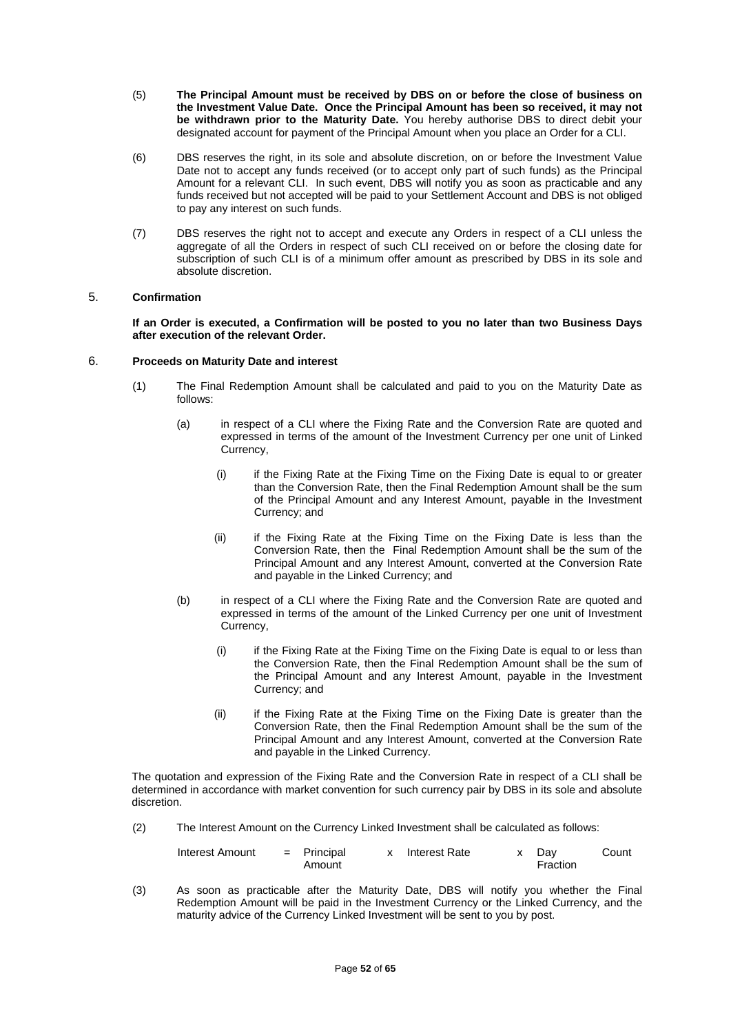(5) **The Principal Amount must be received by DBS on or before the close of business on the Investment Value Date. Once the Principal Amount has been so received, it may not be withdrawn prior to the Maturity Date.** You hereby authorise DBS to direct debit your designated account for payment of the Principal Amount when you place an Order for a CLI.

(6) DBS reserves the right, in its sole and absolute discretion, on or before the Investment Value Date not to accept any funds received (or to accept only part of such funds) as the Principal Amount for a relevant CLI. In such event, DBS will notify you as soon as practicable and any funds received but not accepted will be paid to your Settlement Account and DBS is not obliged to pay any interest on such funds.

(7) DBS reserves the right not to accept and execute any Orders in respect of a CLI unless the aggregate of all the Orders in respect of such CLI received on or before the closing date for subscription of such CLI is of a minimum offer amount as prescribed by DBS in its sole and absolute discretion.

## 5. Confirmation

**If an Order is executed, a Confirmation will be posted to you no later than two Business Days after execution of the relevant Order.**

## 6. Proceeds on Maturity Date and interest

(1) The Final Redemption Amount shall be calculated and paid to you on the Maturity Date as follows:

(a) in respect of a CLI where the Fixing Rate and the Conversion Rate are quoted and expressed in terms of the amount of the Investment Currency per one unit of Linked Currency,

(i) if the Fixing Rate at the Fixing Time on the Fixing Date is equal to or greater than the Conversion Rate, then the Final Redemption Amount shall be the sum of the Principal Amount and any Interest Amount, payable in the Investment Currency; and

(ii) if the Fixing Rate at the Fixing Time on the Fixing Date is less than the Conversion Rate, then the Final Redemption Amount shall be the sum of the Principal Amount and any Interest Amount, converted at the Conversion Rate and payable in the Linked Currency; and

(b) in respect of a CLI where the Fixing Rate and the Conversion Rate are quoted and expressed in terms of the amount of the Linked Currency per one unit of Investment Currency,

(i) if the Fixing Rate at the Fixing Time on the Fixing Date is equal to or less than the Conversion Rate, then the Final Redemption Amount shall be the sum of the Principal Amount and any Interest Amount, payable in the Investment Currency; and

(ii) if the Fixing Rate at the Fixing Time on the Fixing Date is greater than the Conversion Rate, then the Final Redemption Amount shall be the sum of the Principal Amount and any Interest Amount, converted at the Conversion Rate and payable in the Linked Currency.

The quotation and expression of the Fixing Rate and the Conversion Rate in respect of a CLI shall be determined in accordance with market convention for such currency pair by DBS in its sole and absolute discretion.

(2) The Interest Amount on the Currency Linked Investment shall be calculated as follows:

$$\text{Interest Amount} = \text{Principal Amount} \times \text{Interest Rate} \times \text{Day Count Fraction}$$

(3) As soon as practicable after the Maturity Date, DBS will notify you whether the Final Redemption Amount will be paid in the Investment Currency or the Linked Currency, and the maturity advice of the Currency Linked Investment will be sent to you by post.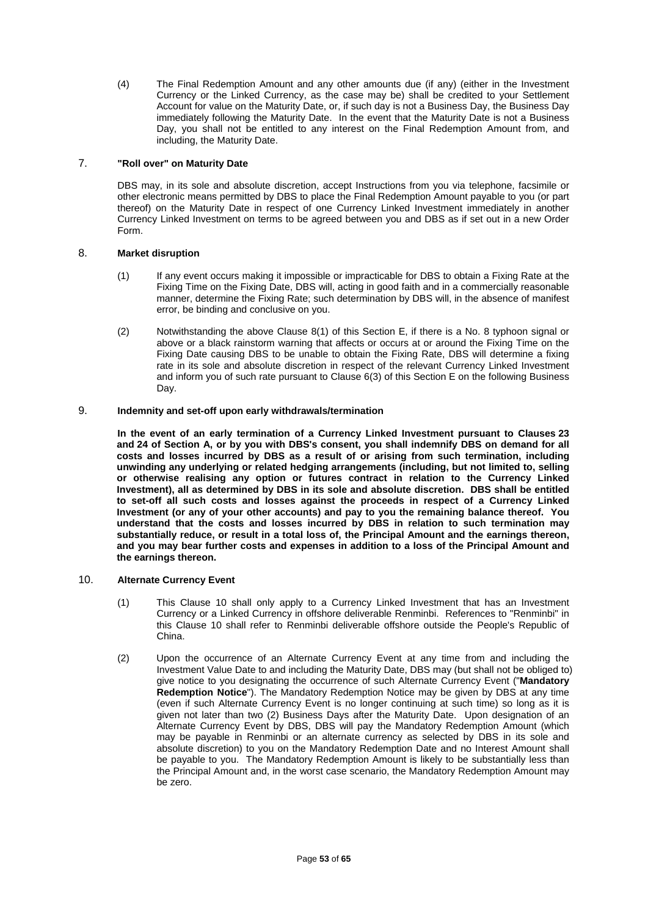(4) The Final Redemption Amount and any other amounts due (if any) (either in the Investment Currency or the Linked Currency, as the case may be) shall be credited to your Settlement Account for value on the Maturity Date, or, if such day is not a Business Day, the Business Day immediately following the Maturity Date. In the event that the Maturity Date is not a Business Day, you shall not be entitled to any interest on the Final Redemption Amount from, and including, the Maturity Date.

## 7. "Roll over" on Maturity Date

DBS may, in its sole and absolute discretion, accept Instructions from you via telephone, facsimile or other electronic means permitted by DBS to place the Final Redemption Amount payable to you (or part thereof) on the Maturity Date in respect of one Currency Linked Investment immediately in another Currency Linked Investment on terms to be agreed between you and DBS as if set out in a new Order Form.

## 8. Market disruption

(1) If any event occurs making it impossible or impracticable for DBS to obtain a Fixing Rate at the Fixing Time on the Fixing Date, DBS will, acting in good faith and in a commercially reasonable manner, determine the Fixing Rate; such determination by DBS will, in the absence of manifest error, be binding and conclusive on you.

(2) Notwithstanding the above Clause 8(1) of this Section E, if there is a No. 8 typhoon signal or above or a black rainstorm warning that affects or occurs at or around the Fixing Time on the Fixing Date causing DBS to be unable to obtain the Fixing Rate, DBS will determine a fixing rate in its sole and absolute discretion in respect of the relevant Currency Linked Investment and inform you of such rate pursuant to Clause 6(3) of this Section E on the following Business Day.

## 9. Indemnity and set-off upon early withdrawals/termination

**In the event of an early termination of a Currency Linked Investment pursuant to Clauses 23 and 24 of Section A, or by you with DBS's consent, you shall indemnify DBS on demand for all costs and losses incurred by DBS as a result of or arising from such termination, including unwinding any underlying or related hedging arrangements (including, but not limited to, selling or otherwise realising any option or futures contract in relation to the Currency Linked Investment), all as determined by DBS in its sole and absolute discretion. DBS shall be entitled to set-off all such costs and losses against the proceeds in respect of a Currency Linked Investment (or any of your other accounts) and pay to you the remaining balance thereof. You understand that the costs and losses incurred by DBS in relation to such termination may substantially reduce, or result in a total loss of, the Principal Amount and the earnings thereon, and you may bear further costs and expenses in addition to a loss of the Principal Amount and the earnings thereon.**

## 10. Alternate Currency Event

(1) This Clause 10 shall only apply to a Currency Linked Investment that has an Investment Currency or a Linked Currency in offshore deliverable Renminbi. References to "Renminbi" in this Clause 10 shall refer to Renminbi deliverable offshore outside the People's Republic of China.

(2) Upon the occurrence of an Alternate Currency Event at any time from and including the Investment Value Date to and including the Maturity Date, DBS may (but shall not be obliged to) give notice to you designating the occurrence of such Alternate Currency Event ("**Mandatory Redemption Notice**"). The Mandatory Redemption Notice may be given by DBS at any time (even if such Alternate Currency Event is no longer continuing at such time) so long as it is given not later than two (2) Business Days after the Maturity Date. Upon designation of an Alternate Currency Event by DBS, DBS will pay the Mandatory Redemption Amount (which may be payable in Renminbi or an alternate currency as selected by DBS in its sole and absolute discretion) to you on the Mandatory Redemption Date and no Interest Amount shall be payable to you. The Mandatory Redemption Amount is likely to be substantially less than the Principal Amount and, in the worst case scenario, the Mandatory Redemption Amount may be zero.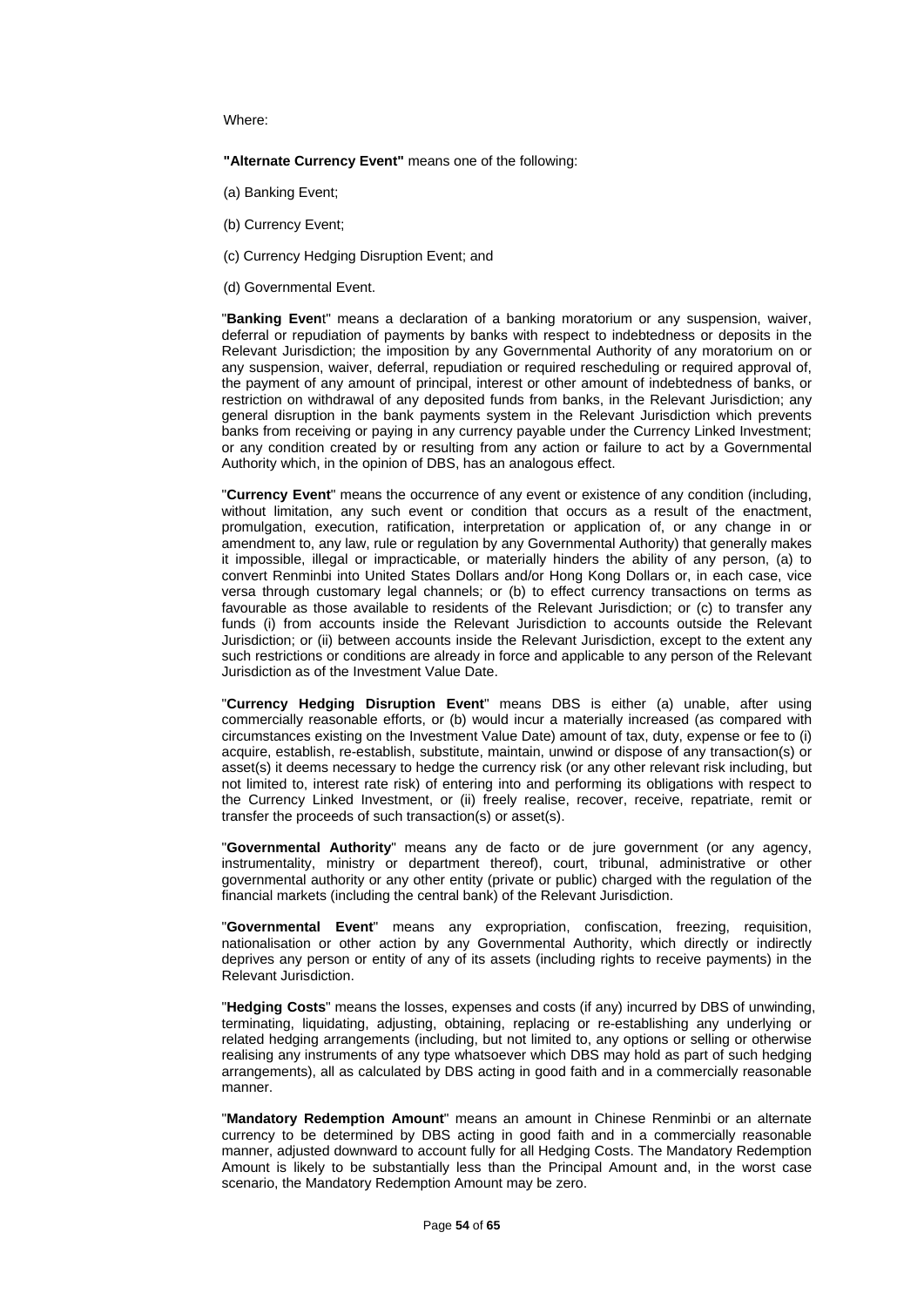Where:

**"Alternate Currency Event"** means one of the following:

(a) Banking Event;

(b) Currency Event;

(c) Currency Hedging Disruption Event; and

(d) Governmental Event.

"**Banking Even**t" means a declaration of a banking moratorium or any suspension, waiver, deferral or repudiation of payments by banks with respect to indebtedness or deposits in the Relevant Jurisdiction; the imposition by any Governmental Authority of any moratorium on or any suspension, waiver, deferral, repudiation or required rescheduling or required approval of, the payment of any amount of principal, interest or other amount of indebtedness of banks, or restriction on withdrawal of any deposited funds from banks, in the Relevant Jurisdiction; any general disruption in the bank payments system in the Relevant Jurisdiction which prevents banks from receiving or paying in any currency payable under the Currency Linked Investment; or any condition created by or resulting from any action or failure to act by a Governmental Authority which, in the opinion of DBS, has an analogous effect.

"**Currency Event**" means the occurrence of any event or existence of any condition (including, without limitation, any such event or condition that occurs as a result of the enactment, promulgation, execution, ratification, interpretation or application of, or any change in or amendment to, any law, rule or regulation by any Governmental Authority) that generally makes it impossible, illegal or impracticable, or materially hinders the ability of any person, (a) to convert Renminbi into United States Dollars and/or Hong Kong Dollars or, in each case, vice versa through customary legal channels; or (b) to effect currency transactions on terms as favourable as those available to residents of the Relevant Jurisdiction; or (c) to transfer any funds (i) from accounts inside the Relevant Jurisdiction to accounts outside the Relevant Jurisdiction; or (ii) between accounts inside the Relevant Jurisdiction, except to the extent any such restrictions or conditions are already in force and applicable to any person of the Relevant Jurisdiction as of the Investment Value Date.

"**Currency Hedging Disruption Event**" means DBS is either (a) unable, after using commercially reasonable efforts, or (b) would incur a materially increased (as compared with circumstances existing on the Investment Value Date) amount of tax, duty, expense or fee to (i) acquire, establish, re-establish, substitute, maintain, unwind or dispose of any transaction(s) or asset(s) it deems necessary to hedge the currency risk (or any other relevant risk including, but not limited to, interest rate risk) of entering into and performing its obligations with respect to the Currency Linked Investment, or (ii) freely realise, recover, receive, repatriate, remit or transfer the proceeds of such transaction(s) or asset(s).

"**Governmental Authority**" means any de facto or de jure government (or any agency, instrumentality, ministry or department thereof), court, tribunal, administrative or other governmental authority or any other entity (private or public) charged with the regulation of the financial markets (including the central bank) of the Relevant Jurisdiction.

"**Governmental Event**" means any expropriation, confiscation, freezing, requisition, nationalisation or other action by any Governmental Authority, which directly or indirectly deprives any person or entity of any of its assets (including rights to receive payments) in the Relevant Jurisdiction.

"**Hedging Costs**" means the losses, expenses and costs (if any) incurred by DBS of unwinding, terminating, liquidating, adjusting, obtaining, replacing or re-establishing any underlying or related hedging arrangements (including, but not limited to, any options or selling or otherwise realising any instruments of any type whatsoever which DBS may hold as part of such hedging arrangements), all as calculated by DBS acting in good faith and in a commercially reasonable manner.

"**Mandatory Redemption Amount**" means an amount in Chinese Renminbi or an alternate currency to be determined by DBS acting in good faith and in a commercially reasonable manner, adjusted downward to account fully for all Hedging Costs. The Mandatory Redemption Amount is likely to be substantially less than the Principal Amount and, in the worst case scenario, the Mandatory Redemption Amount may be zero.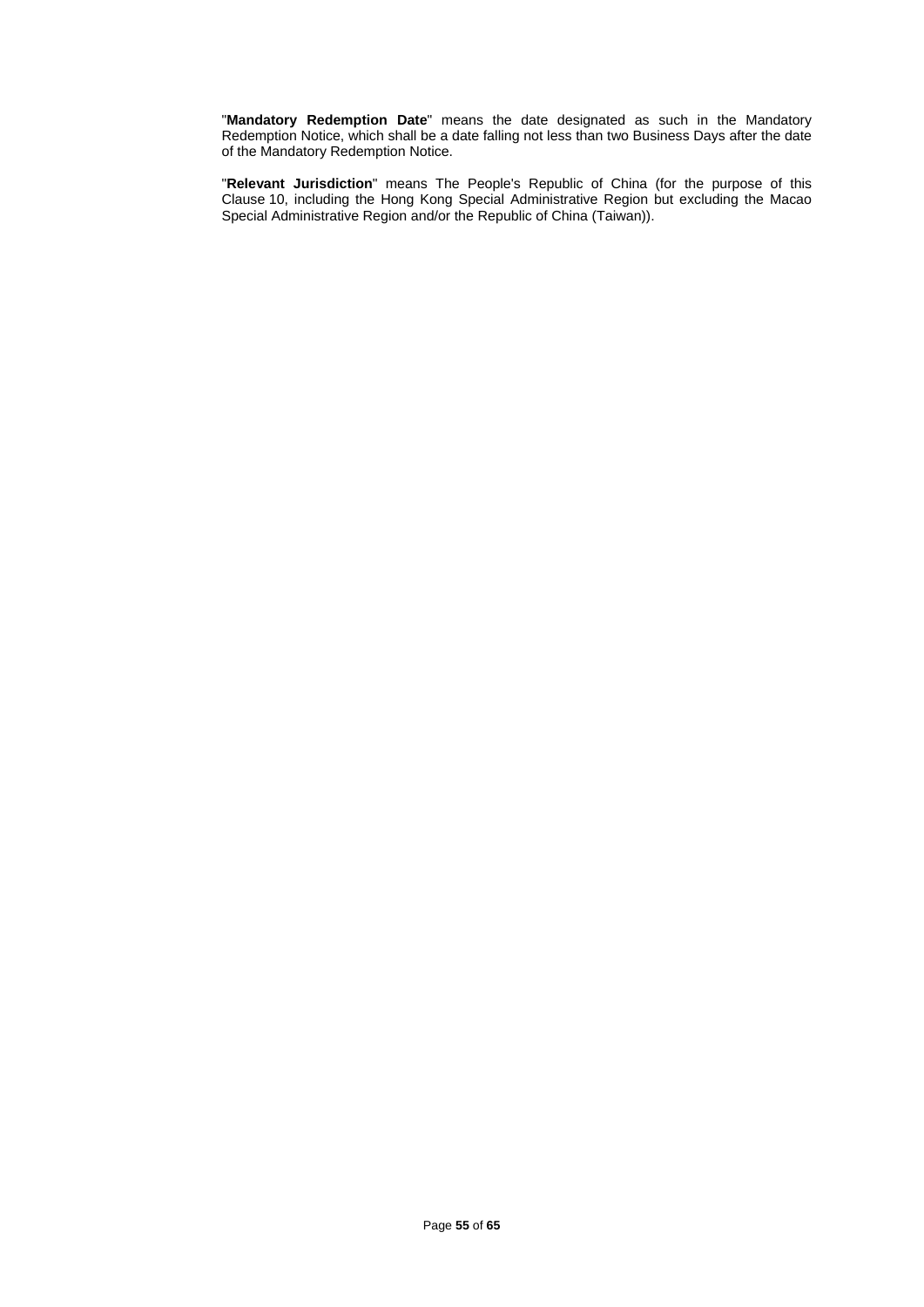"**Mandatory Redemption Date**" means the date designated as such in the Mandatory Redemption Notice, which shall be a date falling not less than two Business Days after the date of the Mandatory Redemption Notice.

"**Relevant Jurisdiction**" means The People's Republic of China (for the purpose of this Clause 10, including the Hong Kong Special Administrative Region but excluding the Macao Special Administrative Region and/or the Republic of China (Taiwan)).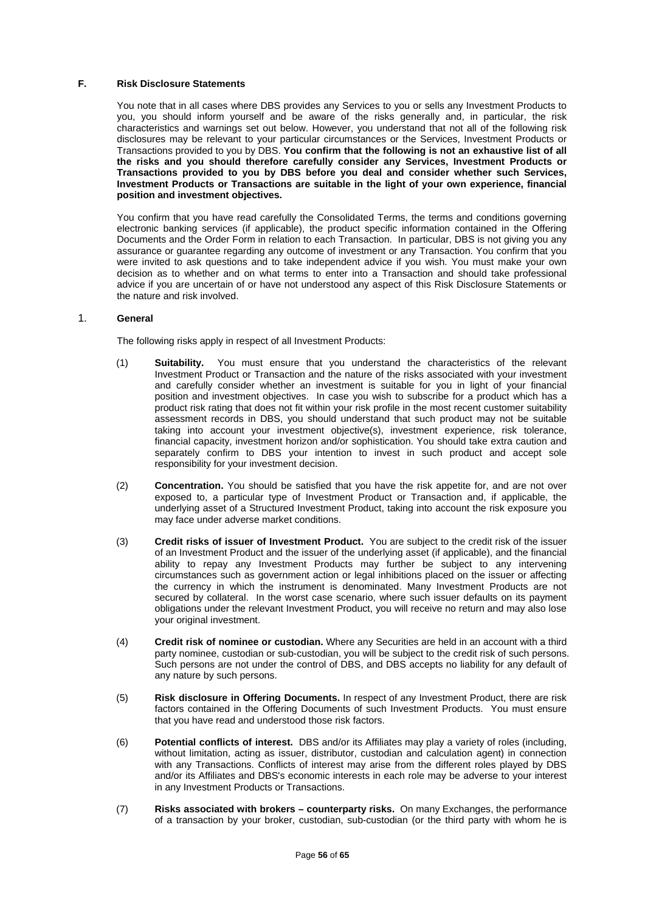## F. Risk Disclosure Statements

You note that in all cases where DBS provides any Services to you or sells any Investment Products to you, you should inform yourself and be aware of the risks generally and, in particular, the risk characteristics and warnings set out below. However, you understand that not all of the following risk disclosures may be relevant to your particular circumstances or the Services, Investment Products or Transactions provided to you by DBS. **You confirm that the following is not an exhaustive list of all the risks and you should therefore carefully consider any Services, Investment Products or Transactions provided to you by DBS before you deal and consider whether such Services, Investment Products or Transactions are suitable in the light of your own experience, financial position and investment objectives.**

You confirm that you have read carefully the Consolidated Terms, the terms and conditions governing electronic banking services (if applicable), the product specific information contained in the Offering Documents and the Order Form in relation to each Transaction. In particular, DBS is not giving you any assurance or guarantee regarding any outcome of investment or any Transaction. You confirm that you were invited to ask questions and to take independent advice if you wish. You must make your own decision as to whether and on what terms to enter into a Transaction and should take professional advice if you are uncertain of or have not understood any aspect of this Risk Disclosure Statements or the nature and risk involved.

### 1. General

The following risks apply in respect of all Investment Products:

(1) **Suitability.** You must ensure that you understand the characteristics of the relevant Investment Product or Transaction and the nature of the risks associated with your investment and carefully consider whether an investment is suitable for you in light of your financial position and investment objectives. In case you wish to subscribe for a product which has a product risk rating that does not fit within your risk profile in the most recent customer suitability assessment records in DBS, you should understand that such product may not be suitable taking into account your investment objective(s), investment experience, risk tolerance, financial capacity, investment horizon and/or sophistication. You should take extra caution and separately confirm to DBS your intention to invest in such product and accept sole responsibility for your investment decision.

(2) **Concentration.** You should be satisfied that you have the risk appetite for, and are not over exposed to, a particular type of Investment Product or Transaction and, if applicable, the underlying asset of a Structured Investment Product, taking into account the risk exposure you may face under adverse market conditions.

(3) **Credit risks of issuer of Investment Product.** You are subject to the credit risk of the issuer of an Investment Product and the issuer of the underlying asset (if applicable), and the financial ability to repay any Investment Products may further be subject to any intervening circumstances such as government action or legal inhibitions placed on the issuer or affecting the currency in which the instrument is denominated. Many Investment Products are not secured by collateral. In the worst case scenario, where such issuer defaults on its payment obligations under the relevant Investment Product, you will receive no return and may also lose your original investment.

(4) **Credit risk of nominee or custodian.** Where any Securities are held in an account with a third party nominee, custodian or sub-custodian, you will be subject to the credit risk of such persons. Such persons are not under the control of DBS, and DBS accepts no liability for any default of any nature by such persons.

(5) **Risk disclosure in Offering Documents.** In respect of any Investment Product, there are risk factors contained in the Offering Documents of such Investment Products. You must ensure that you have read and understood those risk factors.

(6) **Potential conflicts of interest.** DBS and/or its Affiliates may play a variety of roles (including, without limitation, acting as issuer, distributor, custodian and calculation agent) in connection with any Transactions. Conflicts of interest may arise from the different roles played by DBS and/or its Affiliates and DBS's economic interests in each role may be adverse to your interest in any Investment Products or Transactions.

(7) **Risks associated with brokers – counterparty risks.** On many Exchanges, the performance of a transaction by your broker, custodian, sub-custodian (or the third party with whom he is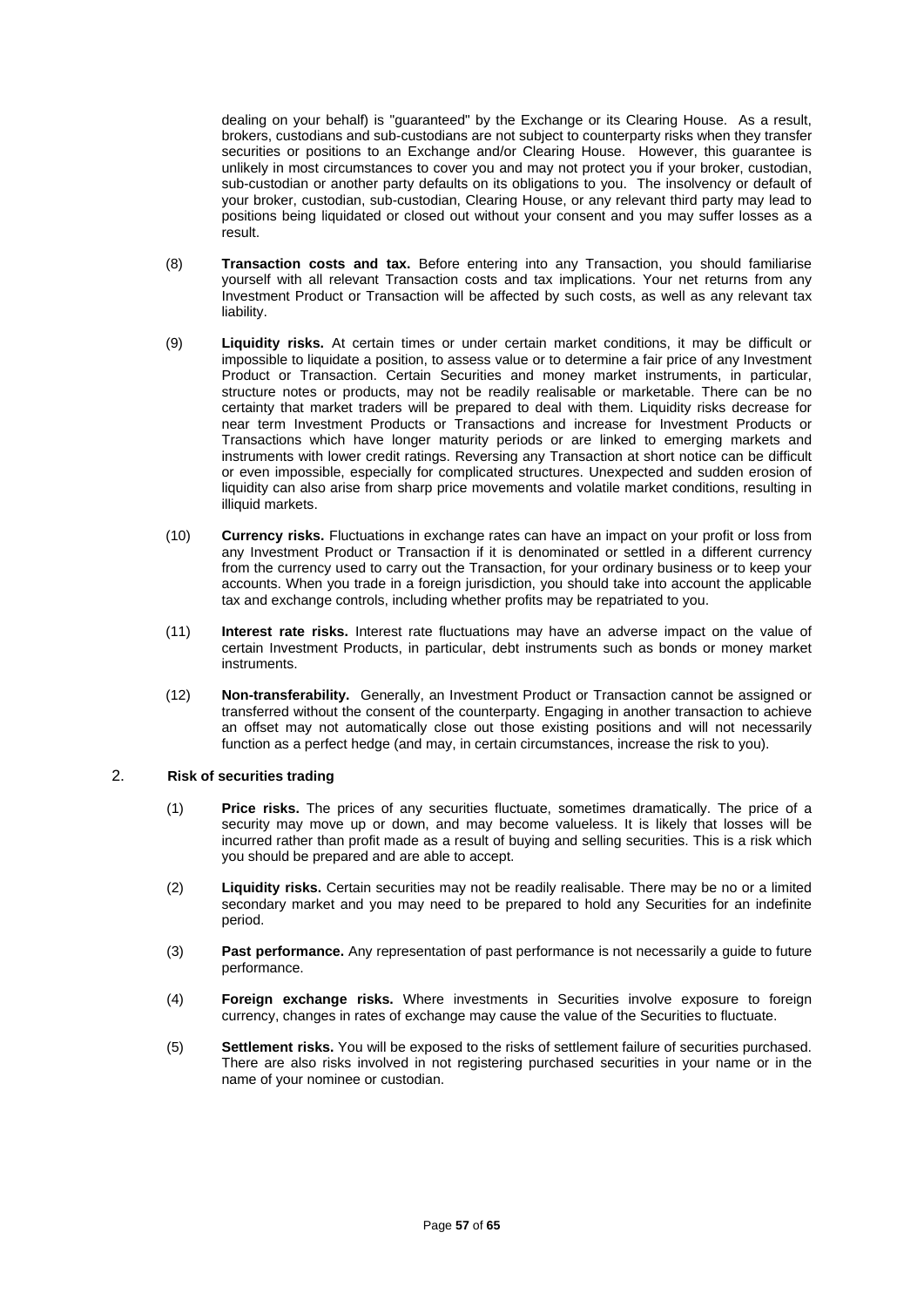dealing on your behalf) is "guaranteed" by the Exchange or its Clearing House. As a result, brokers, custodians and sub-custodians are not subject to counterparty risks when they transfer securities or positions to an Exchange and/or Clearing House. However, this guarantee is unlikely in most circumstances to cover you and may not protect you if your broker, custodian, sub-custodian or another party defaults on its obligations to you. The insolvency or default of your broker, custodian, sub-custodian, Clearing House, or any relevant third party may lead to positions being liquidated or closed out without your consent and you may suffer losses as a result.

(8) **Transaction costs and tax.** Before entering into any Transaction, you should familiarise yourself with all relevant Transaction costs and tax implications. Your net returns from any Investment Product or Transaction will be affected by such costs, as well as any relevant tax liability.

(9) **Liquidity risks.** At certain times or under certain market conditions, it may be difficult or impossible to liquidate a position, to assess value or to determine a fair price of any Investment Product or Transaction. Certain Securities and money market instruments, in particular, structure notes or products, may not be readily realisable or marketable. There can be no certainty that market traders will be prepared to deal with them. Liquidity risks decrease for near term Investment Products or Transactions and increase for Investment Products or Transactions which have longer maturity periods or are linked to emerging markets and instruments with lower credit ratings. Reversing any Transaction at short notice can be difficult or even impossible, especially for complicated structures. Unexpected and sudden erosion of liquidity can also arise from sharp price movements and volatile market conditions, resulting in illiquid markets.

(10) **Currency risks.** Fluctuations in exchange rates can have an impact on your profit or loss from any Investment Product or Transaction if it is denominated or settled in a different currency from the currency used to carry out the Transaction, for your ordinary business or to keep your accounts. When you trade in a foreign jurisdiction, you should take into account the applicable tax and exchange controls, including whether profits may be repatriated to you.

(11) **Interest rate risks.** Interest rate fluctuations may have an adverse impact on the value of certain Investment Products, in particular, debt instruments such as bonds or money market instruments.

(12) **Non-transferability.** Generally, an Investment Product or Transaction cannot be assigned or transferred without the consent of the counterparty. Engaging in another transaction to achieve an offset may not automatically close out those existing positions and will not necessarily function as a perfect hedge (and may, in certain circumstances, increase the risk to you).

## 2. Risk of securities trading

(1) **Price risks.** The prices of any securities fluctuate, sometimes dramatically. The price of a security may move up or down, and may become valueless. It is likely that losses will be incurred rather than profit made as a result of buying and selling securities. This is a risk which you should be prepared and are able to accept.

(2) **Liquidity risks.** Certain securities may not be readily realisable. There may be no or a limited secondary market and you may need to be prepared to hold any Securities for an indefinite period.

(3) **Past performance.** Any representation of past performance is not necessarily a guide to future performance.

(4) **Foreign exchange risks.** Where investments in Securities involve exposure to foreign currency, changes in rates of exchange may cause the value of the Securities to fluctuate.

(5) **Settlement risks.** You will be exposed to the risks of settlement failure of securities purchased. There are also risks involved in not registering purchased securities in your name or in the name of your nominee or custodian.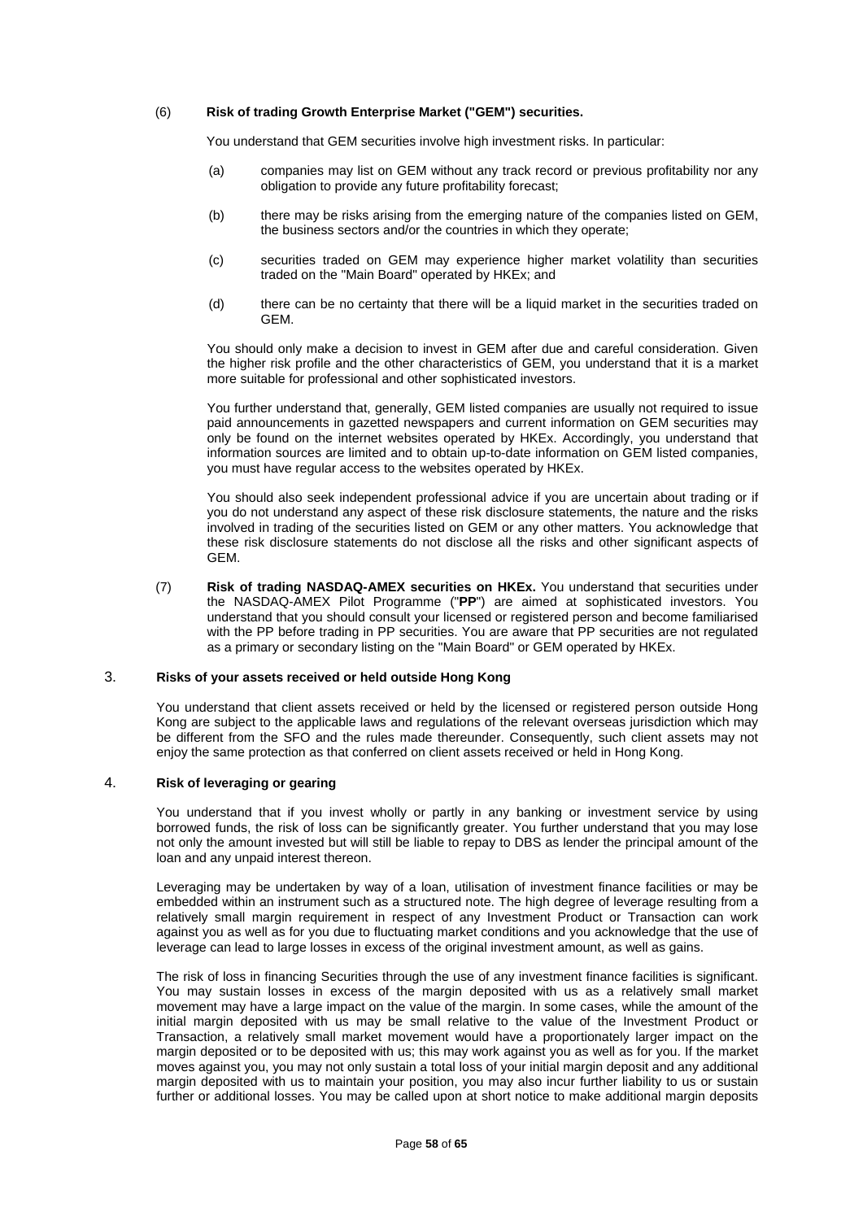(6) **Risk of trading Growth Enterprise Market ("GEM") securities.**

You understand that GEM securities involve high investment risks. In particular:

(a) companies may list on GEM without any track record or previous profitability nor any obligation to provide any future profitability forecast;

(b) there may be risks arising from the emerging nature of the companies listed on GEM, the business sectors and/or the countries in which they operate;

(c) securities traded on GEM may experience higher market volatility than securities traded on the "Main Board" operated by HKEx; and

(d) there can be no certainty that there will be a liquid market in the securities traded on GEM.

You should only make a decision to invest in GEM after due and careful consideration. Given the higher risk profile and the other characteristics of GEM, you understand that it is a market more suitable for professional and other sophisticated investors.

You further understand that, generally, GEM listed companies are usually not required to issue paid announcements in gazetted newspapers and current information on GEM securities may only be found on the internet websites operated by HKEx. Accordingly, you understand that information sources are limited and to obtain up-to-date information on GEM listed companies, you must have regular access to the websites operated by HKEx.

You should also seek independent professional advice if you are uncertain about trading or if you do not understand any aspect of these risk disclosure statements, the nature and the risks involved in trading of the securities listed on GEM or any other matters. You acknowledge that these risk disclosure statements do not disclose all the risks and other significant aspects of GEM.

(7) **Risk of trading NASDAQ-AMEX securities on HKEx.** You understand that securities under the NASDAQ-AMEX Pilot Programme ("**PP**") are aimed at sophisticated investors. You understand that you should consult your licensed or registered person and become familiarised with the PP before trading in PP securities. You are aware that PP securities are not regulated as a primary or secondary listing on the "Main Board" or GEM operated by HKEx.

## 3. Risks of your assets received or held outside Hong Kong

You understand that client assets received or held by the licensed or registered person outside Hong Kong are subject to the applicable laws and regulations of the relevant overseas jurisdiction which may be different from the SFO and the rules made thereunder. Consequently, such client assets may not enjoy the same protection as that conferred on client assets received or held in Hong Kong.

## 4. Risk of leveraging or gearing

You understand that if you invest wholly or partly in any banking or investment service by using borrowed funds, the risk of loss can be significantly greater. You further understand that you may lose not only the amount invested but will still be liable to repay to DBS as lender the principal amount of the loan and any unpaid interest thereon.

Leveraging may be undertaken by way of a loan, utilisation of investment finance facilities or may be embedded within an instrument such as a structured note. The high degree of leverage resulting from a relatively small margin requirement in respect of any Investment Product or Transaction can work against you as well as for you due to fluctuating market conditions and you acknowledge that the use of leverage can lead to large losses in excess of the original investment amount, as well as gains.

The risk of loss in financing Securities through the use of any investment finance facilities is significant. You may sustain losses in excess of the margin deposited with us as a relatively small market movement may have a large impact on the value of the margin. In some cases, while the amount of the initial margin deposited with us may be small relative to the value of the Investment Product or Transaction, a relatively small market movement would have a proportionately larger impact on the margin deposited or to be deposited with us; this may work against you as well as for you. If the market moves against you, you may not only sustain a total loss of your initial margin deposit and any additional margin deposited with us to maintain your position, you may also incur further liability to us or sustain further or additional losses. You may be called upon at short notice to make additional margin deposits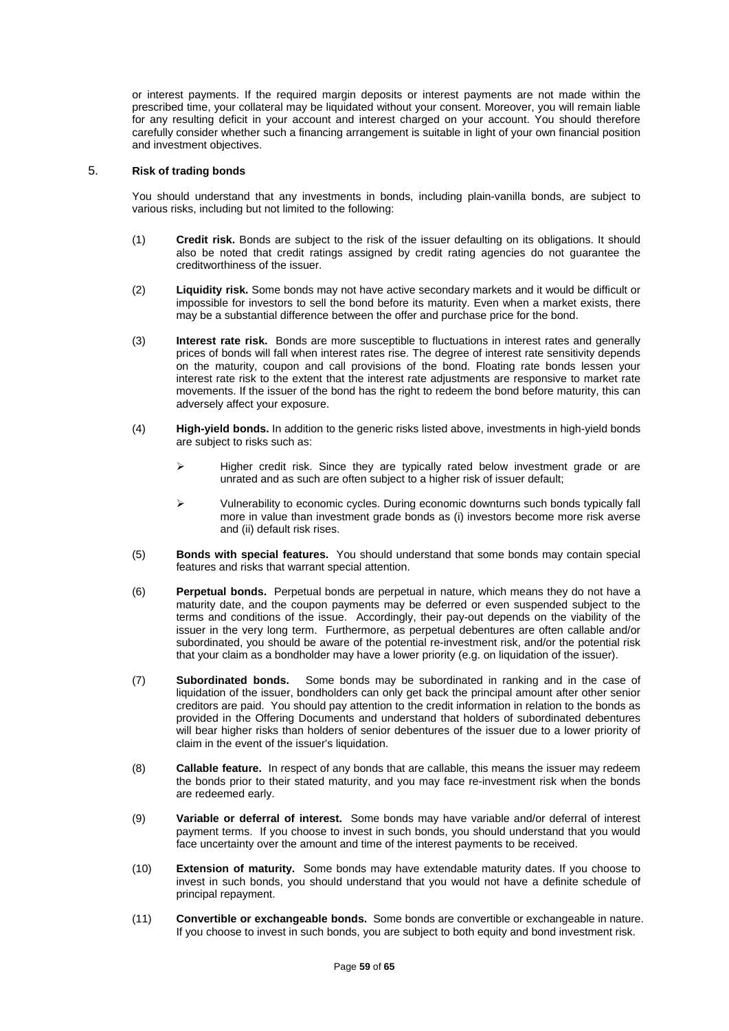or interest payments. If the required margin deposits or interest payments are not made within the prescribed time, your collateral may be liquidated without your consent. Moreover, you will remain liable for any resulting deficit in your account and interest charged on your account. You should therefore carefully consider whether such a financing arrangement is suitable in light of your own financial position and investment objectives.

## 5. Risk of trading bonds

You should understand that any investments in bonds, including plain-vanilla bonds, are subject to various risks, including but not limited to the following:

(1) **Credit risk.** Bonds are subject to the risk of the issuer defaulting on its obligations. It should also be noted that credit ratings assigned by credit rating agencies do not guarantee the creditworthiness of the issuer.

(2) **Liquidity risk.** Some bonds may not have active secondary markets and it would be difficult or impossible for investors to sell the bond before its maturity. Even when a market exists, there may be a substantial difference between the offer and purchase price for the bond.

(3) **Interest rate risk.** Bonds are more susceptible to fluctuations in interest rates and generally prices of bonds will fall when interest rates rise. The degree of interest rate sensitivity depends on the maturity, coupon and call provisions of the bond. Floating rate bonds lessen your interest rate risk to the extent that the interest rate adjustments are responsive to market rate movements. If the issuer of the bond has the right to redeem the bond before maturity, this can adversely affect your exposure.

(4) **High-yield bonds.** In addition to the generic risks listed above, investments in high-yield bonds are subject to risks such as:

- Higher credit risk. Since they are typically rated below investment grade or are unrated and as such are often subject to a higher risk of issuer default;
- Vulnerability to economic cycles. During economic downturns such bonds typically fall more in value than investment grade bonds as (i) investors become more risk averse and (ii) default risk rises.

(5) **Bonds with special features.** You should understand that some bonds may contain special features and risks that warrant special attention.

(6) **Perpetual bonds.** Perpetual bonds are perpetual in nature, which means they do not have a maturity date, and the coupon payments may be deferred or even suspended subject to the terms and conditions of the issue. Accordingly, their pay-out depends on the viability of the issuer in the very long term. Furthermore, as perpetual debentures are often callable and/or subordinated, you should be aware of the potential re-investment risk, and/or the potential risk that your claim as a bondholder may have a lower priority (e.g. on liquidation of the issuer).

(7) **Subordinated bonds.** Some bonds may be subordinated in ranking and in the case of liquidation of the issuer, bondholders can only get back the principal amount after other senior creditors are paid. You should pay attention to the credit information in relation to the bonds as provided in the Offering Documents and understand that holders of subordinated debentures will bear higher risks than holders of senior debentures of the issuer due to a lower priority of claim in the event of the issuer's liquidation.

(8) **Callable feature.** In respect of any bonds that are callable, this means the issuer may redeem the bonds prior to their stated maturity, and you may face re-investment risk when the bonds are redeemed early.

(9) **Variable or deferral of interest.** Some bonds may have variable and/or deferral of interest payment terms. If you choose to invest in such bonds, you should understand that you would face uncertainty over the amount and time of the interest payments to be received.

(10) **Extension of maturity.** Some bonds may have extendable maturity dates. If you choose to invest in such bonds, you should understand that you would not have a definite schedule of principal repayment.

(11) **Convertible or exchangeable bonds.** Some bonds are convertible or exchangeable in nature. If you choose to invest in such bonds, you are subject to both equity and bond investment risk.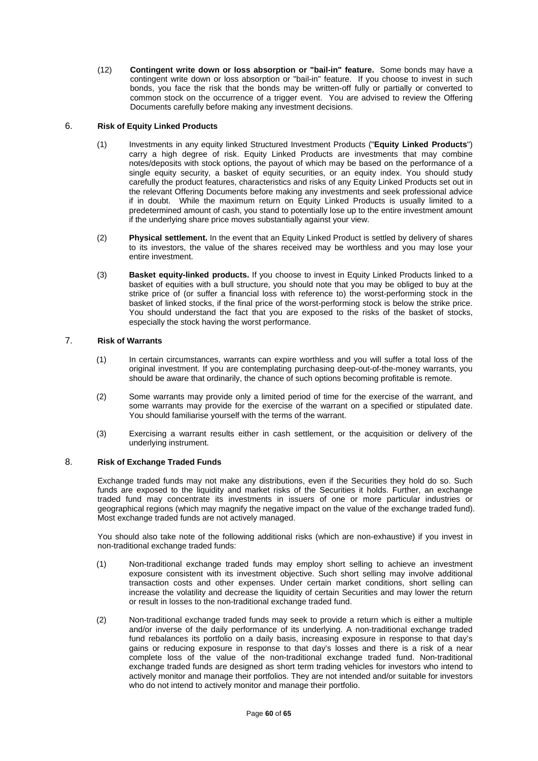(12) **Contingent write down or loss absorption or "bail-in" feature.** Some bonds may have a contingent write down or loss absorption or "bail-in" feature. If you choose to invest in such bonds, you face the risk that the bonds may be written-off fully or partially or converted to common stock on the occurrence of a trigger event. You are advised to review the Offering Documents carefully before making any investment decisions.

## 6. Risk of Equity Linked Products

(1) Investments in any equity linked Structured Investment Products ("**Equity Linked Products**") carry a high degree of risk. Equity Linked Products are investments that may combine notes/deposits with stock options, the payout of which may be based on the performance of a single equity security, a basket of equity securities, or an equity index. You should study carefully the product features, characteristics and risks of any Equity Linked Products set out in the relevant Offering Documents before making any investments and seek professional advice if in doubt. While the maximum return on Equity Linked Products is usually limited to a predetermined amount of cash, you stand to potentially lose up to the entire investment amount if the underlying share price moves substantially against your view.

(2) **Physical settlement.** In the event that an Equity Linked Product is settled by delivery of shares to its investors, the value of the shares received may be worthless and you may lose your entire investment.

(3) **Basket equity-linked products.** If you choose to invest in Equity Linked Products linked to a basket of equities with a bull structure, you should note that you may be obliged to buy at the strike price of (or suffer a financial loss with reference to) the worst-performing stock in the basket of linked stocks, if the final price of the worst-performing stock is below the strike price. You should understand the fact that you are exposed to the risks of the basket of stocks, especially the stock having the worst performance.

## 7. Risk of Warrants

(1) In certain circumstances, warrants can expire worthless and you will suffer a total loss of the original investment. If you are contemplating purchasing deep-out-of-the-money warrants, you should be aware that ordinarily, the chance of such options becoming profitable is remote.

(2) Some warrants may provide only a limited period of time for the exercise of the warrant, and some warrants may provide for the exercise of the warrant on a specified or stipulated date. You should familiarise yourself with the terms of the warrant.

(3) Exercising a warrant results either in cash settlement, or the acquisition or delivery of the underlying instrument.

## 8. Risk of Exchange Traded Funds

Exchange traded funds may not make any distributions, even if the Securities they hold do so. Such funds are exposed to the liquidity and market risks of the Securities it holds. Further, an exchange traded fund may concentrate its investments in issuers of one or more particular industries or geographical regions (which may magnify the negative impact on the value of the exchange traded fund). Most exchange traded funds are not actively managed.

You should also take note of the following additional risks (which are non-exhaustive) if you invest in non-traditional exchange traded funds:

(1) Non-traditional exchange traded funds may employ short selling to achieve an investment exposure consistent with its investment objective. Such short selling may involve additional transaction costs and other expenses. Under certain market conditions, short selling can increase the volatility and decrease the liquidity of certain Securities and may lower the return or result in losses to the non-traditional exchange traded fund.

(2) Non-traditional exchange traded funds may seek to provide a return which is either a multiple and/or inverse of the daily performance of its underlying. A non-traditional exchange traded fund rebalances its portfolio on a daily basis, increasing exposure in response to that day's gains or reducing exposure in response to that day's losses and there is a risk of a near complete loss of the value of the non-traditional exchange traded fund. Non-traditional exchange traded funds are designed as short term trading vehicles for investors who intend to actively monitor and manage their portfolios. They are not intended and/or suitable for investors who do not intend to actively monitor and manage their portfolio.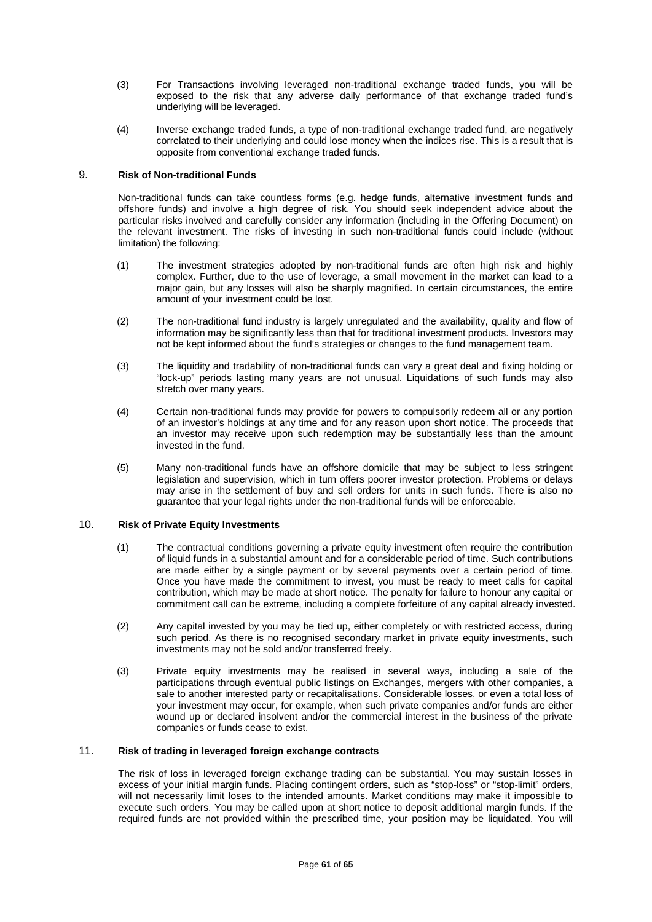(3) For Transactions involving leveraged non-traditional exchange traded funds, you will be exposed to the risk that any adverse daily performance of that exchange traded fund's underlying will be leveraged.

(4) Inverse exchange traded funds, a type of non-traditional exchange traded fund, are negatively correlated to their underlying and could lose money when the indices rise. This is a result that is opposite from conventional exchange traded funds.

## 9. Risk of Non-traditional Funds

Non-traditional funds can take countless forms (e.g. hedge funds, alternative investment funds and offshore funds) and involve a high degree of risk. You should seek independent advice about the particular risks involved and carefully consider any information (including in the Offering Document) on the relevant investment. The risks of investing in such non-traditional funds could include (without limitation) the following:

(1) The investment strategies adopted by non-traditional funds are often high risk and highly complex. Further, due to the use of leverage, a small movement in the market can lead to a major gain, but any losses will also be sharply magnified. In certain circumstances, the entire amount of your investment could be lost.

(2) The non-traditional fund industry is largely unregulated and the availability, quality and flow of information may be significantly less than that for traditional investment products. Investors may not be kept informed about the fund's strategies or changes to the fund management team.

(3) The liquidity and tradability of non-traditional funds can vary a great deal and fixing holding or "lock-up" periods lasting many years are not unusual. Liquidations of such funds may also stretch over many years.

(4) Certain non-traditional funds may provide for powers to compulsorily redeem all or any portion of an investor's holdings at any time and for any reason upon short notice. The proceeds that an investor may receive upon such redemption may be substantially less than the amount invested in the fund.

(5) Many non-traditional funds have an offshore domicile that may be subject to less stringent legislation and supervision, which in turn offers poorer investor protection. Problems or delays may arise in the settlement of buy and sell orders for units in such funds. There is also no guarantee that your legal rights under the non-traditional funds will be enforceable.

## 10. Risk of Private Equity Investments

(1) The contractual conditions governing a private equity investment often require the contribution of liquid funds in a substantial amount and for a considerable period of time. Such contributions are made either by a single payment or by several payments over a certain period of time. Once you have made the commitment to invest, you must be ready to meet calls for capital contribution, which may be made at short notice. The penalty for failure to honour any capital or commitment call can be extreme, including a complete forfeiture of any capital already invested.

(2) Any capital invested by you may be tied up, either completely or with restricted access, during such period. As there is no recognised secondary market in private equity investments, such investments may not be sold and/or transferred freely.

(3) Private equity investments may be realised in several ways, including a sale of the participations through eventual public listings on Exchanges, mergers with other companies, a sale to another interested party or recapitalisations. Considerable losses, or even a total loss of your investment may occur, for example, when such private companies and/or funds are either wound up or declared insolvent and/or the commercial interest in the business of the private companies or funds cease to exist.

## 11. Risk of trading in leveraged foreign exchange contracts

The risk of loss in leveraged foreign exchange trading can be substantial. You may sustain losses in excess of your initial margin funds. Placing contingent orders, such as "stop-loss" or "stop-limit" orders, will not necessarily limit loses to the intended amounts. Market conditions may make it impossible to execute such orders. You may be called upon at short notice to deposit additional margin funds. If the required funds are not provided within the prescribed time, your position may be liquidated. You will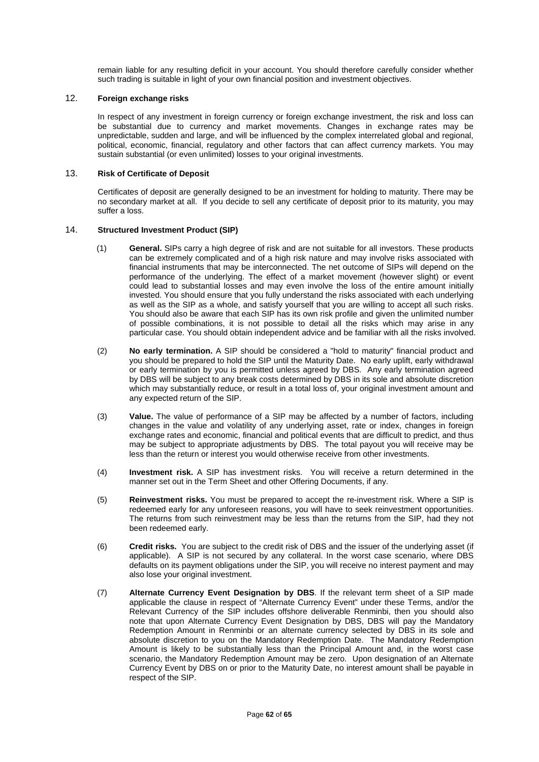remain liable for any resulting deficit in your account. You should therefore carefully consider whether such trading is suitable in light of your own financial position and investment objectives.

## 12. Foreign exchange risks

In respect of any investment in foreign currency or foreign exchange investment, the risk and loss can be substantial due to currency and market movements. Changes in exchange rates may be unpredictable, sudden and large, and will be influenced by the complex interrelated global and regional, political, economic, financial, regulatory and other factors that can affect currency markets. You may sustain substantial (or even unlimited) losses to your original investments.

## 13. Risk of Certificate of Deposit

Certificates of deposit are generally designed to be an investment for holding to maturity. There may be no secondary market at all. If you decide to sell any certificate of deposit prior to its maturity, you may suffer a loss.

## 14. Structured Investment Product (SIP)

(1) **General.** SIPs carry a high degree of risk and are not suitable for all investors. These products can be extremely complicated and of a high risk nature and may involve risks associated with financial instruments that may be interconnected. The net outcome of SIPs will depend on the performance of the underlying. The effect of a market movement (however slight) or event could lead to substantial losses and may even involve the loss of the entire amount initially invested. You should ensure that you fully understand the risks associated with each underlying as well as the SIP as a whole, and satisfy yourself that you are willing to accept all such risks. You should also be aware that each SIP has its own risk profile and given the unlimited number of possible combinations, it is not possible to detail all the risks which may arise in any particular case. You should obtain independent advice and be familiar with all the risks involved.

(2) **No early termination.** A SIP should be considered a "hold to maturity" financial product and you should be prepared to hold the SIP until the Maturity Date. No early uplift, early withdrawal or early termination by you is permitted unless agreed by DBS. Any early termination agreed by DBS will be subject to any break costs determined by DBS in its sole and absolute discretion which may substantially reduce, or result in a total loss of, your original investment amount and any expected return of the SIP.

(3) **Value.** The value of performance of a SIP may be affected by a number of factors, including changes in the value and volatility of any underlying asset, rate or index, changes in foreign exchange rates and economic, financial and political events that are difficult to predict, and thus may be subject to appropriate adjustments by DBS. The total payout you will receive may be less than the return or interest you would otherwise receive from other investments.

(4) **Investment risk.** A SIP has investment risks. You will receive a return determined in the manner set out in the Term Sheet and other Offering Documents, if any.

(5) **Reinvestment risks.** You must be prepared to accept the re-investment risk. Where a SIP is redeemed early for any unforeseen reasons, you will have to seek reinvestment opportunities. The returns from such reinvestment may be less than the returns from the SIP, had they not been redeemed early.

(6) **Credit risks.** You are subject to the credit risk of DBS and the issuer of the underlying asset (if applicable). A SIP is not secured by any collateral. In the worst case scenario, where DBS defaults on its payment obligations under the SIP, you will receive no interest payment and may also lose your original investment.

(7) **Alternate Currency Event Designation by DBS**. If the relevant term sheet of a SIP made applicable the clause in respect of "Alternate Currency Event" under these Terms, and/or the Relevant Currency of the SIP includes offshore deliverable Renminbi, then you should also note that upon Alternate Currency Event Designation by DBS, DBS will pay the Mandatory Redemption Amount in Renminbi or an alternate currency selected by DBS in its sole and absolute discretion to you on the Mandatory Redemption Date. The Mandatory Redemption Amount is likely to be substantially less than the Principal Amount and, in the worst case scenario, the Mandatory Redemption Amount may be zero. Upon designation of an Alternate Currency Event by DBS on or prior to the Maturity Date, no interest amount shall be payable in respect of the SIP.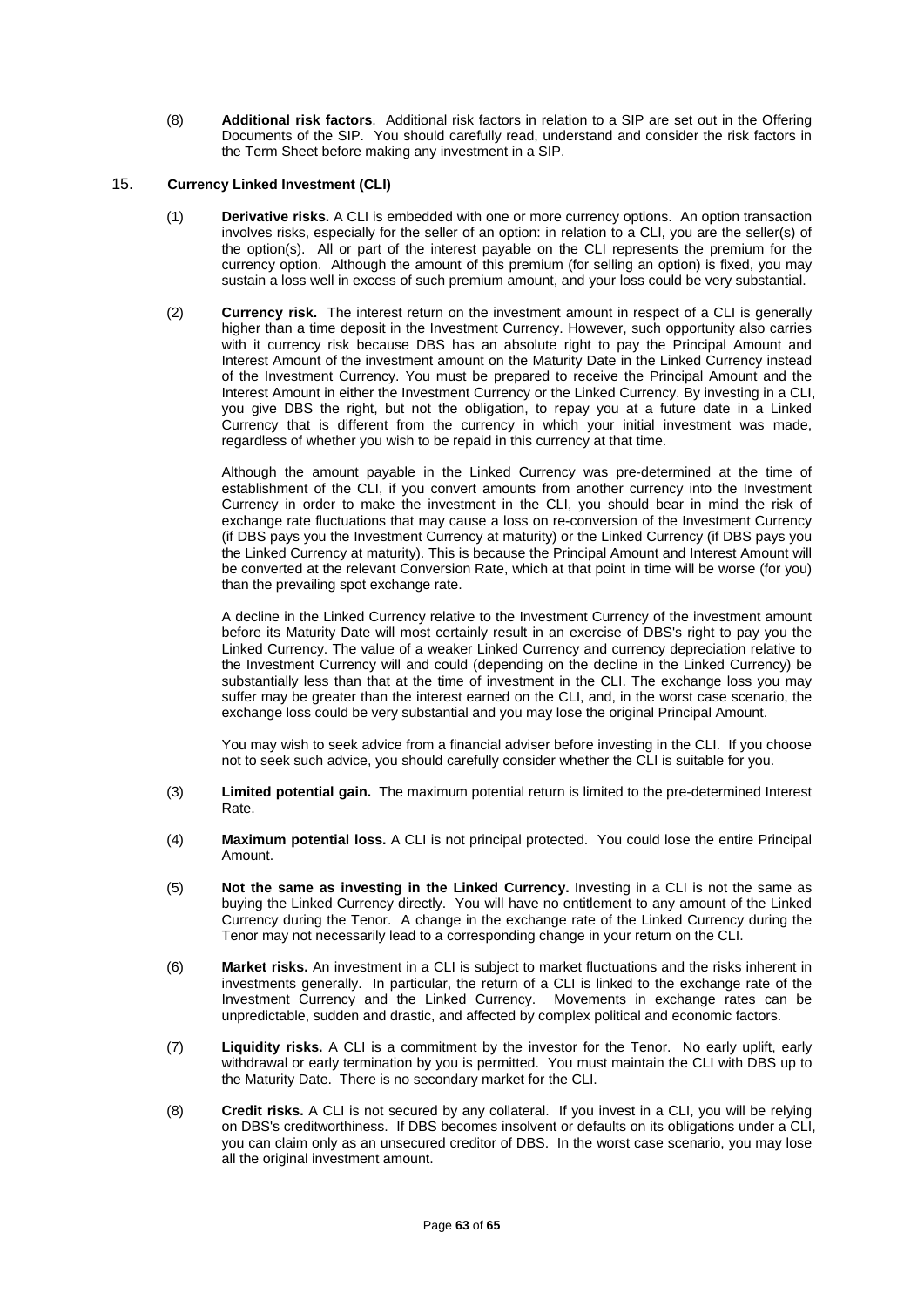(8) **Additional risk factors**. Additional risk factors in relation to a SIP are set out in the Offering Documents of the SIP. You should carefully read, understand and consider the risk factors in the Term Sheet before making any investment in a SIP.

## 15. Currency Linked Investment (CLI)

(1) **Derivative risks.** A CLI is embedded with one or more currency options. An option transaction involves risks, especially for the seller of an option: in relation to a CLI, you are the seller(s) of the option(s). All or part of the interest payable on the CLI represents the premium for the currency option. Although the amount of this premium (for selling an option) is fixed, you may sustain a loss well in excess of such premium amount, and your loss could be very substantial.

(2) **Currency risk.** The interest return on the investment amount in respect of a CLI is generally higher than a time deposit in the Investment Currency. However, such opportunity also carries with it currency risk because DBS has an absolute right to pay the Principal Amount and Interest Amount of the investment amount on the Maturity Date in the Linked Currency instead of the Investment Currency. You must be prepared to receive the Principal Amount and the Interest Amount in either the Investment Currency or the Linked Currency. By investing in a CLI, you give DBS the right, but not the obligation, to repay you at a future date in a Linked Currency that is different from the currency in which your initial investment was made, regardless of whether you wish to be repaid in this currency at that time.

Although the amount payable in the Linked Currency was pre-determined at the time of establishment of the CLI, if you convert amounts from another currency into the Investment Currency in order to make the investment in the CLI, you should bear in mind the risk of exchange rate fluctuations that may cause a loss on re-conversion of the Investment Currency (if DBS pays you the Investment Currency at maturity) or the Linked Currency (if DBS pays you the Linked Currency at maturity). This is because the Principal Amount and Interest Amount will be converted at the relevant Conversion Rate, which at that point in time will be worse (for you) than the prevailing spot exchange rate.

A decline in the Linked Currency relative to the Investment Currency of the investment amount before its Maturity Date will most certainly result in an exercise of DBS's right to pay you the Linked Currency. The value of a weaker Linked Currency and currency depreciation relative to the Investment Currency will and could (depending on the decline in the Linked Currency) be substantially less than that at the time of investment in the CLI. The exchange loss you may suffer may be greater than the interest earned on the CLI, and, in the worst case scenario, the exchange loss could be very substantial and you may lose the original Principal Amount.

You may wish to seek advice from a financial adviser before investing in the CLI. If you choose not to seek such advice, you should carefully consider whether the CLI is suitable for you.

(3) **Limited potential gain.** The maximum potential return is limited to the pre-determined Interest Rate.

(4) **Maximum potential loss.** A CLI is not principal protected. You could lose the entire Principal Amount.

(5) **Not the same as investing in the Linked Currency.** Investing in a CLI is not the same as buying the Linked Currency directly. You will have no entitlement to any amount of the Linked Currency during the Tenor. A change in the exchange rate of the Linked Currency during the Tenor may not necessarily lead to a corresponding change in your return on the CLI.

(6) **Market risks.** An investment in a CLI is subject to market fluctuations and the risks inherent in investments generally. In particular, the return of a CLI is linked to the exchange rate of the Investment Currency and the Linked Currency. Movements in exchange rates can be unpredictable, sudden and drastic, and affected by complex political and economic factors.

(7) **Liquidity risks.** A CLI is a commitment by the investor for the Tenor. No early uplift, early withdrawal or early termination by you is permitted. You must maintain the CLI with DBS up to the Maturity Date. There is no secondary market for the CLI.

(8) **Credit risks.** A CLI is not secured by any collateral. If you invest in a CLI, you will be relying on DBS's creditworthiness. If DBS becomes insolvent or defaults on its obligations under a CLI, you can claim only as an unsecured creditor of DBS. In the worst case scenario, you may lose all the original investment amount.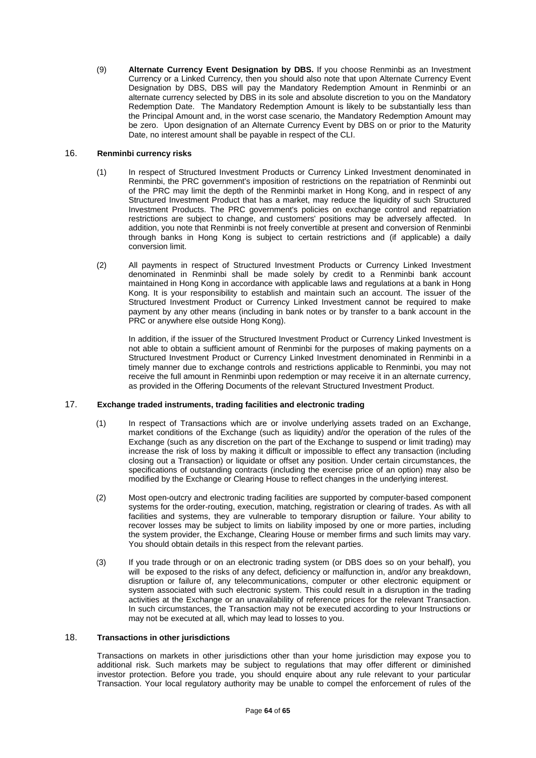(9) **Alternate Currency Event Designation by DBS.** If you choose Renminbi as an Investment Currency or a Linked Currency, then you should also note that upon Alternate Currency Event Designation by DBS, DBS will pay the Mandatory Redemption Amount in Renminbi or an alternate currency selected by DBS in its sole and absolute discretion to you on the Mandatory Redemption Date. The Mandatory Redemption Amount is likely to be substantially less than the Principal Amount and, in the worst case scenario, the Mandatory Redemption Amount may be zero. Upon designation of an Alternate Currency Event by DBS on or prior to the Maturity Date, no interest amount shall be payable in respect of the CLI.

## 16. Renminbi currency risks

(1) In respect of Structured Investment Products or Currency Linked Investment denominated in Renminbi, the PRC government's imposition of restrictions on the repatriation of Renminbi out of the PRC may limit the depth of the Renminbi market in Hong Kong, and in respect of any Structured Investment Product that has a market, may reduce the liquidity of such Structured Investment Products. The PRC government's policies on exchange control and repatriation restrictions are subject to change, and customers' positions may be adversely affected. In addition, you note that Renminbi is not freely convertible at present and conversion of Renminbi through banks in Hong Kong is subject to certain restrictions and (if applicable) a daily conversion limit.

(2) All payments in respect of Structured Investment Products or Currency Linked Investment denominated in Renminbi shall be made solely by credit to a Renminbi bank account maintained in Hong Kong in accordance with applicable laws and regulations at a bank in Hong Kong. It is your responsibility to establish and maintain such an account. The issuer of the Structured Investment Product or Currency Linked Investment cannot be required to make payment by any other means (including in bank notes or by transfer to a bank account in the PRC or anywhere else outside Hong Kong).

In addition, if the issuer of the Structured Investment Product or Currency Linked Investment is not able to obtain a sufficient amount of Renminbi for the purposes of making payments on a Structured Investment Product or Currency Linked Investment denominated in Renminbi in a timely manner due to exchange controls and restrictions applicable to Renminbi, you may not receive the full amount in Renminbi upon redemption or may receive it in an alternate currency, as provided in the Offering Documents of the relevant Structured Investment Product.

## 17. Exchange traded instruments, trading facilities and electronic trading

(1) In respect of Transactions which are or involve underlying assets traded on an Exchange, market conditions of the Exchange (such as liquidity) and/or the operation of the rules of the Exchange (such as any discretion on the part of the Exchange to suspend or limit trading) may increase the risk of loss by making it difficult or impossible to effect any transaction (including closing out a Transaction) or liquidate or offset any position. Under certain circumstances, the specifications of outstanding contracts (including the exercise price of an option) may also be modified by the Exchange or Clearing House to reflect changes in the underlying interest.

(2) Most open-outcry and electronic trading facilities are supported by computer-based component systems for the order-routing, execution, matching, registration or clearing of trades. As with all facilities and systems, they are vulnerable to temporary disruption or failure. Your ability to recover losses may be subject to limits on liability imposed by one or more parties, including the system provider, the Exchange, Clearing House or member firms and such limits may vary. You should obtain details in this respect from the relevant parties.

(3) If you trade through or on an electronic trading system (or DBS does so on your behalf), you will be exposed to the risks of any defect, deficiency or malfunction in, and/or any breakdown, disruption or failure of, any telecommunications, computer or other electronic equipment or system associated with such electronic system. This could result in a disruption in the trading activities at the Exchange or an unavailability of reference prices for the relevant Transaction. In such circumstances, the Transaction may not be executed according to your Instructions or may not be executed at all, which may lead to losses to you.

## 18. Transactions in other jurisdictions

Transactions on markets in other jurisdictions other than your home jurisdiction may expose you to additional risk. Such markets may be subject to regulations that may offer different or diminished investor protection. Before you trade, you should enquire about any rule relevant to your particular Transaction. Your local regulatory authority may be unable to compel the enforcement of rules of the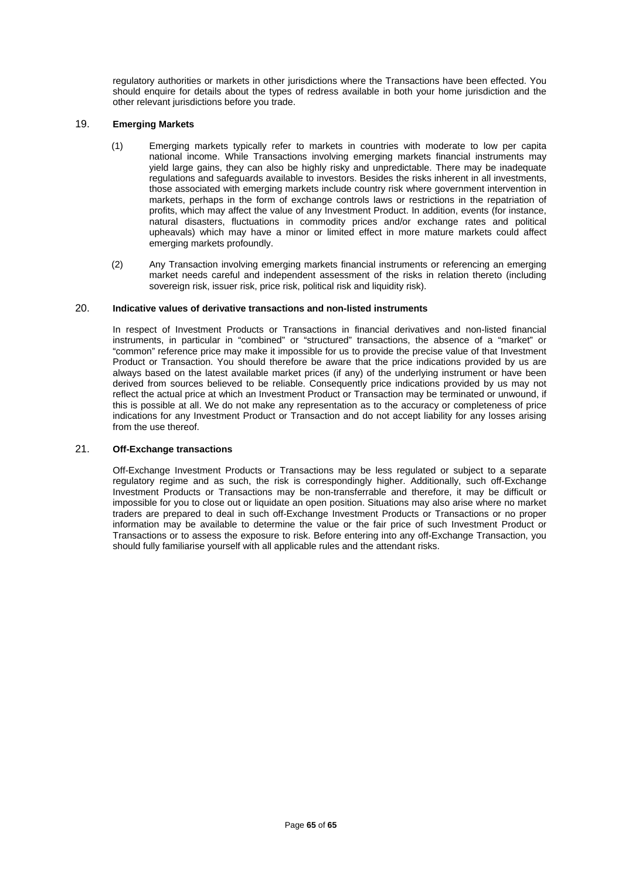regulatory authorities or markets in other jurisdictions where the Transactions have been effected. You should enquire for details about the types of redress available in both your home jurisdiction and the other relevant jurisdictions before you trade.

## 19. Emerging Markets

(1) Emerging markets typically refer to markets in countries with moderate to low per capita national income. While Transactions involving emerging markets financial instruments may yield large gains, they can also be highly risky and unpredictable. There may be inadequate regulations and safeguards available to investors. Besides the risks inherent in all investments, those associated with emerging markets include country risk where government intervention in markets, perhaps in the form of exchange controls laws or restrictions in the repatriation of profits, which may affect the value of any Investment Product. In addition, events (for instance, natural disasters, fluctuations in commodity prices and/or exchange rates and political upheavals) which may have a minor or limited effect in more mature markets could affect emerging markets profoundly.

(2) Any Transaction involving emerging markets financial instruments or referencing an emerging market needs careful and independent assessment of the risks in relation thereto (including sovereign risk, issuer risk, price risk, political risk and liquidity risk).

## 20. Indicative values of derivative transactions and non-listed instruments

In respect of Investment Products or Transactions in financial derivatives and non-listed financial instruments, in particular in "combined" or "structured" transactions, the absence of a "market" or "common" reference price may make it impossible for us to provide the precise value of that Investment Product or Transaction. You should therefore be aware that the price indications provided by us are always based on the latest available market prices (if any) of the underlying instrument or have been derived from sources believed to be reliable. Consequently price indications provided by us may not reflect the actual price at which an Investment Product or Transaction may be terminated or unwound, if this is possible at all. We do not make any representation as to the accuracy or completeness of price indications for any Investment Product or Transaction and do not accept liability for any losses arising from the use thereof.

## 21. Off-Exchange transactions

Off-Exchange Investment Products or Transactions may be less regulated or subject to a separate regulatory regime and as such, the risk is correspondingly higher. Additionally, such off-Exchange Investment Products or Transactions may be non-transferrable and therefore, it may be difficult or impossible for you to close out or liquidate an open position. Situations may also arise where no market traders are prepared to deal in such off-Exchange Investment Products or Transactions or no proper information may be available to determine the value or the fair price of such Investment Product or Transactions or to assess the exposure to risk. Before entering into any off-Exchange Transaction, you should fully familiarise yourself with all applicable rules and the attendant risks.